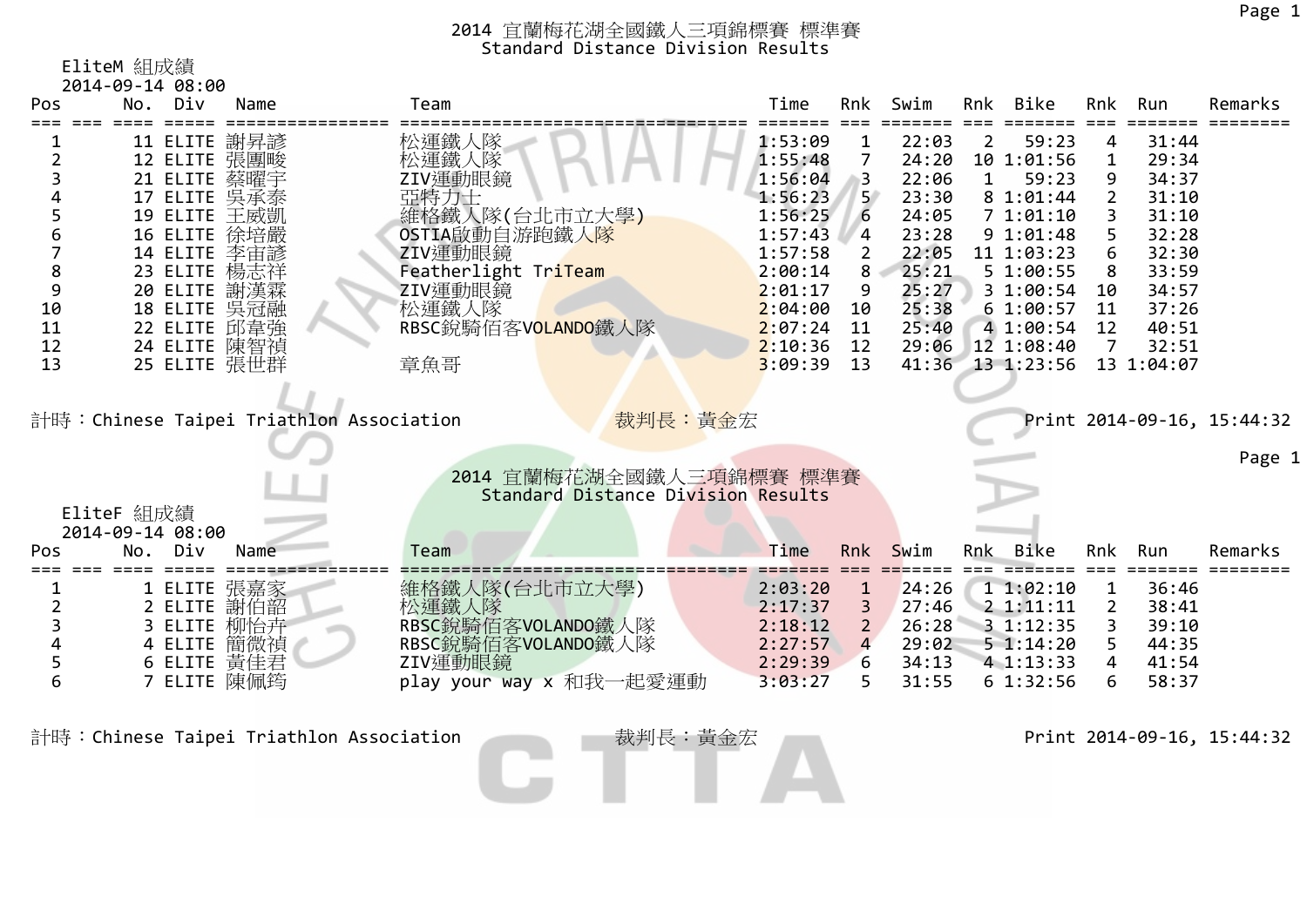# 2014 宜蘭梅花湖全國鐵人三項錦標賽 標準賽
## Standard Distance Division Results

### EliteM 組成績
2014-09-14 08:00

| Pos | No. | Div | Name | Team | Time | Rnk | Swim | Rnk | Bike | Rnk | Run | Remarks |
|---|---|---|---|---|---|---|---|---|---|---|---|---|
| 1 | 11 | ELITE | 謝昇諺 | 松運鐵人隊 | 1:53:09 | 1 | 22:03 | 2 | 59:23 | 4 | 31:44 | |
| 2 | 12 | ELITE | 張團畯 | 松運鐵人隊 | 1:55:48 | 7 | 24:20 | 10 | 1:01:56 | 1 | 29:34 | |
| 3 | 21 | ELITE | 蔡曜宇 | ZIV運動眼鏡 | 1:56:04 | 3 | 22:06 | 1 | 59:23 | 9 | 34:37 | |
| 4 | 17 | ELITE | 吳承泰 | 亞特力士 | 1:56:23 | 5 | 23:30 | 8 | 1:01:44 | 2 | 31:10 | |
| 5 | 19 | ELITE | 王威凱 | 維格鐵人隊(台北市立大學) | 1:56:25 | 6 | 24:05 | 7 | 1:01:10 | 3 | 31:10 | |
| 6 | 16 | ELITE | 徐培嚴 | OSTIA啟動自游跑鐵人隊 | 1:57:43 | 4 | 23:28 | 9 | 1:01:48 | 5 | 32:28 | |
| 7 | 14 | ELITE | 李宙諺 | ZIV運動眼鏡 | 1:57:58 | 2 | 22:05 | 11 | 1:03:23 | 6 | 32:30 | |
| 8 | 23 | ELITE | 楊志祥 | Featherlight TriTeam | 2:00:14 | 8 | 25:21 | 5 | 1:00:55 | 8 | 33:59 | |
| 9 | 20 | ELITE | 謝漢霖 | ZIV運動眼鏡 | 2:01:17 | 9 | 25:27 | 3 | 1:00:54 | 10 | 34:57 | |
| 10 | 18 | ELITE | 吳冠融 | 松運鐵人隊 | 2:04:00 | 10 | 25:38 | 6 | 1:00:57 | 11 | 37:26 | |
| 11 | 22 | ELITE | 邱韋強 | RBSC銳騎佰客VOLANDO鐵人隊 | 2:07:24 | 11 | 25:40 | 4 | 1:00:54 | 12 | 40:51 | |
| 12 | 24 | ELITE | 陳智禎 | | 2:10:36 | 12 | 29:06 | 12 | 1:08:40 | 7 | 32:51 | |
| 13 | 25 | ELITE | 張世群 | 章魚哥 | 3:09:39 | 13 | 41:36 | 13 | 1:23:56 | 13 | 1:04:07 | |

計時：Chinese Taipei Triathlon Association　　裁判長：黃金宏　　Print 2014-09-16, 15:44:32

# 2014 宜蘭梅花湖全國鐵人三項錦標賽 標準賽
## Standard Distance Division Results

### EliteF 組成績
2014-09-14 08:00

| Pos | No. | Div | Name | Team | Time | Rnk | Swim | Rnk | Bike | Rnk | Run | Remarks |
|---|---|---|---|---|---|---|---|---|---|---|---|---|
| 1 | 1 | ELITE | 張嘉家 | 維格鐵人隊(台北市立大學) | 2:03:20 | 1 | 24:26 | 1 | 1:02:10 | 1 | 36:46 | |
| 2 | 2 | ELITE | 謝伯韶 | 松運鐵人隊 | 2:17:37 | 3 | 27:46 | 2 | 1:11:11 | 2 | 38:41 | |
| 3 | 3 | ELITE | 柳怡卉 | RBSC銳騎佰客VOLANDO鐵人隊 | 2:18:12 | 2 | 26:28 | 3 | 1:12:35 | 3 | 39:10 | |
| 4 | 4 | ELITE | 簡微禎 | RBSC銳騎佰客VOLANDO鐵人隊 | 2:27:57 | 4 | 29:02 | 5 | 1:14:20 | 5 | 44:35 | |
| 5 | 6 | ELITE | 黃佳君 | ZIV運動眼鏡 | 2:29:39 | 6 | 34:13 | 4 | 1:13:33 | 4 | 41:54 | |
| 6 | 7 | ELITE | 陳佩錡 | play your way x 和我一起愛運動 | 3:03:27 | 5 | 31:55 | 6 | 1:32:56 | 6 | 58:37 | |

計時：Chinese Taipei Triathlon Association　　裁判長：黃金宏　　Print 2014-09-16, 15:44:32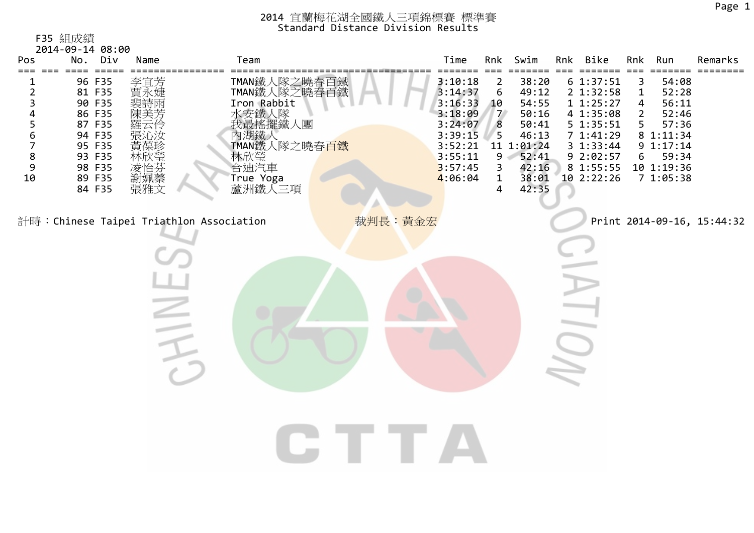# 2014 宜蘭梅花湖全國鐵人三項錦標賽 標準賽
## Standard Distance Division Results

F35 組成績
2014-09-14 08:00

| Pos | No. | Div | Name | Team | Time | Rnk | Swim | Rnk | Bike | Rnk | Run | Remarks |
|---|---|---|---|---|---|---|---|---|---|---|---|---|
| 1 | 96 | F35 | 李宜芳 | TMAN鐵人隊之曉春百鐵 | 3:10:18 | 2 | 38:20 | 6 | 1:37:51 | 3 | 54:08 | |
| 2 | 81 | F35 | 賈永婕 | TMAN鐵人隊之曉春百鐵 | 3:14:37 | 6 | 49:12 | 2 | 1:32:58 | 1 | 52:28 | |
| 3 | 90 | F35 | 裴詩雨 | Iron Rabbit | 3:16:33 | 10 | 54:55 | 1 | 1:25:27 | 4 | 56:11 | |
| 4 | 86 | F35 | 陳美芳 | 水安鐵人隊 | 3:18:09 | 7 | 50:16 | 4 | 1:35:08 | 2 | 52:46 | |
| 5 | 87 | F35 | 羅云伶 | 我最搖擺鐵人團 | 3:24:07 | 8 | 50:41 | 5 | 1:35:51 | 5 | 57:36 | |
| 6 | 94 | F35 | 張沁汝 | 內湖鐵人 | 3:39:15 | 5 | 46:13 | 7 | 1:41:29 | 8 | 1:11:34 | |
| 7 | 95 | F35 | 黃葆珍 | TMAN鐵人隊之曉春百鐵 | 3:52:21 | 11 | 1:01:24 | 3 | 1:33:44 | 9 | 1:17:14 | |
| 8 | 93 | F35 | 林欣瑩 | 林欣瑩 | 3:55:11 | 9 | 52:41 | 9 | 2:02:57 | 6 | 59:34 | |
| 9 | 98 | F35 | 凌怡芬 | 合迪汽車 | 3:57:45 | 3 | 42:16 | 8 | 1:55:55 | 10 | 1:19:36 | |
| 10 | 89 | F35 | 謝姵蓁 | True Yoga | 4:06:04 | 1 | 38:01 | 10 | 2:22:26 | 7 | 1:05:38 | |
| | 84 | F35 | 張雅文 | 蘆洲鐵人三項 | | 4 | 42:35 | | | | | |

計時：Chinese Taipei Triathlon Association　　裁判長：黃金宏　　Print 2014-09-16, 15:44:32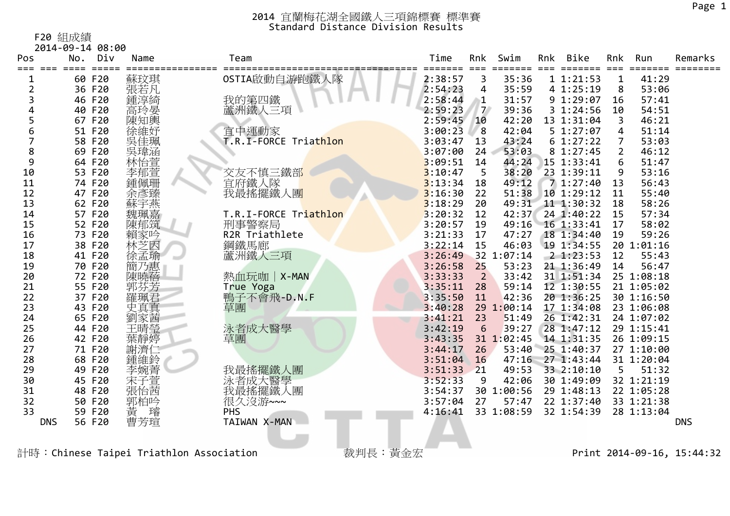# 2014 宜蘭梅花湖全國鐵人三項錦標賽 標準賽
## Standard Distance Division Results

F20 組成績

2014-09-14 08:00

| Pos | No. | Div | Name | Team | Time | Rnk | Swim | Rnk | Bike | Rnk | Run | Remarks |
|---|---|---|---|---|---|---|---|---|---|---|---|---|
| 1 | 60 | F20 | 蘇玟琪 | OSTIA啟動自游跑鐵人隊 | 2:38:57 | 3 | 35:36 | 1 | 1:21:53 | 1 | 41:29 | |
| 2 | 36 | F20 | 張若凡 | | 2:54:23 | 4 | 35:59 | 4 | 1:25:19 | 8 | 53:06 | |
| 3 | 46 | F20 | 鍾淳綺 | 我的第四鐵 | 2:58:44 | 1 | 31:57 | 9 | 1:29:07 | 16 | 57:41 | |
| 4 | 40 | F20 | 高玲晏 | 蘆洲鐵人三項 | 2:59:23 | 7 | 39:36 | 3 | 1:24:56 | 10 | 54:51 | |
| 5 | 67 | F20 | 陳知輿 | | 2:59:45 | 10 | 42:20 | 13 | 1:31:04 | 3 | 46:21 | |
| 6 | 51 | F20 | 徐維妤 | 宜中運動家 | 3:00:23 | 8 | 42:04 | 5 | 1:27:07 | 4 | 51:14 | |
| 7 | 58 | F20 | 吳佳珮 | T.R.I-FORCE Triathlon | 3:03:47 | 13 | 43:24 | 6 | 1:27:22 | 7 | 53:03 | |
| 8 | 69 | F20 | 吳瑋涵 | | 3:07:00 | 24 | 53:03 | 8 | 1:27:45 | 2 | 46:12 | |
| 9 | 64 | F20 | 林怡萱 | | 3:09:51 | 14 | 44:24 | 15 | 1:33:41 | 6 | 51:47 | |
| 10 | 53 | F20 | 李郁萱 | 交友不慎三鐵部 | 3:10:47 | 5 | 38:20 | 23 | 1:39:11 | 9 | 53:16 | |
| 11 | 74 | F20 | 鍾佩珊 | 宜府鐵人隊 | 3:13:34 | 18 | 49:12 | 7 | 1:27:40 | 13 | 56:43 | |
| 12 | 47 | F20 | 余彥臻 | 我最搖擺鐵人團 | 3:16:30 | 22 | 51:38 | 10 | 1:29:12 | 11 | 55:40 | |
| 13 | 62 | F20 | 蘇宇燕 | | 3:18:29 | 20 | 49:31 | 11 | 1:30:32 | 18 | 58:26 | |
| 14 | 57 | F20 | 魏珮嘉 | T.R.I-FORCE Triathlon | 3:20:32 | 12 | 42:37 | 24 | 1:40:22 | 15 | 57:34 | |
| 15 | 52 | F20 | 陳郁筑 | 刑事警察局 | 3:20:57 | 19 | 49:16 | 16 | 1:33:41 | 17 | 58:02 | |
| 16 | 73 | F20 | 賴家吟 | R2R Triathlete | 3:21:33 | 17 | 47:27 | 18 | 1:34:40 | 19 | 59:26 | |
| 17 | 38 | F20 | 林芝因 | 鋼鐵馬郎 | 3:22:14 | 15 | 46:03 | 19 | 1:34:55 | 20 | 1:01:16 | |
| 18 | 41 | F20 | 徐孟瑜 | 蘆洲鐵人三項 | 3:26:49 | 32 | 1:07:14 | 2 | 1:23:53 | 12 | 55:43 | |
| 19 | 70 | F20 | 簡乃惠 | | 3:26:58 | 25 | 53:23 | 21 | 1:36:49 | 14 | 56:47 | |
| 20 | 72 | F20 | 陳曉蓓 | 熱血玩咖｜X-MAN | 3:33:33 | 2 | 33:42 | 31 | 1:51:34 | 25 | 1:08:18 | |
| 21 | 55 | F20 | 郭芬芳 | True Yoga | 3:35:11 | 28 | 59:14 | 12 | 1:30:55 | 21 | 1:05:02 | |
| 22 | 37 | F20 | 羅珮君 | 鴨子不會飛-D.N.F | 3:35:50 | 11 | 42:36 | 20 | 1:36:25 | 30 | 1:16:50 | |
| 23 | 43 | F20 | 史真真 | 草團 | 3:40:28 | 29 | 1:00:14 | 17 | 1:34:08 | 23 | 1:06:08 | |
| 24 | 65 | F20 | 劉家茜 | | 3:41:21 | 23 | 51:49 | 26 | 1:42:31 | 24 | 1:07:02 | |
| 25 | 44 | F20 | 王晴瑩 | 泳者成大醫學 | 3:42:19 | 6 | 39:27 | 28 | 1:47:12 | 29 | 1:15:41 | |
| 26 | 42 | F20 | 葉靜婷 | 草團 | 3:43:35 | 31 | 1:02:45 | 14 | 1:31:35 | 26 | 1:09:15 | |
| 27 | 71 | F20 | 謝濟仁 | | 3:44:17 | 26 | 53:40 | 25 | 1:40:37 | 27 | 1:10:00 | |
| 28 | 68 | F20 | 鍾維鈴 | | 3:51:04 | 16 | 47:16 | 27 | 1:43:44 | 31 | 1:20:04 | |
| 29 | 49 | F20 | 李婉菁 | 我最搖擺鐵人團 | 3:51:33 | 21 | 49:53 | 33 | 2:10:10 | 5 | 51:32 | |
| 30 | 45 | F20 | 宋子萱 | 泳者成大醫學 | 3:52:33 | 9 | 42:06 | 30 | 1:49:09 | 32 | 1:21:19 | |
| 31 | 48 | F20 | 張怡茜 | 我最搖擺鐵人團 | 3:54:37 | 30 | 1:00:56 | 29 | 1:48:13 | 22 | 1:05:28 | |
| 32 | 50 | F20 | 郭柏吟 | 很久沒游~~~ | 3:57:04 | 27 | 57:47 | 22 | 1:37:40 | 33 | 1:21:38 | |
| 33 | 59 | F20 | 黃 璿 | PHS | 4:16:41 | 33 | 1:08:59 | 32 | 1:54:39 | 28 | 1:13:04 | |
| DNS | 56 | F20 | 曹芳瑄 | TAIWAN X-MAN | | | | | | | | DNS |

計時：Chinese Taipei Triathlon Association　　裁判長：黃金宏　　Print 2014-09-16, 15:44:32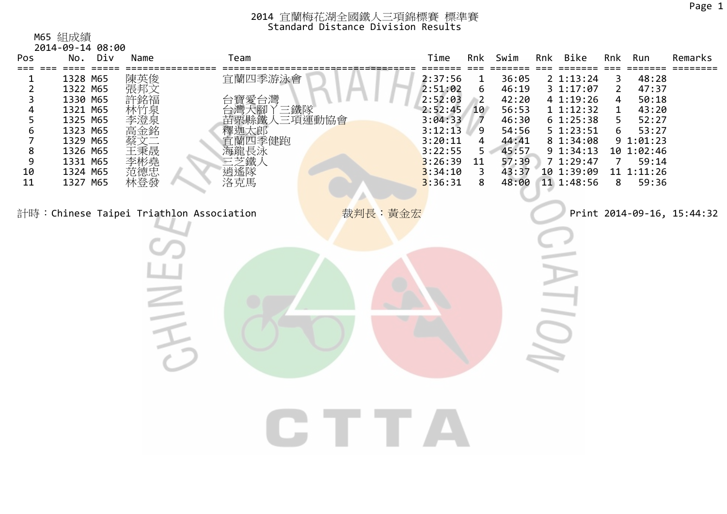# 2014 宜蘭梅花湖全國鐵人三項錦標賽 標準賽
## Standard Distance Division Results

M65 組成績
2014-09-14 08:00

| Pos | No. | Div | Name | Team | Time | Rnk | Swim | Rnk | Bike | Rnk | Run | Remarks |
|---|---|---|---|---|---|---|---|---|---|---|---|---|
| 1 | 1328 | M65 | 陳英俊 | 宜蘭四季游泳會 | 2:37:56 | 1 | 36:05 | 2 | 1:13:24 | 3 | 48:28 | |
| 2 | 1322 | M65 | 張邦文 | | 2:51:02 | 6 | 46:19 | 3 | 1:17:07 | 2 | 47:37 | |
| 3 | 1330 | M65 | 許銘福 | 台寶愛台灣 | 2:52:03 | 2 | 42:20 | 4 | 1:19:26 | 4 | 50:18 | |
| 4 | 1321 | M65 | 林竹泉 | 台灣大腳丫三鐵隊 | 2:52:45 | 10 | 56:53 | 1 | 1:12:32 | 1 | 43:20 | |
| 5 | 1325 | M65 | 李澄泉 | 苗栗縣鐵人三項運動協會 | 3:04:33 | 7 | 46:30 | 6 | 1:25:38 | 5 | 52:27 | |
| 6 | 1323 | M65 | 高金銘 | 釋迦太郎 | 3:12:13 | 9 | 54:56 | 5 | 1:23:51 | 6 | 53:27 | |
| 7 | 1329 | M65 | 蔡文二 | 宜蘭四季健跑 | 3:20:11 | 4 | 44:41 | 8 | 1:34:08 | 9 | 1:01:23 | |
| 8 | 1326 | M65 | 王秉晟 | 海龍長泳 | 3:22:55 | 5 | 45:57 | 9 | 1:34:13 | 10 | 1:02:46 | |
| 9 | 1331 | M65 | 李彬堯 | 三芝鐵人 | 3:26:39 | 11 | 57:39 | 7 | 1:29:47 | 7 | 59:14 | |
| 10 | 1324 | M65 | 范德忠 | 逍遙隊 | 3:34:10 | 3 | 43:37 | 10 | 1:39:09 | 11 | 1:11:26 | |
| 11 | 1327 | M65 | 林登發 | 洛克馬 | 3:36:31 | 8 | 48:00 | 11 | 1:48:56 | 8 | 59:36 | |

計時：Chinese Taipei Triathlon Association　　裁判長：黃金宏　　Print 2014-09-16, 15:44:32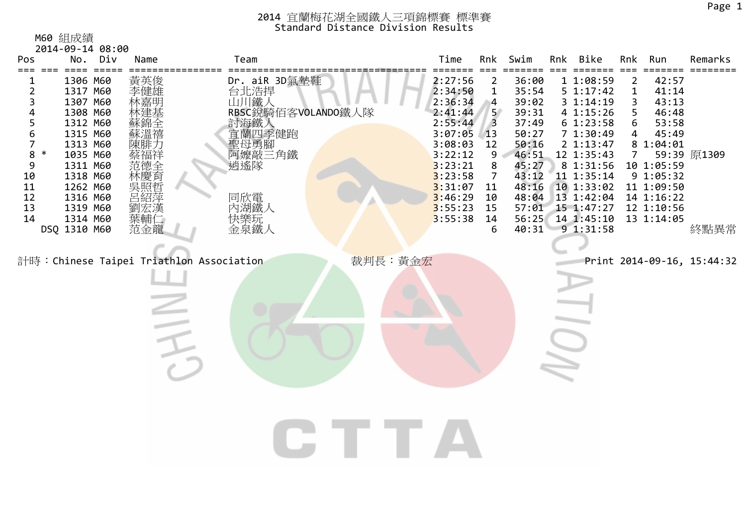# 2014 宜蘭梅花湖全國鐵人三項錦標賽 標準賽
## Standard Distance Division Results

M60 組成績
2014-09-14 08:00

| Pos | | No. | Div | Name | Team | Time | Rnk | Swim | Rnk | Bike | Rnk | Run | Remarks |
|---|---|---|---|---|---|---|---|---|---|---|---|---|---|
| 1 | | 1306 | M60 | 黃英俊 | Dr. aiR 3D氣墊鞋 | 2:27:56 | 2 | 36:00 | 1 | 1:08:59 | 2 | 42:57 | |
| 2 | | 1317 | M60 | 李健雄 | 台北浩捍 | 2:34:50 | 1 | 35:54 | 5 | 1:17:42 | 1 | 41:14 | |
| 3 | | 1307 | M60 | 林嘉明 | 山川鐵人 | 2:36:34 | 4 | 39:02 | 3 | 1:14:19 | 3 | 43:13 | |
| 4 | | 1308 | M60 | 林建基 | RBSC銳騎佰客VOLANDO鐵人隊 | 2:41:44 | 5 | 39:31 | 4 | 1:15:26 | 5 | 46:48 | |
| 5 | | 1312 | M60 | 蘇錦全 | 討海鐵人 | 2:55:44 | 3 | 37:49 | 6 | 1:23:58 | 6 | 53:58 | |
| 6 | | 1315 | M60 | 蘇溫禧 | 宜蘭四季健跑 | 3:07:05 | 13 | 50:27 | 7 | 1:30:49 | 4 | 45:49 | |
| 7 | | 1313 | M60 | 陳腓力 | 聖母勇腳 | 3:08:03 | 12 | 50:16 | 2 | 1:13:47 | 8 | 1:04:01 | |
| 8 | * | 1035 | M60 | 蔡福祥 | 阿嬤敲三角鐵 | 3:22:12 | 9 | 46:51 | 12 | 1:35:43 | 7 | 59:39 | 原1309 |
| 9 | | 1311 | M60 | 范德全 | 逍遙隊 | 3:23:21 | 8 | 45:27 | 8 | 1:31:56 | 10 | 1:05:59 | |
| 10 | | 1318 | M60 | 林慶育 | | 3:23:58 | 7 | 43:12 | 11 | 1:35:14 | 9 | 1:05:32 | |
| 11 | | 1262 | M60 | 吳照哲 | | 3:31:07 | 11 | 48:16 | 10 | 1:33:02 | 11 | 1:09:50 | |
| 12 | | 1316 | M60 | 呂紹萍 | 同欣電 | 3:46:29 | 10 | 48:04 | 13 | 1:42:04 | 14 | 1:16:22 | |
| 13 | | 1319 | M60 | 劉宏漢 | 內湖鐵人 | 3:55:23 | 15 | 57:01 | 15 | 1:47:27 | 12 | 1:10:56 | |
| 14 | | 1314 | M60 | 葉輔仁 | 快樂玩 | 3:55:38 | 14 | 56:25 | 14 | 1:45:10 | 13 | 1:14:05 | |
| | DSQ | 1310 | M60 | 范金龍 | 金泉鐵人 | | 6 | 40:31 | 9 | 1:31:58 | | | 終點異常 |

計時：Chinese Taipei Triathlon Association　　裁判長：黃金宏　　Print 2014-09-16, 15:44:32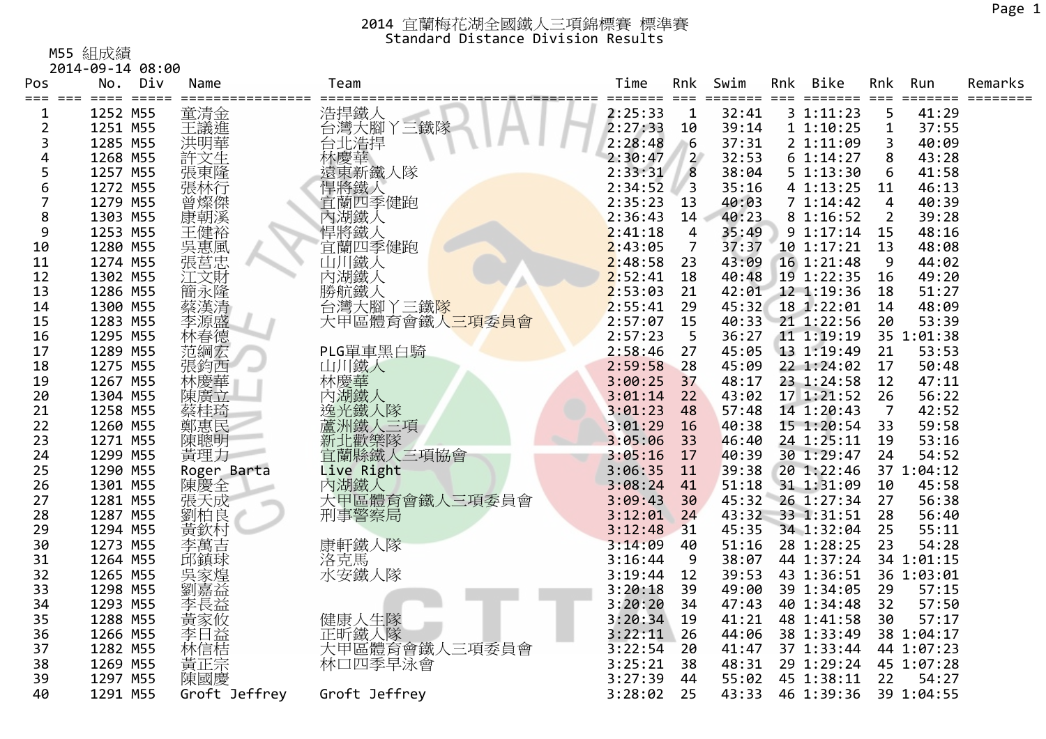# 2014 宜蘭梅花湖全國鐵人三項錦標賽 標準賽
## Standard Distance Division Results

M55 組成績
2014-09-14 08:00

| Pos | | No. | Div | Name | Team | Time | Rnk | Swim | Rnk | Bike | Rnk | Run | Remarks |
|---|---|---|---|---|---|---|---|---|---|---|---|---|---|
| 1 | | 1252 | M55 | 童清金 | 浩捍鐵人 | 2:25:33 | 1 | 32:41 | 3 | 1:11:23 | 5 | 41:29 | |
| 2 | | 1251 | M55 | 王議進 | 台灣大腳丫三鐵隊 | 2:27:33 | 10 | 39:14 | 1 | 1:10:25 | 1 | 37:55 | |
| 3 | | 1285 | M55 | 洪明華 | 台北浩捍 | 2:28:48 | 6 | 37:31 | 2 | 1:11:09 | 3 | 40:09 | |
| 4 | | 1268 | M55 | 許文生 | 林慶華 | 2:30:47 | 2 | 32:53 | 6 | 1:14:27 | 8 | 43:28 | |
| 5 | | 1257 | M55 | 張東隆 | 遠東新鐵人隊 | 2:33:31 | 8 | 38:04 | 5 | 1:13:30 | 6 | 41:58 | |
| 6 | | 1272 | M55 | 張林行 | 悍將鐵人 | 2:34:52 | 3 | 35:16 | 4 | 1:13:25 | 11 | 46:13 | |
| 7 | | 1279 | M55 | 曾燦傑 | 宜蘭四季健跑 | 2:35:23 | 13 | 40:03 | 7 | 1:14:42 | 4 | 40:39 | |
| 8 | | 1303 | M55 | 康朝溪 | 內湖鐵人 | 2:36:43 | 14 | 40:23 | 8 | 1:16:52 | 2 | 39:28 | |
| 9 | | 1253 | M55 | 王健裕 | 悍將鐵人 | 2:41:18 | 4 | 35:49 | 9 | 1:17:14 | 15 | 48:16 | |
| 10 | | 1280 | M55 | 吳惠風 | 宜蘭四季健跑 | 2:43:05 | 7 | 37:37 | 10 | 1:17:21 | 13 | 48:08 | |
| 11 | | 1274 | M55 | 張莒忠 | 山川鐵人 | 2:48:58 | 23 | 43:09 | 16 | 1:21:48 | 9 | 44:02 | |
| 12 | | 1302 | M55 | 江文財 | 內湖鐵人 | 2:52:41 | 18 | 40:48 | 19 | 1:22:35 | 16 | 49:20 | |
| 13 | | 1286 | M55 | 簡永隆 | 勝航鐵人 | 2:53:03 | 21 | 42:01 | 12 | 1:19:36 | 18 | 51:27 | |
| 14 | | 1300 | M55 | 蔡漢清 | 台灣大腳丫三鐵隊 | 2:55:41 | 29 | 45:32 | 18 | 1:22:01 | 14 | 48:09 | |
| 15 | | 1283 | M55 | 李源盛 | 大甲區體育會鐵人三項委員會 | 2:57:07 | 15 | 40:33 | 21 | 1:22:56 | 20 | 53:39 | |
| 16 | | 1295 | M55 | 林春德 | | 2:57:23 | 5 | 36:27 | 11 | 1:19:19 | 35 | 1:01:38 | |
| 17 | | 1289 | M55 | 范綱宏 | PLG單車黑白騎 | 2:58:46 | 27 | 45:05 | 13 | 1:19:49 | 21 | 53:53 | |
| 18 | | 1275 | M55 | 張鈞西 | 山川鐵人 | 2:59:58 | 28 | 45:09 | 22 | 1:24:02 | 17 | 50:48 | |
| 19 | | 1267 | M55 | 林慶華 | 林慶華 | 3:00:25 | 37 | 48:17 | 23 | 1:24:58 | 12 | 47:11 | |
| 20 | | 1304 | M55 | 陳廣立 | 內湖鐵人 | 3:01:14 | 22 | 43:02 | 17 | 1:21:52 | 26 | 56:22 | |
| 21 | | 1258 | M55 | 蔡桂琦 | 逸光鐵人隊 | 3:01:23 | 48 | 57:48 | 14 | 1:20:43 | 7 | 42:52 | |
| 22 | | 1260 | M55 | 鄭惠民 | 蘆洲鐵人三項 | 3:01:29 | 16 | 40:38 | 15 | 1:20:54 | 33 | 59:58 | |
| 23 | | 1271 | M55 | 陳聰明 | 新北歡樂隊 | 3:05:06 | 33 | 46:40 | 24 | 1:25:11 | 19 | 53:16 | |
| 24 | | 1299 | M55 | 黃理力 | 宜蘭縣鐵人三項協會 | 3:05:16 | 17 | 40:39 | 30 | 1:29:47 | 24 | 54:52 | |
| 25 | | 1290 | M55 | Roger Barta | Live Right | 3:06:35 | 11 | 39:38 | 20 | 1:22:46 | 37 | 1:04:12 | |
| 26 | | 1301 | M55 | 陳慶全 | 內湖鐵人 | 3:08:24 | 41 | 51:18 | 31 | 1:31:09 | 10 | 45:58 | |
| 27 | | 1281 | M55 | 張天成 | 大甲區體育會鐵人三項委員會 | 3:09:43 | 30 | 45:32 | 26 | 1:27:34 | 27 | 56:38 | |
| 28 | | 1287 | M55 | 劉柏良 | 刑事警察局 | 3:12:01 | 24 | 43:32 | 33 | 1:31:51 | 28 | 56:40 | |
| 29 | | 1294 | M55 | 黃欽村 | | 3:12:48 | 31 | 45:35 | 34 | 1:32:04 | 25 | 55:11 | |
| 30 | | 1273 | M55 | 李萬吉 | 康軒鐵人隊 | 3:14:09 | 40 | 51:16 | 28 | 1:28:25 | 23 | 54:28 | |
| 31 | | 1264 | M55 | 邱鎮球 | 洛克馬 | 3:16:44 | 9 | 38:07 | 44 | 1:37:24 | 34 | 1:01:15 | |
| 32 | | 1265 | M55 | 吳家煌 | 水安鐵人隊 | 3:19:44 | 12 | 39:53 | 43 | 1:36:51 | 36 | 1:03:01 | |
| 33 | | 1298 | M55 | 劉嘉益 | | 3:20:18 | 39 | 49:00 | 39 | 1:34:05 | 29 | 57:15 | |
| 34 | | 1293 | M55 | 李長益 | | 3:20:20 | 34 | 47:43 | 40 | 1:34:48 | 32 | 57:50 | |
| 35 | | 1288 | M55 | 黃家攸 | 健康人生隊 | 3:20:34 | 19 | 41:21 | 48 | 1:41:58 | 30 | 57:17 | |
| 36 | | 1266 | M55 | 李日益 | 正昕鐵人隊 | 3:22:11 | 26 | 44:06 | 38 | 1:33:49 | 38 | 1:04:17 | |
| 37 | | 1282 | M55 | 林信桔 | 大甲區體育會鐵人三項委員會 | 3:22:54 | 20 | 41:47 | 37 | 1:33:44 | 44 | 1:07:23 | |
| 38 | | 1269 | M55 | 黃正宗 | 林口四季早泳會 | 3:25:21 | 38 | 48:31 | 29 | 1:29:24 | 45 | 1:07:28 | |
| 39 | | 1297 | M55 | 陳國慶 | | 3:27:39 | 44 | 55:02 | 45 | 1:38:11 | 22 | 54:27 | |
| 40 | | 1291 | M55 | Groft Jeffrey | Groft Jeffrey | 3:28:02 | 25 | 43:33 | 46 | 1:39:36 | 39 | 1:04:55 | |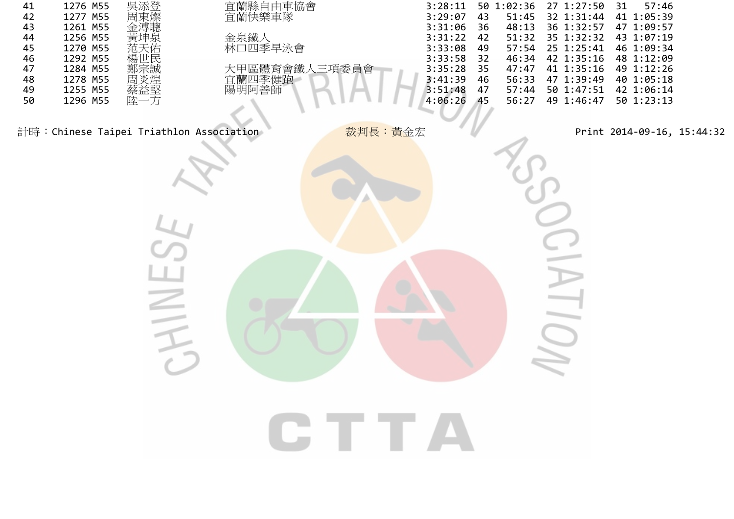| 41 | 1276 | M55 | 吳添登 | 宜蘭縣自由車協會 | 3:28:11 | 50 | 1:02:36 | 27 | 1:27:50 | 31 | 57:46 |
|---|---|---|---|---|---|---|---|---|---|---|---|
| 42 | 1277 | M55 | 周東燦 | 宜蘭快樂車隊 | 3:29:07 | 43 | 51:45 | 32 | 1:31:44 | 41 | 1:05:39 |
| 43 | 1261 | M55 | 金溥聰 | | 3:31:06 | 36 | 48:13 | 36 | 1:32:57 | 47 | 1:09:57 |
| 44 | 1256 | M55 | 黃坤泉 | 金泉鐵人 | 3:31:22 | 42 | 51:32 | 35 | 1:32:32 | 43 | 1:07:19 |
| 45 | 1270 | M55 | 范天佑 | 林口四季早泳會 | 3:33:08 | 49 | 57:54 | 25 | 1:25:41 | 46 | 1:09:34 |
| 46 | 1292 | M55 | 楊世民 | | 3:33:58 | 32 | 46:34 | 42 | 1:35:16 | 48 | 1:12:09 |
| 47 | 1284 | M55 | 鄭宗誠 | 大甲區體育會鐵人三項委員會 | 3:35:28 | 35 | 47:47 | 41 | 1:35:16 | 49 | 1:12:26 |
| 48 | 1278 | M55 | 周炎煌 | 宜蘭四季健跑 | 3:41:39 | 46 | 56:33 | 47 | 1:39:49 | 40 | 1:05:18 |
| 49 | 1255 | M55 | 蔡益堅 | 陽明阿善師 | 3:51:48 | 47 | 57:44 | 50 | 1:47:51 | 42 | 1:06:14 |
| 50 | 1296 | M55 | 陸一方 | | 4:06:26 | 45 | 56:27 | 49 | 1:46:47 | 50 | 1:23:13 |

計時：Chinese Taipei Triathlon Association　　裁判長：黃金宏　　Print 2014-09-16, 15:44:32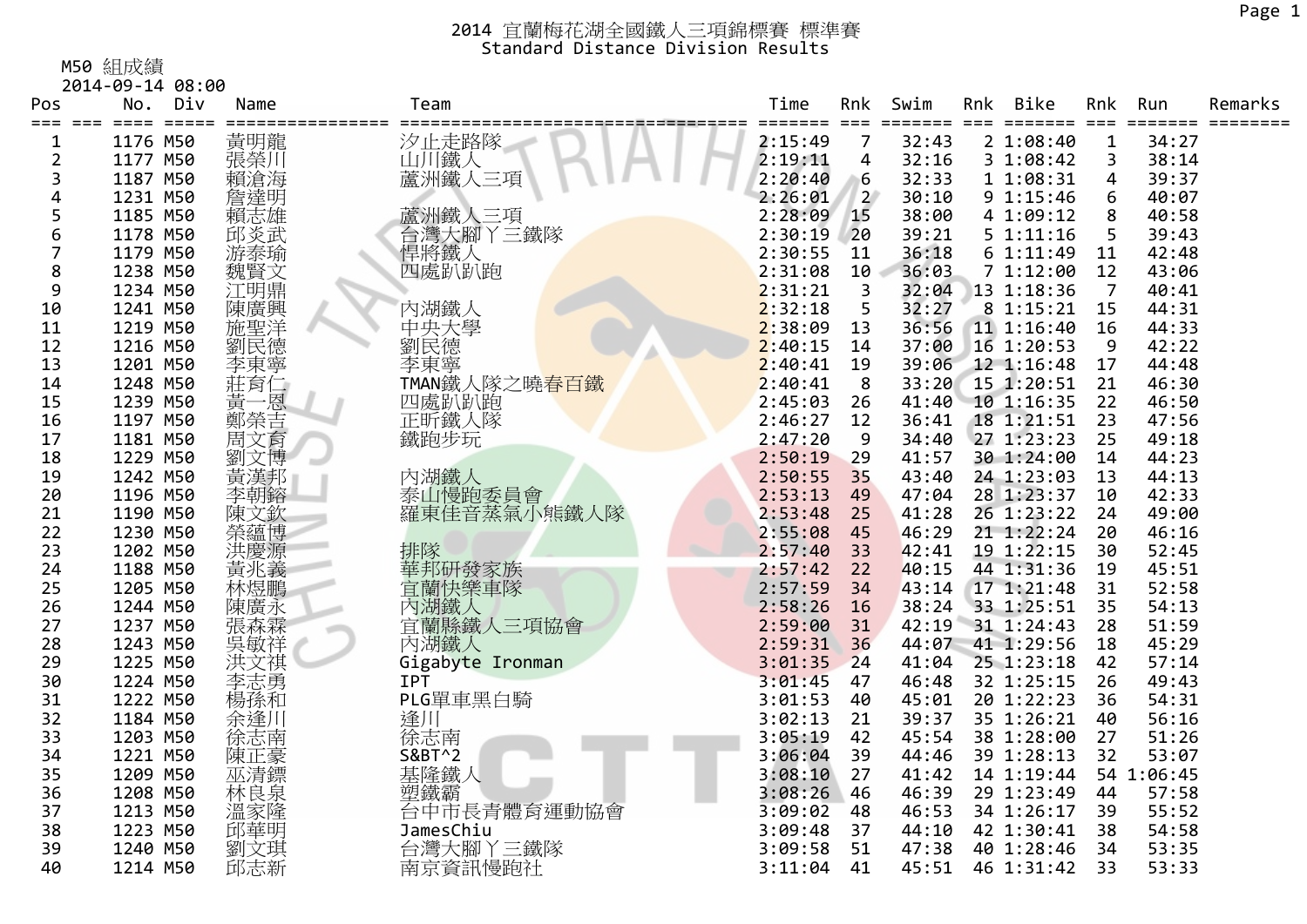# 2014 宜蘭梅花湖全國鐵人三項錦標賽 標準賽
## Standard Distance Division Results

M50 組成績
2014-09-14 08:00

| Pos | | No. | Div | Name | Team | Time | Rnk | Swim | Rnk | Bike | Rnk | Run | Remarks |
|---|---|---|---|---|---|---|---|---|---|---|---|---|---|
| 1 | | 1176 | M50 | 黃明龍 | 汐止走路隊 | 2:15:49 | 7 | 32:43 | 2 | 1:08:40 | 1 | 34:27 | |
| 2 | | 1177 | M50 | 張榮川 | 山川鐵人 | 2:19:11 | 4 | 32:16 | 3 | 1:08:42 | 3 | 38:14 | |
| 3 | | 1187 | M50 | 賴滄海 | 蘆洲鐵人三項 | 2:20:40 | 6 | 32:33 | 1 | 1:08:31 | 4 | 39:37 | |
| 4 | | 1231 | M50 | 詹達明 | | 2:26:01 | 2 | 30:10 | 9 | 1:15:46 | 6 | 40:07 | |
| 5 | | 1185 | M50 | 賴志雄 | 蘆洲鐵人三項 | 2:28:09 | 15 | 38:00 | 4 | 1:09:12 | 8 | 40:58 | |
| 6 | | 1178 | M50 | 邱炎武 | 台灣大腳丫三鐵隊 | 2:30:19 | 20 | 39:21 | 5 | 1:11:16 | 5 | 39:43 | |
| 7 | | 1179 | M50 | 游泰瑜 | 悍將鐵人 | 2:30:55 | 11 | 36:18 | 6 | 1:11:49 | 11 | 42:48 | |
| 8 | | 1238 | M50 | 魏賢文 | 四處趴趴跑 | 2:31:08 | 10 | 36:03 | 7 | 1:12:00 | 12 | 43:06 | |
| 9 | | 1234 | M50 | 江明鼎 | | 2:31:21 | 3 | 32:04 | 13 | 1:18:36 | 7 | 40:41 | |
| 10 | | 1241 | M50 | 陳廣興 | 內湖鐵人 | 2:32:18 | 5 | 32:27 | 8 | 1:15:21 | 15 | 44:31 | |
| 11 | | 1219 | M50 | 施聖洋 | 中央大學 | 2:38:09 | 13 | 36:56 | 11 | 1:16:40 | 16 | 44:33 | |
| 12 | | 1216 | M50 | 劉民德 | 劉民德 | 2:40:15 | 14 | 37:00 | 16 | 1:20:53 | 9 | 42:22 | |
| 13 | | 1201 | M50 | 李東寧 | 李東寧 | 2:40:41 | 19 | 39:06 | 12 | 1:16:48 | 17 | 44:48 | |
| 14 | | 1248 | M50 | 莊育仁 | TMAN鐵人隊之曉春百鐵 | 2:40:41 | 8 | 33:20 | 15 | 1:20:51 | 21 | 46:30 | |
| 15 | | 1239 | M50 | 黃一恩 | 四處趴趴跑 | 2:45:03 | 26 | 41:40 | 10 | 1:16:35 | 22 | 46:50 | |
| 16 | | 1197 | M50 | 鄭榮吉 | 正昕鐵人隊 | 2:46:27 | 12 | 36:41 | 18 | 1:21:51 | 23 | 47:56 | |
| 17 | | 1181 | M50 | 周文育 | 鐵跑步玩 | 2:47:20 | 9 | 34:40 | 27 | 1:23:23 | 25 | 49:18 | |
| 18 | | 1229 | M50 | 劉文博 | | 2:50:19 | 29 | 41:57 | 30 | 1:24:00 | 14 | 44:23 | |
| 19 | | 1242 | M50 | 黃漢邦 | 內湖鐵人 | 2:50:55 | 35 | 43:40 | 24 | 1:23:03 | 13 | 44:13 | |
| 20 | | 1196 | M50 | 李朝鎔 | 泰山慢跑委員會 | 2:53:13 | 49 | 47:04 | 28 | 1:23:37 | 10 | 42:33 | |
| 21 | | 1190 | M50 | 陳文欽 | 羅東佳音蒸氣小熊鐵人隊 | 2:53:48 | 25 | 41:28 | 26 | 1:23:22 | 24 | 49:00 | |
| 22 | | 1230 | M50 | 榮蘊博 | | 2:55:08 | 45 | 46:29 | 21 | 1:22:24 | 20 | 46:16 | |
| 23 | | 1202 | M50 | 洪慶源 | 排隊 | 2:57:40 | 33 | 42:41 | 19 | 1:22:15 | 30 | 52:45 | |
| 24 | | 1188 | M50 | 黃兆義 | 華邦研發家族 | 2:57:42 | 22 | 40:15 | 44 | 1:31:36 | 19 | 45:51 | |
| 25 | | 1205 | M50 | 林煜鵬 | 宜蘭快樂車隊 | 2:57:59 | 34 | 43:14 | 17 | 1:21:48 | 31 | 52:58 | |
| 26 | | 1244 | M50 | 陳廣永 | 內湖鐵人 | 2:58:26 | 16 | 38:24 | 33 | 1:25:51 | 35 | 54:13 | |
| 27 | | 1237 | M50 | 張森霖 | 宜蘭縣鐵人三項協會 | 2:59:00 | 31 | 42:19 | 31 | 1:24:43 | 28 | 51:59 | |
| 28 | | 1243 | M50 | 吳敏祥 | 內湖鐵人 | 2:59:31 | 36 | 44:07 | 41 | 1:29:56 | 18 | 45:29 | |
| 29 | | 1225 | M50 | 洪文祺 | Gigabyte Ironman | 3:01:35 | 24 | 41:04 | 25 | 1:23:18 | 42 | 57:14 | |
| 30 | | 1224 | M50 | 李志勇 | IPT | 3:01:45 | 47 | 46:48 | 32 | 1:25:15 | 26 | 49:43 | |
| 31 | | 1222 | M50 | 楊孫和 | PLG單車黑白騎 | 3:01:53 | 40 | 45:01 | 20 | 1:22:23 | 36 | 54:31 | |
| 32 | | 1184 | M50 | 余逢川 | 逢川 | 3:02:13 | 21 | 39:37 | 35 | 1:26:21 | 40 | 56:16 | |
| 33 | | 1203 | M50 | 徐志南 | 徐志南 | 3:05:19 | 42 | 45:54 | 38 | 1:28:00 | 27 | 51:26 | |
| 34 | | 1221 | M50 | 陳正豪 | S&BT^2 | 3:06:04 | 39 | 44:46 | 39 | 1:28:13 | 32 | 53:07 | |
| 35 | | 1209 | M50 | 巫清鏢 | 基隆鐵人 | 3:08:10 | 27 | 41:42 | 14 | 1:19:44 | 54 | 1:06:45 | |
| 36 | | 1208 | M50 | 林良泉 | 塑鐵霸 | 3:08:26 | 46 | 46:39 | 29 | 1:23:49 | 44 | 57:58 | |
| 37 | | 1213 | M50 | 溫家隆 | 台中市長青體育運動協會 | 3:09:02 | 48 | 46:53 | 34 | 1:26:17 | 39 | 55:52 | |
| 38 | | 1223 | M50 | 邱華明 | JamesChiu | 3:09:48 | 37 | 44:10 | 42 | 1:30:41 | 38 | 54:58 | |
| 39 | | 1240 | M50 | 劉文琪 | 台灣大腳丫三鐵隊 | 3:09:58 | 51 | 47:38 | 40 | 1:28:46 | 34 | 53:35 | |
| 40 | | 1214 | M50 | 邱志新 | 南京資訊慢跑社 | 3:11:04 | 41 | 45:51 | 46 | 1:31:42 | 33 | 53:33 | |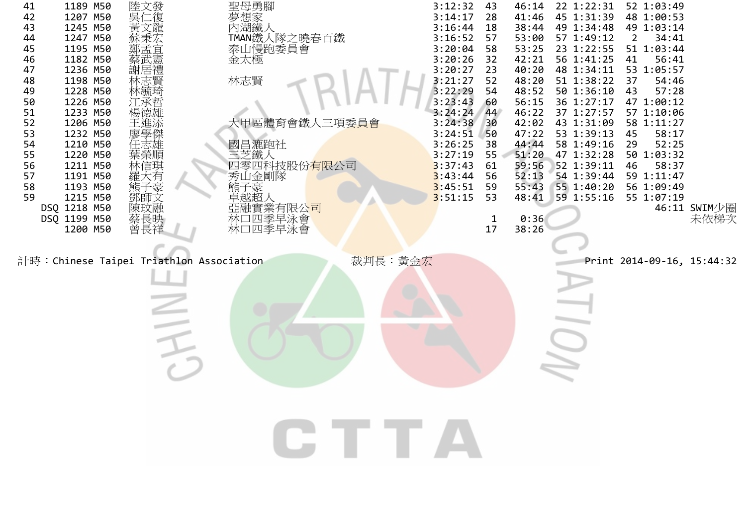| | | | | | | | | | | | | | |
|---|---|---|---|---|---|---|---|---|---|---|---|---|---|
| 41 | 1189 | M50 | 陸文發 | 聖母勇腳 | 3:12:32 | 43 | 46:14 | 22 | 1:22:31 | 52 | 1:03:49 | |
| 42 | 1207 | M50 | 吳仁復 | 夢想家 | 3:14:17 | 28 | 41:46 | 45 | 1:31:39 | 48 | 1:00:53 | |
| 43 | 1245 | M50 | 黃文龍 | 內湖鐵人 | 3:16:44 | 18 | 38:44 | 49 | 1:34:48 | 49 | 1:03:14 | |
| 44 | 1247 | M50 | 蘇秉宏 | TMAN鐵人隊之曉春百鐵 | 3:16:52 | 57 | 53:00 | 57 | 1:49:12 | 2 | 34:41 | |
| 45 | 1195 | M50 | 鄭孟宜 | 泰山慢跑委員會 | 3:20:04 | 58 | 53:25 | 23 | 1:22:55 | 51 | 1:03:44 | |
| 46 | 1182 | M50 | 蔡武憲 | 金太極 | 3:20:26 | 32 | 42:21 | 56 | 1:41:25 | 41 | 56:41 | |
| 47 | 1236 | M50 | 謝居禮 | | 3:20:27 | 23 | 40:20 | 48 | 1:34:11 | 53 | 1:05:57 | |
| 48 | 1198 | M50 | 林志賢 | 林志賢 | 3:21:27 | 52 | 48:20 | 51 | 1:38:22 | 37 | 54:46 | |
| 49 | 1228 | M50 | 林毓琦 | | 3:22:29 | 54 | 48:52 | 50 | 1:36:10 | 43 | 57:28 | |
| 50 | 1226 | M50 | 江承哲 | | 3:23:43 | 60 | 56:15 | 36 | 1:27:17 | 47 | 1:00:12 | |
| 51 | 1233 | M50 | 楊德雄 | | 3:24:24 | 44 | 46:22 | 37 | 1:27:57 | 57 | 1:10:06 | |
| 52 | 1206 | M50 | 王進添 | 大甲區體育會鐵人三項委員會 | 3:24:38 | 30 | 42:02 | 43 | 1:31:09 | 58 | 1:11:27 | |
| 53 | 1232 | M50 | 廖學傑 | | 3:24:51 | 50 | 47:22 | 53 | 1:39:13 | 45 | 58:17 | |
| 54 | 1210 | M50 | 任志雄 | 國昌漉跑社 | 3:26:25 | 38 | 44:44 | 58 | 1:49:16 | 29 | 52:25 | |
| 55 | 1220 | M50 | 葉榮順 | 三芝鐵人 | 3:27:19 | 55 | 51:20 | 47 | 1:32:28 | 50 | 1:03:32 | |
| 56 | 1211 | M50 | 林信琪 | 四零四科技股份有限公司 | 3:37:43 | 61 | 59:56 | 52 | 1:39:11 | 46 | 58:37 | |
| 57 | 1191 | M50 | 羅大有 | 秀山金剛隊 | 3:43:44 | 56 | 52:13 | 54 | 1:39:44 | 59 | 1:11:47 | |
| 58 | 1193 | M50 | 熊子豪 | 熊子豪 | 3:45:51 | 59 | 55:43 | 55 | 1:40:20 | 56 | 1:09:49 | |
| 59 | 1215 | M50 | 鄧師文 | 卓越超人 | 3:51:15 | 53 | 48:41 | 59 | 1:55:16 | 55 | 1:07:19 | |
| DSQ | 1218 | M50 | 陳玟融 | 亞融實業有限公司 | | | | | | | 46:11 | SWIM少圈 |
| DSQ | 1199 | M50 | 蔡長映 | 林口四季早泳會 | | 1 | 0:36 | | | | | 未依梯次 |
| | 1200 | M50 | 曾長祥 | 林口四季早泳會 | | 17 | 38:26 | | | | | |

計時：Chinese Taipei Triathlon Association　　裁判長：黃金宏　　Print 2014-09-16, 15:44:32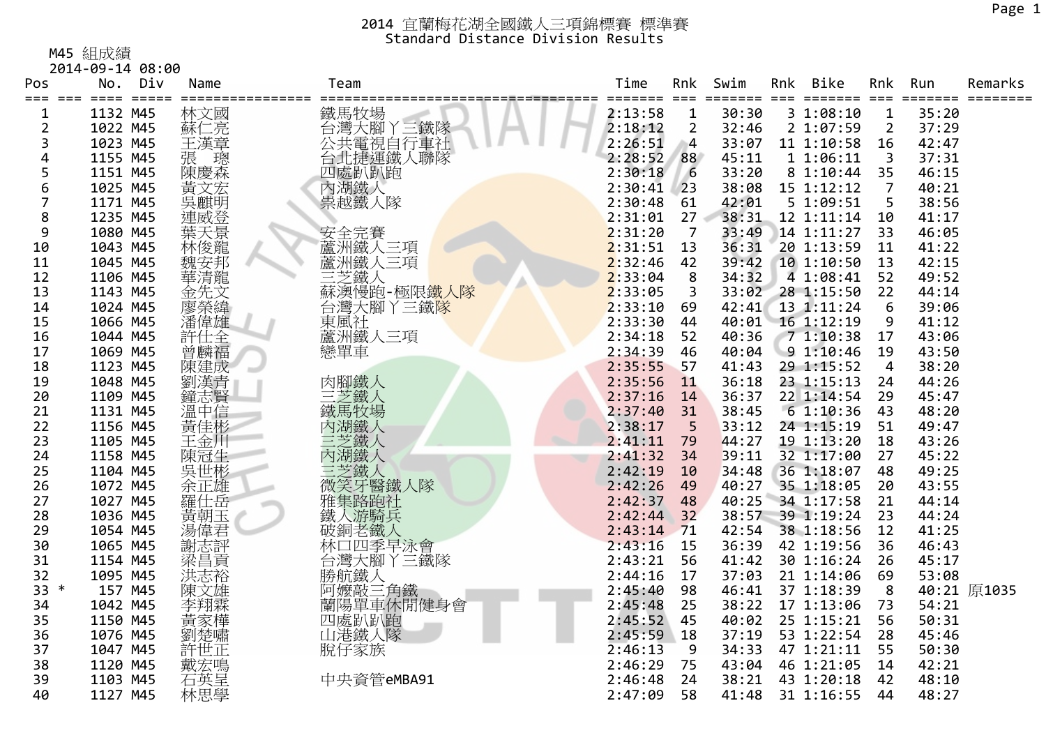# 2014 宜蘭梅花湖全國鐵人三項錦標賽 標準賽
## Standard Distance Division Results

M45 組成績
2014-09-14 08:00

| Pos | | No. | Div | Name | Team | Time | Rnk | Swim | Rnk | Bike | Rnk | Run | Remarks |
|---|---|---|---|---|---|---|---|---|---|---|---|---|---|
| 1 | | 1132 | M45 | 林文國 | 鐵馬牧場 | 2:13:58 | 1 | 30:30 | 3 | 1:08:10 | 1 | 35:20 | |
| 2 | | 1022 | M45 | 蘇仁亮 | 台灣大腳丫三鐵隊 | 2:18:12 | 2 | 32:46 | 2 | 1:07:59 | 2 | 37:29 | |
| 3 | | 1023 | M45 | 王漢章 | 公共電視自行車社 | 2:26:51 | 4 | 33:07 | 11 | 1:10:58 | 16 | 42:47 | |
| 4 | | 1155 | M45 | 張　璁 | 台北捷運鐵人聯隊 | 2:28:52 | 88 | 45:11 | 1 | 1:06:11 | 3 | 37:31 | |
| 5 | | 1151 | M45 | 陳慶森 | 四處趴趴跑 | 2:30:18 | 6 | 33:20 | 8 | 1:10:44 | 35 | 46:15 | |
| 6 | | 1025 | M45 | 黃文宏 | 內湖鐵人 | 2:30:41 | 23 | 38:08 | 15 | 1:12:12 | 7 | 40:21 | |
| 7 | | 1171 | M45 | 吳麒明 | 祟越鐵人隊 | 2:30:48 | 61 | 42:01 | 5 | 1:09:51 | 5 | 38:56 | |
| 8 | | 1235 | M45 | 連威登 | | 2:31:01 | 27 | 38:31 | 12 | 1:11:14 | 10 | 41:17 | |
| 9 | | 1080 | M45 | 葉天景 | 安全完賽 | 2:31:20 | 7 | 33:49 | 14 | 1:11:27 | 33 | 46:05 | |
| 10 | | 1043 | M45 | 林俊龍 | 蘆洲鐵人三項 | 2:31:51 | 13 | 36:31 | 20 | 1:13:59 | 11 | 41:22 | |
| 11 | | 1045 | M45 | 魏安邦 | 蘆洲鐵人三項 | 2:32:46 | 42 | 39:42 | 10 | 1:10:50 | 13 | 42:15 | |
| 12 | | 1106 | M45 | 華清龍 | 三芝鐵人 | 2:33:04 | 8 | 34:32 | 4 | 1:08:41 | 52 | 49:52 | |
| 13 | | 1143 | M45 | 金先文 | 蘇澳慢跑-極限鐵人隊 | 2:33:05 | 3 | 33:02 | 28 | 1:15:50 | 22 | 44:14 | |
| 14 | | 1024 | M45 | 廖榮緯 | 台灣大腳丫三鐵隊 | 2:33:10 | 69 | 42:41 | 13 | 1:11:24 | 6 | 39:06 | |
| 15 | | 1066 | M45 | 潘偉雄 | 東風社 | 2:33:30 | 44 | 40:01 | 16 | 1:12:19 | 9 | 41:12 | |
| 16 | | 1044 | M45 | 許仕全 | 蘆洲鐵人三項 | 2:34:18 | 52 | 40:36 | 7 | 1:10:38 | 17 | 43:06 | |
| 17 | | 1069 | M45 | 曾麟福 | 戀單車 | 2:34:39 | 46 | 40:04 | 9 | 1:10:46 | 19 | 43:50 | |
| 18 | | 1123 | M45 | 陳建成 | | 2:35:55 | 57 | 41:43 | 29 | 1:15:52 | 4 | 38:20 | |
| 19 | | 1048 | M45 | 劉漢青 | 肉腳鐵人 | 2:35:56 | 11 | 36:18 | 23 | 1:15:13 | 24 | 44:26 | |
| 20 | | 1109 | M45 | 鐘志賢 | 三芝鐵人 | 2:37:16 | 14 | 36:37 | 22 | 1:14:54 | 29 | 45:47 | |
| 21 | | 1131 | M45 | 溫中信 | 鐵馬牧場 | 2:37:40 | 31 | 38:45 | 6 | 1:10:36 | 43 | 48:20 | |
| 22 | | 1156 | M45 | 黃佳彬 | 內湖鐵人 | 2:38:17 | 5 | 33:12 | 24 | 1:15:19 | 51 | 49:47 | |
| 23 | | 1105 | M45 | 王金川 | 三芝鐵人 | 2:41:11 | 79 | 44:27 | 19 | 1:13:20 | 18 | 43:26 | |
| 24 | | 1158 | M45 | 陳冠生 | 內湖鐵人 | 2:41:32 | 34 | 39:11 | 32 | 1:17:00 | 27 | 45:22 | |
| 25 | | 1104 | M45 | 吳世彬 | 三芝鐵人 | 2:42:19 | 10 | 34:48 | 36 | 1:18:07 | 48 | 49:25 | |
| 26 | | 1072 | M45 | 余正雄 | 微笑牙醫鐵人隊 | 2:42:26 | 49 | 40:27 | 35 | 1:18:05 | 20 | 43:55 | |
| 27 | | 1027 | M45 | 羅仕岳 | 雅集路跑社 | 2:42:37 | 48 | 40:25 | 34 | 1:17:58 | 21 | 44:14 | |
| 28 | | 1036 | M45 | 黃朝玉 | 鐵人游騎兵 | 2:42:44 | 32 | 38:57 | 39 | 1:19:24 | 23 | 44:24 | |
| 29 | | 1054 | M45 | 湯偉君 | 破銅老鐵人 | 2:43:14 | 71 | 42:54 | 38 | 1:18:56 | 12 | 41:25 | |
| 30 | | 1065 | M45 | 謝志評 | 林口四季早泳會 | 2:43:16 | 15 | 36:39 | 42 | 1:19:56 | 36 | 46:43 | |
| 31 | | 1154 | M45 | 梁昌貢 | 台灣大腳丫三鐵隊 | 2:43:21 | 56 | 41:42 | 30 | 1:16:24 | 26 | 45:17 | |
| 32 | | 1095 | M45 | 洪志裕 | 勝航鐵人 | 2:44:16 | 17 | 37:03 | 21 | 1:14:06 | 69 | 53:08 | |
| 33 | * | 157 | M45 | 陳文雄 | 阿嬤敲三角鐵 | 2:45:40 | 98 | 46:41 | 37 | 1:18:39 | 8 | 40:21 | 原1035 |
| 34 | | 1042 | M45 | 李翔霖 | 蘭陽單車休閒健身會 | 2:45:48 | 25 | 38:22 | 17 | 1:13:06 | 73 | 54:21 | |
| 35 | | 1150 | M45 | 黃家樺 | 四處趴趴跑 | 2:45:52 | 45 | 40:02 | 25 | 1:15:21 | 56 | 50:31 | |
| 36 | | 1076 | M45 | 劉楚嘯 | 山港鐵人隊 | 2:45:59 | 18 | 37:19 | 53 | 1:22:54 | 28 | 45:46 | |
| 37 | | 1047 | M45 | 許世正 | 脫仔家族 | 2:46:13 | 9 | 34:33 | 47 | 1:21:11 | 55 | 50:30 | |
| 38 | | 1120 | M45 | 戴宏鳴 | | 2:46:29 | 75 | 43:04 | 46 | 1:21:05 | 14 | 42:21 | |
| 39 | | 1103 | M45 | 石英呈 | 中央資管eMBA91 | 2:46:48 | 24 | 38:21 | 43 | 1:20:18 | 42 | 48:10 | |
| 40 | | 1127 | M45 | 林思學 | | 2:47:09 | 58 | 41:48 | 31 | 1:16:55 | 44 | 48:27 | |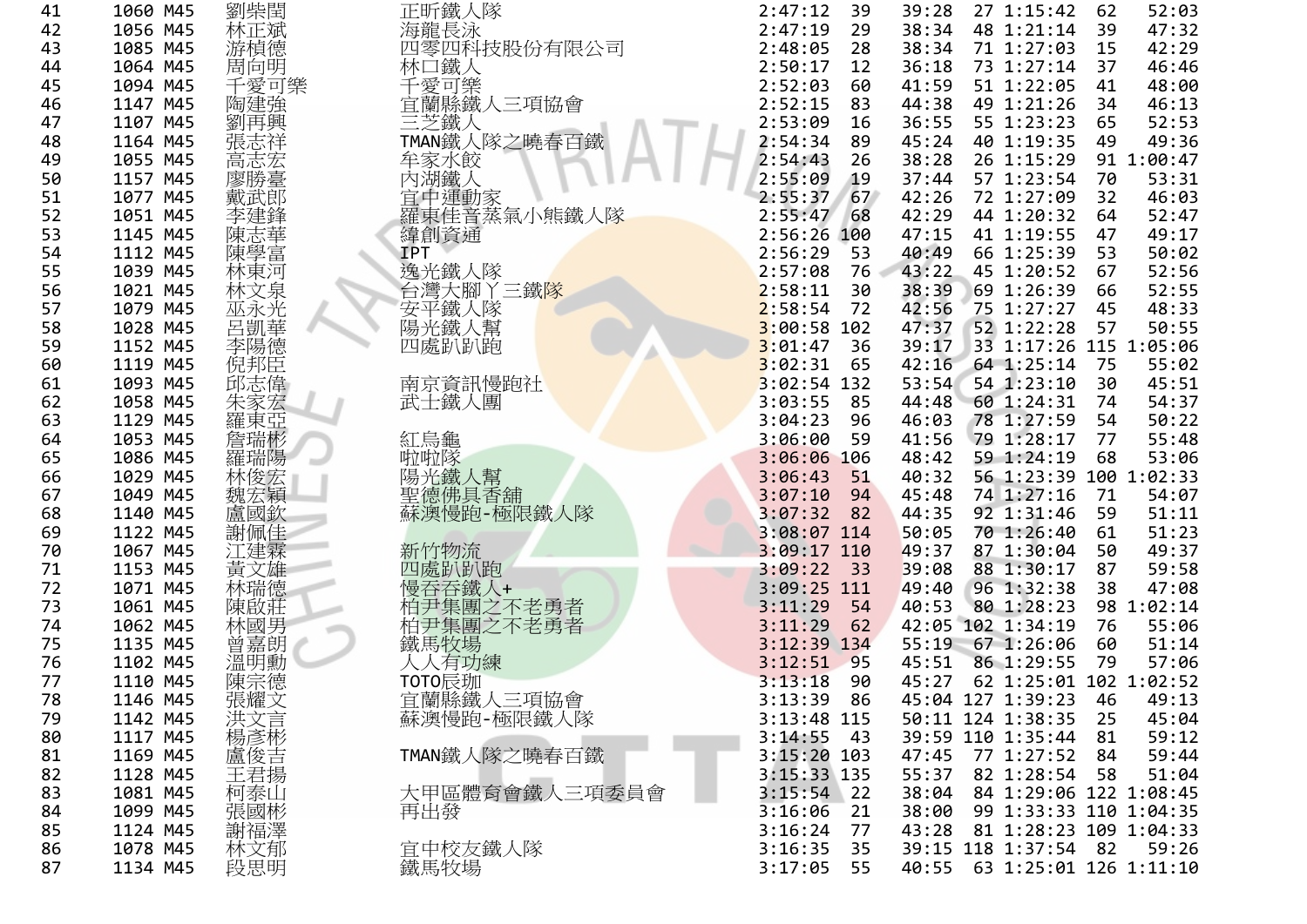| | | | | | | | | | | | | |
|---|---|---|---|---|---|---|---|---|---|---|---|---|
| 41 | 1060 | M45 | 劉柴閏 | 正昕鐵人隊 | 2:47:12 | 39 | 39:28 | 27 | 1:15:42 | 62 | 52:03 |
| 42 | 1056 | M45 | 林正斌 | 海龍長泳 | 2:47:19 | 29 | 38:34 | 48 | 1:21:14 | 39 | 47:32 |
| 43 | 1085 | M45 | 游楨德 | 四零四科技股份有限公司 | 2:48:05 | 28 | 38:34 | 71 | 1:27:03 | 15 | 42:29 |
| 44 | 1064 | M45 | 周向明 | 林口鐵人 | 2:50:17 | 12 | 36:18 | 73 | 1:27:14 | 37 | 46:46 |
| 45 | 1094 | M45 | 千愛可樂 | 千愛可樂 | 2:52:03 | 60 | 41:59 | 51 | 1:22:05 | 41 | 48:00 |
| 46 | 1147 | M45 | 陶建強 | 宜蘭縣鐵人三項協會 | 2:52:15 | 83 | 44:38 | 49 | 1:21:26 | 34 | 46:13 |
| 47 | 1107 | M45 | 劉再興 | 三芝鐵人 | 2:53:09 | 16 | 36:55 | 55 | 1:23:23 | 65 | 52:53 |
| 48 | 1164 | M45 | 張志祥 | TMAN鐵人隊之曉春百鐵 | 2:54:34 | 89 | 45:24 | 40 | 1:19:35 | 49 | 49:36 |
| 49 | 1055 | M45 | 高志宏 | 牟家水餃 | 2:54:43 | 26 | 38:28 | 26 | 1:15:29 | 91 | 1:00:47 |
| 50 | 1157 | M45 | 廖勝臺 | 內湖鐵人 | 2:55:09 | 19 | 37:44 | 57 | 1:23:54 | 70 | 53:31 |
| 51 | 1077 | M45 | 戴武郎 | 宜中運動家 | 2:55:37 | 67 | 42:26 | 72 | 1:27:09 | 32 | 46:03 |
| 52 | 1051 | M45 | 李建鋒 | 羅東佳音蒸氣小熊鐵人隊 | 2:55:47 | 68 | 42:29 | 44 | 1:20:32 | 64 | 52:47 |
| 53 | 1145 | M45 | 陳志華 | 緯創資通 | 2:56:26 | 100 | 47:15 | 41 | 1:19:55 | 47 | 49:17 |
| 54 | 1112 | M45 | 陳學富 | IPT | 2:56:29 | 53 | 40:49 | 66 | 1:25:39 | 53 | 50:02 |
| 55 | 1039 | M45 | 林東河 | 逸光鐵人隊 | 2:57:08 | 76 | 43:22 | 45 | 1:20:52 | 67 | 52:56 |
| 56 | 1021 | M45 | 林文泉 | 台灣大腳丫三鐵隊 | 2:58:11 | 30 | 38:39 | 69 | 1:26:39 | 66 | 52:55 |
| 57 | 1079 | M45 | 巫永光 | 安平鐵人隊 | 2:58:54 | 72 | 42:56 | 75 | 1:27:27 | 45 | 48:33 |
| 58 | 1028 | M45 | 呂凱華 | 陽光鐵人幫 | 3:00:58 | 102 | 47:37 | 52 | 1:22:28 | 57 | 50:55 |
| 59 | 1152 | M45 | 李陽德 | 四處趴趴跑 | 3:01:47 | 36 | 39:17 | 33 | 1:17:23 | 115 | 1:05:06 |
| 60 | 1119 | M45 | 倪邦臣 | | 3:02:31 | 65 | 42:16 | 64 | 1:25:14 | 75 | 55:02 |
| 61 | 1093 | M45 | 邱志偉 | 南京資訊慢跑社 | 3:02:54 | 132 | 53:54 | 54 | 1:23:10 | 30 | 45:51 |
| 62 | 1058 | M45 | 朱家宏 | 武士鐵人團 | 3:03:55 | 85 | 44:48 | 60 | 1:24:31 | 74 | 54:37 |
| 63 | 1129 | M45 | 羅東亞 | | 3:04:23 | 96 | 46:03 | 78 | 1:27:59 | 54 | 50:22 |
| 64 | 1053 | M45 | 詹瑞彬 | 紅烏龜 | 3:06:00 | 59 | 41:56 | 79 | 1:28:17 | 77 | 55:48 |
| 65 | 1086 | M45 | 羅瑞陽 | 啦啦隊 | 3:06:06 | 106 | 48:42 | 59 | 1:24:19 | 68 | 53:06 |
| 66 | 1029 | M45 | 林俊宏 | 陽光鐵人幫 | 3:06:43 | 51 | 40:32 | 56 | 1:23:39 | 100 | 1:02:33 |
| 67 | 1049 | M45 | 魏宏穎 | 聖德佛具香舖 | 3:07:10 | 94 | 45:48 | 74 | 1:27:16 | 71 | 54:07 |
| 68 | 1140 | M45 | 盧國欽 | 蘇澳慢跑-極限鐵人隊 | 3:07:32 | 82 | 44:35 | 92 | 1:31:46 | 59 | 51:11 |
| 69 | 1122 | M45 | 謝佩佳 | | 3:08:07 | 114 | 50:05 | 70 | 1:26:40 | 61 | 51:23 |
| 70 | 1067 | M45 | 江建霖 | 新竹物流 | 3:09:17 | 110 | 49:37 | 87 | 1:30:04 | 50 | 49:37 |
| 71 | 1153 | M45 | 黃文雄 | 四處趴趴跑 | 3:09:22 | 33 | 39:08 | 88 | 1:30:17 | 87 | 59:58 |
| 72 | 1071 | M45 | 林瑞德 | 慢吞吞鐵人+ | 3:09:25 | 111 | 49:40 | 96 | 1:32:38 | 38 | 47:08 |
| 73 | 1061 | M45 | 陳啟莊 | 柏尹集團之不老勇者 | 3:11:29 | 54 | 40:53 | 80 | 1:28:23 | 98 | 1:02:14 |
| 74 | 1062 | M45 | 林國男 | 柏尹集團之不老勇者 | 3:11:29 | 62 | 42:05 | 102 | 1:34:19 | 76 | 55:06 |
| 75 | 1135 | M45 | 曾嘉朗 | 鐵馬牧場 | 3:12:39 | 134 | 55:19 | 67 | 1:26:06 | 60 | 51:14 |
| 76 | 1102 | M45 | 溫明勳 | 人人有功練 | 3:12:51 | 95 | 45:51 | 86 | 1:29:55 | 79 | 57:06 |
| 77 | 1110 | M45 | 陳宗德 | TOTO辰珈 | 3:13:18 | 90 | 45:27 | 62 | 1:25:01 | 102 | 1:02:52 |
| 78 | 1146 | M45 | 張耀文 | 宜蘭縣鐵人三項協會 | 3:13:39 | 86 | 45:04 | 127 | 1:39:23 | 46 | 49:13 |
| 79 | 1142 | M45 | 洪文言 | 蘇澳慢跑-極限鐵人隊 | 3:13:48 | 115 | 50:11 | 124 | 1:38:35 | 25 | 45:04 |
| 80 | 1117 | M45 | 楊彥彬 | | 3:14:55 | 43 | 39:59 | 110 | 1:35:44 | 81 | 59:12 |
| 81 | 1169 | M45 | 盧俊吉 | TMAN鐵人隊之曉春百鐵 | 3:15:20 | 103 | 47:45 | 77 | 1:27:52 | 84 | 59:44 |
| 82 | 1128 | M45 | 王君揚 | | 3:15:33 | 135 | 55:37 | 82 | 1:28:54 | 58 | 51:04 |
| 83 | 1081 | M45 | 柯泰山 | 大甲區體育會鐵人三項委員會 | 3:15:54 | 22 | 38:04 | 84 | 1:29:06 | 122 | 1:08:45 |
| 84 | 1099 | M45 | 張國彬 | 再出發 | 3:16:06 | 21 | 38:00 | 99 | 1:33:33 | 110 | 1:04:35 |
| 85 | 1124 | M45 | 謝福澤 | | 3:16:24 | 77 | 43:28 | 81 | 1:28:23 | 109 | 1:04:33 |
| 86 | 1078 | M45 | 林文郁 | 宜中校友鐵人隊 | 3:16:35 | 35 | 39:15 | 118 | 1:37:54 | 82 | 59:26 |
| 87 | 1134 | M45 | 段思明 | 鐵馬牧場 | 3:17:05 | 55 | 40:55 | 63 | 1:25:01 | 126 | 1:11:10 |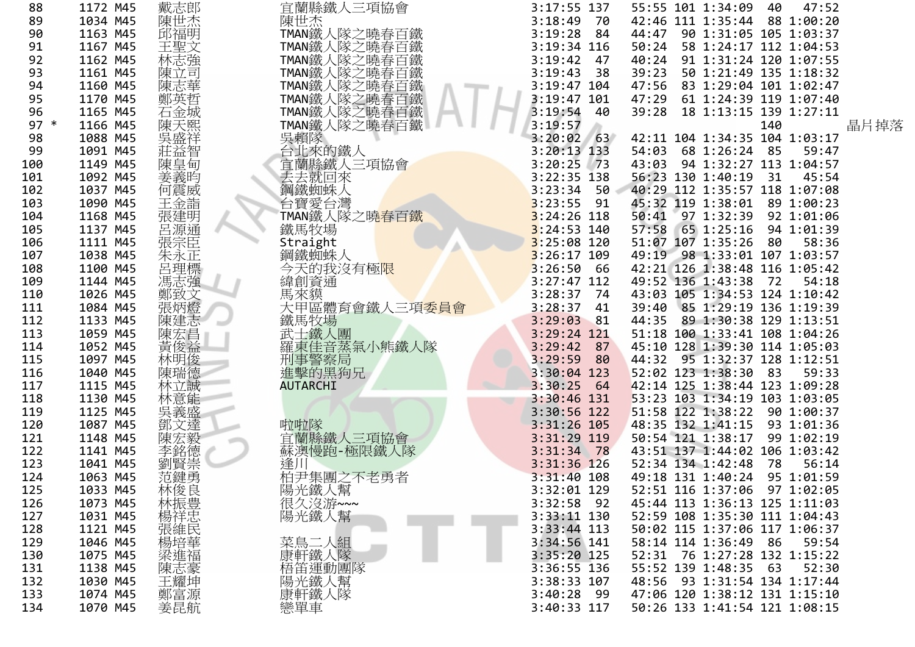| | | | | | | | | | | | | | | |
|---|---|---|---|---|---|---|---|---|---|---|---|---|---|---|
| 88 | | 1172 | M45 | 戴志郎 | 宜蘭縣鐵人三項協會 | 3:17:55 | 137 | 55:55 | 101 | 1:34:09 | 40 | 47:52 | | |
| 89 | | 1034 | M45 | 陳世杰 | 陳世杰 | 3:18:49 | 70 | 42:46 | 111 | 1:35:44 | 88 | 1:00:20 | | |
| 90 | | 1163 | M45 | 邱福明 | TMAN鐵人隊之曉春百鐵 | 3:19:28 | 84 | 44:47 | 90 | 1:31:05 | 105 | 1:03:37 | | |
| 91 | | 1167 | M45 | 王聖文 | TMAN鐵人隊之曉春百鐵 | 3:19:34 | 116 | 50:24 | 58 | 1:24:17 | 112 | 1:04:53 | | |
| 92 | | 1162 | M45 | 林志強 | TMAN鐵人隊之曉春百鐵 | 3:19:42 | 47 | 40:24 | 91 | 1:31:24 | 120 | 1:07:55 | | |
| 93 | | 1161 | M45 | 陳立司 | TMAN鐵人隊之曉春百鐵 | 3:19:43 | 38 | 39:23 | 50 | 1:21:49 | 135 | 1:18:32 | | |
| 94 | | 1160 | M45 | 陳志華 | TMAN鐵人隊之曉春百鐵 | 3:19:47 | 104 | 47:56 | 83 | 1:29:04 | 101 | 1:02:47 | | |
| 95 | | 1170 | M45 | 鄭英哲 | TMAN鐵人隊之曉春百鐵 | 3:19:47 | 101 | 47:29 | 61 | 1:24:39 | 119 | 1:07:40 | | |
| 96 | | 1165 | M45 | 石金城 | TMAN鐵人隊之曉春百鐵 | 3:19:54 | 40 | 39:28 | 18 | 1:13:15 | 139 | 1:27:11 | | |
| 97 | * | 1166 | M45 | 陳天熙 | TMAN鐵人隊之曉春百鐵 | 3:19:57 | | | | | 140 | | | 晶片掉落 |
| 98 | | 1088 | M45 | 吳盛祥 | 吳賴隊 | 3:20:02 | 63 | 42:11 | 104 | 1:34:35 | 104 | 1:03:17 | | |
| 99 | | 1091 | M45 | 莊益智 | 台北來的鐵人 | 3:20:13 | 133 | 54:03 | 68 | 1:26:24 | 85 | 59:47 | | |
| 100 | | 1149 | M45 | 陳皇甸 | 宜蘭縣鐵人三項協會 | 3:20:25 | 73 | 43:03 | 94 | 1:32:27 | 113 | 1:04:57 | | |
| 101 | | 1092 | M45 | 姜義昀 | 去去就回來 | 3:22:35 | 138 | 56:23 | 130 | 1:40:19 | 31 | 45:54 | | |
| 102 | | 1037 | M45 | 何震威 | 鋼鐵蜘蛛人 | 3:23:34 | 50 | 40:29 | 112 | 1:35:57 | 118 | 1:07:08 | | |
| 103 | | 1090 | M45 | 王金詣 | 台寶愛台灣 | 3:23:55 | 91 | 45:32 | 119 | 1:38:01 | 89 | 1:00:23 | | |
| 104 | | 1168 | M45 | 張建明 | TMAN鐵人隊之曉春百鐵 | 3:24:26 | 118 | 50:41 | 97 | 1:32:39 | 92 | 1:01:06 | | |
| 105 | | 1137 | M45 | 呂源通 | 鐵馬牧場 | 3:24:53 | 140 | 57:58 | 65 | 1:25:16 | 94 | 1:01:39 | | |
| 106 | | 1111 | M45 | 張宗臣 | Straight | 3:25:08 | 120 | 51:07 | 107 | 1:35:26 | 80 | 58:36 | | |
| 107 | | 1038 | M45 | 朱永正 | 鋼鐵蜘蛛人 | 3:26:17 | 109 | 49:19 | 98 | 1:33:01 | 107 | 1:03:57 | | |
| 108 | | 1100 | M45 | 呂理標 | 今天的我沒有極限 | 3:26:50 | 66 | 42:21 | 126 | 1:38:48 | 116 | 1:05:42 | | |
| 109 | | 1144 | M45 | 馮志強 | 緯創資通 | 3:27:47 | 112 | 49:52 | 136 | 1:43:38 | 72 | 54:18 | | |
| 110 | | 1026 | M45 | 鄭致文 | 馬來貘 | 3:28:37 | 74 | 43:03 | 105 | 1:34:53 | 124 | 1:10:42 | | |
| 111 | | 1084 | M45 | 張炳燈 | 大甲區體育會鐵人三項委員會 | 3:28:37 | 41 | 39:40 | 85 | 1:29:19 | 136 | 1:19:39 | | |
| 112 | | 1133 | M45 | 陳建志 | 鐵馬牧場 | 3:29:03 | 81 | 44:35 | 89 | 1:30:38 | 129 | 1:13:51 | | |
| 113 | | 1059 | M45 | 陳宏昌 | 武士鐵人團 | 3:29:24 | 121 | 51:18 | 100 | 1:33:41 | 108 | 1:04:26 | | |
| 114 | | 1052 | M45 | 黃俊益 | 羅東佳音蒸氣小熊鐵人隊 | 3:29:42 | 87 | 45:10 | 128 | 1:39:30 | 114 | 1:05:03 | | |
| 115 | | 1097 | M45 | 林明俊 | 刑事警察局 | 3:29:59 | 80 | 44:32 | 95 | 1:32:37 | 128 | 1:12:51 | | |
| 116 | | 1040 | M45 | 陳瑞德 | 進擊的黑狗兄 | 3:30:04 | 123 | 52:02 | 123 | 1:38:30 | 83 | 59:33 | | |
| 117 | | 1115 | M45 | 林立誠 | AUTARCHI | 3:30:25 | 64 | 42:14 | 125 | 1:38:44 | 123 | 1:09:28 | | |
| 118 | | 1130 | M45 | 林意能 | | 3:30:46 | 131 | 53:23 | 103 | 1:34:19 | 103 | 1:03:05 | | |
| 119 | | 1125 | M45 | 吳義盛 | | 3:30:56 | 122 | 51:58 | 122 | 1:38:22 | 90 | 1:00:37 | | |
| 120 | | 1087 | M45 | 鄧文達 | 啦啦隊 | 3:31:26 | 105 | 48:35 | 132 | 1:41:15 | 93 | 1:01:36 | | |
| 121 | | 1148 | M45 | 陳宏毅 | 宜蘭縣鐵人三項協會 | 3:31:29 | 119 | 50:54 | 121 | 1:38:17 | 99 | 1:02:19 | | |
| 122 | | 1141 | M45 | 李銘德 | 蘇澳慢跑-極限鐵人隊 | 3:31:34 | 78 | 43:51 | 137 | 1:44:02 | 106 | 1:03:42 | | |
| 123 | | 1041 | M45 | 劉賢崇 | 逢川 | 3:31:36 | 126 | 52:34 | 134 | 1:42:48 | 78 | 56:14 | | |
| 124 | | 1063 | M45 | 范鍵勇 | 柏尹集團之不老勇者 | 3:31:40 | 108 | 49:18 | 131 | 1:40:24 | 95 | 1:01:59 | | |
| 125 | | 1033 | M45 | 林俊良 | 陽光鐵人幫 | 3:32:01 | 129 | 52:51 | 116 | 1:37:06 | 97 | 1:02:05 | | |
| 126 | | 1073 | M45 | 林振豊 | 很久沒游~~~ | 3:32:58 | 92 | 45:44 | 113 | 1:36:13 | 125 | 1:11:03 | | |
| 127 | | 1031 | M45 | 楊祥忠 | 陽光鐵人幫 | 3:33:11 | 130 | 52:59 | 108 | 1:35:30 | 111 | 1:04:43 | | |
| 128 | | 1121 | M45 | 張維民 | | 3:33:44 | 113 | 50:02 | 115 | 1:37:06 | 117 | 1:06:37 | | |
| 129 | | 1046 | M45 | 楊培華 | 菜鳥二人組 | 3:34:56 | 141 | 58:14 | 114 | 1:36:49 | 86 | 59:54 | | |
| 130 | | 1075 | M45 | 梁進福 | 康軒鐵人隊 | 3:35:20 | 125 | 52:31 | 76 | 1:27:28 | 132 | 1:15:22 | | |
| 131 | | 1138 | M45 | 陳志豪 | 梧笛運動團隊 | 3:36:55 | 136 | 55:52 | 139 | 1:48:35 | 63 | 52:30 | | |
| 132 | | 1030 | M45 | 王耀坤 | 陽光鐵人幫 | 3:38:33 | 107 | 48:56 | 93 | 1:31:54 | 134 | 1:17:44 | | |
| 133 | | 1074 | M45 | 鄭富源 | 康軒鐵人隊 | 3:40:28 | 99 | 47:06 | 120 | 1:38:12 | 131 | 1:15:10 | | |
| 134 | | 1070 | M45 | 姜昆航 | 戀單車 | 3:40:33 | 117 | 50:26 | 133 | 1:41:54 | 121 | 1:08:15 | | |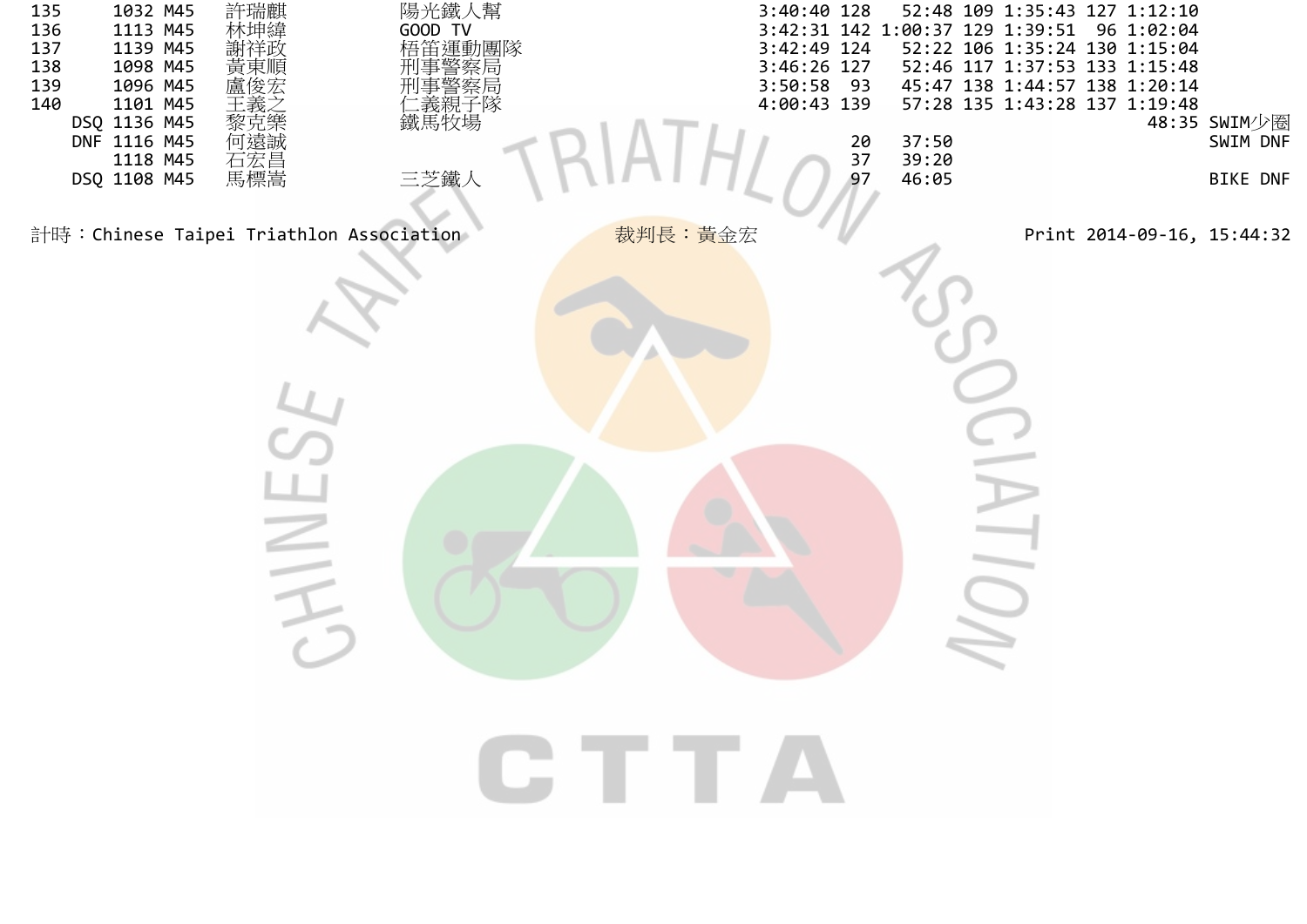| | | | | | | | | | | | | |
|---|---|---|---|---|---|---|---|---|---|---|---|---|
| 135 | 1032 | M45 | 許瑞麒 | 陽光鐵人幫 | 3:40:40 | 128 | 52:48 | 109 | 1:35:43 | 127 | 1:12:10 | |
| 136 | 1113 | M45 | 林坤緯 | GOOD TV | 3:42:31 | 142 | 1:00:37 | 129 | 1:39:51 | 96 | 1:02:04 | |
| 137 | 1139 | M45 | 謝祥政 | 梧笛運動團隊 | 3:42:49 | 124 | 52:22 | 106 | 1:35:24 | 130 | 1:15:04 | |
| 138 | 1098 | M45 | 黃東順 | 刑事警察局 | 3:46:26 | 127 | 52:46 | 117 | 1:37:53 | 133 | 1:15:48 | |
| 139 | 1096 | M45 | 盧俊宏 | 刑事警察局 | 3:50:58 | 93 | 45:47 | 138 | 1:44:57 | 138 | 1:20:14 | |
| 140 | 1101 | M45 | 王義之 | 仁義親子隊 | 4:00:43 | 139 | 57:28 | 135 | 1:43:28 | 137 | 1:19:48 | |
| DSQ | 1136 | M45 | 黎克樂 | 鐵馬牧場 | | | | | | | 48:35 | SWIM少圈 |
| DNF | 1116 | M45 | 何遠誠 | | | 20 | 37:50 | | | | | SWIM DNF |
| | 1118 | M45 | 石宏昌 | | | 37 | 39:20 | | | | | |
| DSQ | 1108 | M45 | 馬標嵩 | 三芝鐵人 | | 97 | 46:05 | | | | | BIKE DNF |

計時：Chinese Taipei Triathlon Association　　裁判長：黃金宏　　Print 2014-09-16, 15:44:32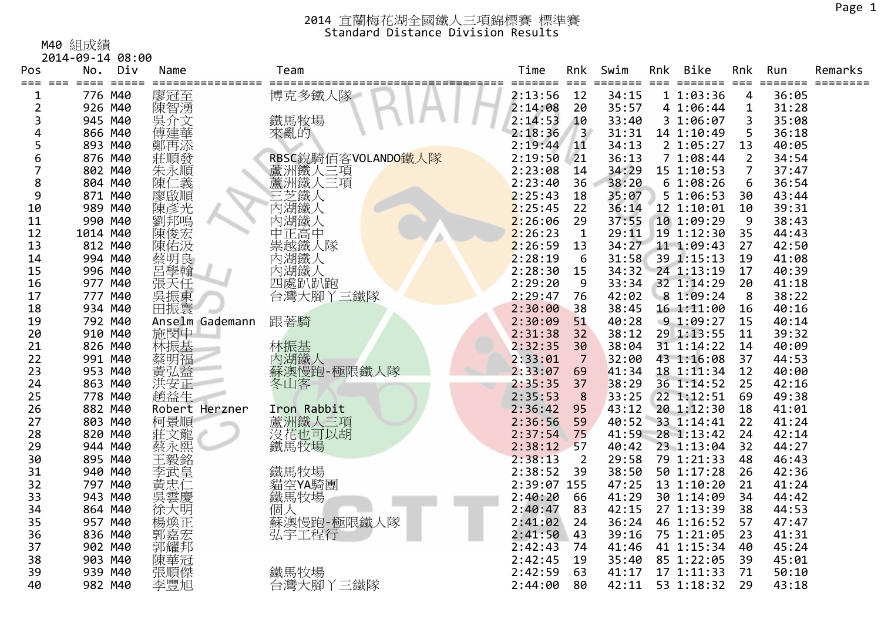# 2014 宜蘭梅花湖全國鐵人三項錦標賽 標準賽
## Standard Distance Division Results

M40 組成績
2014-09-14 08:00

| Pos | | No. | Div | Name | Team | Time | Rnk | Swim | Rnk | Bike | Rnk | Run | Remarks |
|---|---|---|---|---|---|---|---|---|---|---|---|---|---|
| 1 | | 776 | M40 | 廖冠至 | 博克多鐵人隊 | 2:13:56 | 12 | 34:15 | 1 | 1:03:36 | 4 | 36:05 | |
| 2 | | 926 | M40 | 陳智湧 | | 2:14:08 | 20 | 35:57 | 4 | 1:06:44 | 1 | 31:28 | |
| 3 | | 945 | M40 | 吳介文 | 鐵馬牧場 | 2:14:53 | 10 | 33:40 | 3 | 1:06:07 | 3 | 35:08 | |
| 4 | | 866 | M40 | 傅建華 | 來亂的 | 2:18:36 | 3 | 31:31 | 14 | 1:10:49 | 5 | 36:18 | |
| 5 | | 893 | M40 | 鄭再添 | | 2:19:44 | 11 | 34:13 | 2 | 1:05:27 | 13 | 40:05 | |
| 6 | | 876 | M40 | 莊順發 | RBSC銳騎佰客VOLANDO鐵人隊 | 2:19:50 | 21 | 36:13 | 7 | 1:08:44 | 2 | 34:54 | |
| 7 | | 802 | M40 | 朱永順 | 蘆洲鐵人三項 | 2:23:08 | 14 | 34:29 | 15 | 1:10:53 | 7 | 37:47 | |
| 8 | | 804 | M40 | 陳仁義 | 蘆洲鐵人三項 | 2:23:40 | 36 | 38:20 | 6 | 1:08:26 | 6 | 36:54 | |
| 9 | | 871 | M40 | 廖啟順 | 三芝鐵人 | 2:25:43 | 18 | 35:07 | 5 | 1:06:53 | 30 | 43:44 | |
| 10 | | 989 | M40 | 陳彥光 | 內湖鐵人 | 2:25:45 | 22 | 36:14 | 12 | 1:10:01 | 10 | 39:31 | |
| 11 | | 990 | M40 | 劉邦鳴 | 內湖鐵人 | 2:26:06 | 29 | 37:55 | 10 | 1:09:29 | 9 | 38:43 | |
| 12 | | 1014 | M40 | 陳俊宏 | 中正高中 | 2:26:23 | 1 | 29:11 | 19 | 1:12:30 | 35 | 44:43 | |
| 13 | | 812 | M40 | 陳佑汲 | 崇越鐵人隊 | 2:26:59 | 13 | 34:27 | 11 | 1:09:43 | 27 | 42:50 | |
| 14 | | 994 | M40 | 蔡明良 | 內湖鐵人 | 2:28:19 | 6 | 31:58 | 39 | 1:15:13 | 19 | 41:08 | |
| 15 | | 996 | M40 | 呂學翰 | 內湖鐵人 | 2:28:30 | 15 | 34:32 | 24 | 1:13:19 | 17 | 40:39 | |
| 16 | | 977 | M40 | 張天任 | 四處趴趴跑 | 2:29:20 | 9 | 33:34 | 32 | 1:14:29 | 20 | 41:18 | |
| 17 | | 777 | M40 | 吳振東 | 台灣大腳丫三鐵隊 | 2:29:47 | 76 | 42:02 | 8 | 1:09:24 | 8 | 38:22 | |
| 18 | | 934 | M40 | 田振寰 | | 2:30:00 | 38 | 38:45 | 16 | 1:11:00 | 16 | 40:16 | |
| 19 | | 792 | M40 | Anselm Gademann | 跟著騎 | 2:30:09 | 51 | 40:28 | 9 | 1:09:27 | 15 | 40:14 | |
| 20 | | 910 | M40 | 施閔中 | | 2:31:38 | 32 | 38:12 | 29 | 1:13:55 | 11 | 39:32 | |
| 21 | | 826 | M40 | 林振基 | 林振基 | 2:32:35 | 30 | 38:04 | 31 | 1:14:22 | 14 | 40:09 | |
| 22 | | 991 | M40 | 蔡明福 | 內湖鐵人 | 2:33:01 | 7 | 32:00 | 43 | 1:16:08 | 37 | 44:53 | |
| 23 | | 953 | M40 | 黃弘益 | 蘇澳慢跑-極限鐵人隊 | 2:33:07 | 69 | 41:34 | 18 | 1:11:34 | 12 | 40:00 | |
| 24 | | 863 | M40 | 洪安正 | 冬山客 | 2:35:35 | 37 | 38:29 | 36 | 1:14:52 | 25 | 42:16 | |
| 25 | | 778 | M40 | 趙益生 | | 2:35:53 | 8 | 33:25 | 22 | 1:12:51 | 69 | 49:38 | |
| 26 | | 882 | M40 | Robert Herzner | Iron Rabbit | 2:36:42 | 95 | 43:12 | 20 | 1:12:30 | 18 | 41:01 | |
| 27 | | 803 | M40 | 柯景順 | 蘆洲鐵人三項 | 2:36:56 | 59 | 40:52 | 33 | 1:14:41 | 22 | 41:24 | |
| 28 | | 820 | M40 | 莊文龍 | 沒花也可以胡 | 2:37:54 | 75 | 41:59 | 28 | 1:13:42 | 24 | 42:14 | |
| 29 | | 944 | M40 | 蔡永熙 | 鐵馬牧場 | 2:38:12 | 57 | 40:42 | 23 | 1:13:04 | 32 | 44:27 | |
| 30 | | 895 | M40 | 王毅銘 | | 2:38:13 | 2 | 29:58 | 79 | 1:21:33 | 48 | 46:43 | |
| 31 | | 940 | M40 | 李武皇 | 鐵馬牧場 | 2:38:52 | 39 | 38:50 | 50 | 1:17:28 | 26 | 42:36 | |
| 32 | | 797 | M40 | 黃忠仁 | 貓空YA騎團 | 2:39:07 | 155 | 47:25 | 13 | 1:10:20 | 21 | 41:24 | |
| 33 | | 943 | M40 | 吳雲慶 | 鐵馬牧場 | 2:40:20 | 66 | 41:29 | 30 | 1:14:09 | 34 | 44:42 | |
| 34 | | 864 | M40 | 徐大明 | 個人 | 2:40:47 | 83 | 42:15 | 27 | 1:13:39 | 38 | 44:53 | |
| 35 | | 957 | M40 | 楊煥正 | 蘇澳慢跑-極限鐵人隊 | 2:41:02 | 24 | 36:24 | 46 | 1:16:52 | 57 | 47:47 | |
| 36 | | 836 | M40 | 郭嘉宏 | 弘宇工程行 | 2:41:50 | 43 | 39:16 | 75 | 1:21:05 | 23 | 41:31 | |
| 37 | | 902 | M40 | 郭耀邦 | | 2:42:43 | 74 | 41:46 | 41 | 1:15:34 | 40 | 45:24 | |
| 38 | | 903 | M40 | 陳華冠 | | 2:42:45 | 19 | 35:40 | 85 | 1:22:05 | 39 | 45:01 | |
| 39 | | 939 | M40 | 張順傑 | 鐵馬牧場 | 2:42:59 | 63 | 41:17 | 17 | 1:11:33 | 71 | 50:10 | |
| 40 | | 982 | M40 | 李豐旭 | 台灣大腳丫三鐵隊 | 2:44:00 | 80 | 42:11 | 53 | 1:18:32 | 29 | 43:18 | |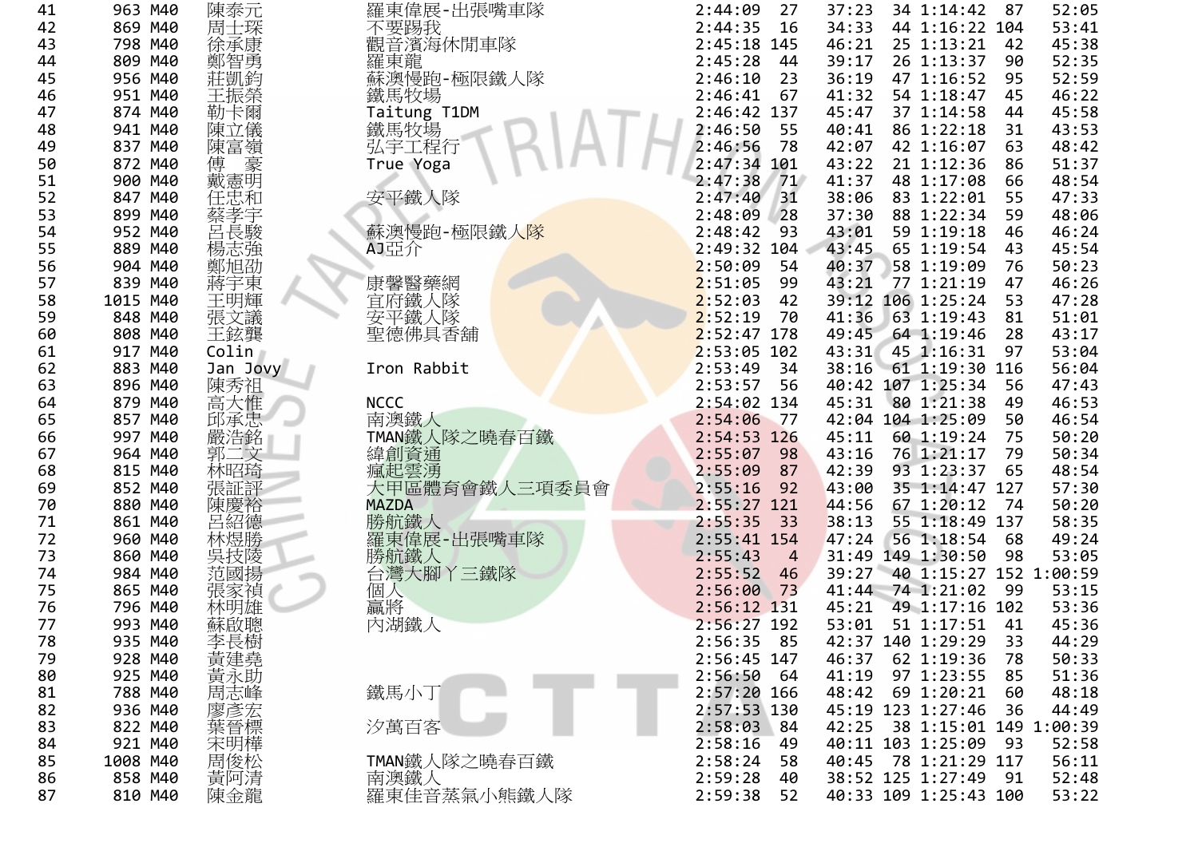| 41 | 963 | M40 | 陳泰元 | 羅東偉展-出張嘴車隊 | 2:44:09 | 27 | 37:23 | 34 | 1:14:42 | 87 | 52:05 |
|---|---|---|---|---|---|---|---|---|---|---|---|
| 42 | 869 | M40 | 周士琛 | 不要踢我 | 2:44:35 | 16 | 34:33 | 44 | 1:16:22 | 104 | 53:41 |
| 43 | 798 | M40 | 徐承康 | 觀音濱海休閒車隊 | 2:45:18 | 145 | 46:21 | 25 | 1:13:21 | 42 | 45:38 |
| 44 | 809 | M40 | 鄭智勇 | 羅東龍 | 2:45:28 | 44 | 39:17 | 26 | 1:13:37 | 90 | 52:35 |
| 45 | 956 | M40 | 莊凱鈞 | 蘇澳慢跑-極限鐵人隊 | 2:46:10 | 23 | 36:19 | 47 | 1:16:52 | 95 | 52:59 |
| 46 | 951 | M40 | 王振榮 | 鐵馬牧場 | 2:46:41 | 67 | 41:32 | 54 | 1:18:47 | 45 | 46:22 |
| 47 | 874 | M40 | 勒卡爾 | Taitung T1DM | 2:46:42 | 137 | 45:47 | 37 | 1:14:58 | 44 | 45:58 |
| 48 | 941 | M40 | 陳立儀 | 鐵馬牧場 | 2:46:50 | 55 | 40:41 | 86 | 1:22:18 | 31 | 43:53 |
| 49 | 837 | M40 | 陳富嶺 | 弘宇工程行 | 2:46:56 | 78 | 42:07 | 42 | 1:16:07 | 63 | 48:42 |
| 50 | 872 | M40 | 傅　豪 | True Yoga | 2:47:34 | 101 | 43:22 | 21 | 1:12:36 | 86 | 51:37 |
| 51 | 900 | M40 | 戴憲明 |  | 2:47:38 | 71 | 41:37 | 48 | 1:17:08 | 66 | 48:54 |
| 52 | 847 | M40 | 任忠和 | 安平鐵人隊 | 2:47:40 | 31 | 38:06 | 83 | 1:22:01 | 55 | 47:33 |
| 53 | 899 | M40 | 蔡孝宇 |  | 2:48:09 | 28 | 37:30 | 88 | 1:22:34 | 59 | 48:06 |
| 54 | 952 | M40 | 呂長駿 | 蘇澳慢跑-極限鐵人隊 | 2:48:42 | 93 | 43:01 | 59 | 1:19:18 | 46 | 46:24 |
| 55 | 889 | M40 | 楊志強 | AJ亞介 | 2:49:32 | 104 | 43:45 | 65 | 1:19:54 | 43 | 45:54 |
| 56 | 904 | M40 | 鄭旭劭 |  | 2:50:09 | 54 | 40:37 | 58 | 1:19:09 | 76 | 50:23 |
| 57 | 839 | M40 | 蔣宇東 | 康馨醫藥網 | 2:51:05 | 99 | 43:21 | 77 | 1:21:19 | 47 | 46:26 |
| 58 | 1015 | M40 | 王明輝 | 宜府鐵人隊 | 2:52:03 | 42 | 39:12 | 106 | 1:25:24 | 53 | 47:28 |
| 59 | 848 | M40 | 張文議 | 安平鐵人隊 | 2:52:19 | 70 | 41:36 | 63 | 1:19:43 | 81 | 51:01 |
| 60 | 808 | M40 | 王鉉龔 | 聖德佛具香舖 | 2:52:47 | 178 | 49:45 | 64 | 1:19:46 | 28 | 43:17 |
| 61 | 917 | M40 | Colin |  | 2:53:05 | 102 | 43:31 | 45 | 1:16:31 | 97 | 53:04 |
| 62 | 883 | M40 | Jan Jovy | Iron Rabbit | 2:53:49 | 34 | 38:16 | 61 | 1:19:30 | 116 | 56:04 |
| 63 | 896 | M40 | 陳秀祖 |  | 2:53:57 | 56 | 40:42 | 107 | 1:25:34 | 56 | 47:43 |
| 64 | 879 | M40 | 高大惟 | NCCC | 2:54:02 | 134 | 45:31 | 80 | 1:21:38 | 49 | 46:53 |
| 65 | 857 | M40 | 邱承忠 | 南澳鐵人 | 2:54:06 | 77 | 42:04 | 104 | 1:25:09 | 50 | 46:54 |
| 66 | 997 | M40 | 嚴浩銘 | TMAN鐵人隊之曉春百鐵 | 2:54:53 | 126 | 45:11 | 60 | 1:19:24 | 75 | 50:20 |
| 67 | 964 | M40 | 郭二文 | 緯創資通 | 2:55:07 | 98 | 43:16 | 76 | 1:21:17 | 79 | 50:34 |
| 68 | 815 | M40 | 林昭琦 | 瘋起雲湧 | 2:55:09 | 87 | 42:39 | 93 | 1:23:37 | 65 | 48:54 |
| 69 | 852 | M40 | 張証評 | 大甲區體育會鐵人三項委員會 | 2:55:16 | 92 | 43:00 | 35 | 1:14:47 | 127 | 57:30 |
| 70 | 880 | M40 | 陳慶裕 | MAZDA | 2:55:27 | 121 | 44:56 | 67 | 1:20:12 | 74 | 50:20 |
| 71 | 861 | M40 | 呂紹德 | 勝航鐵人 | 2:55:35 | 33 | 38:13 | 55 | 1:18:49 | 137 | 58:35 |
| 72 | 960 | M40 | 林煜勝 | 羅東偉展-出張嘴車隊 | 2:55:41 | 154 | 47:24 | 56 | 1:18:54 | 68 | 49:24 |
| 73 | 860 | M40 | 吳技陵 | 勝航鐵人 | 2:55:43 | 4 | 31:49 | 149 | 1:30:50 | 98 | 53:05 |
| 74 | 984 | M40 | 范國揚 | 台灣大腳丫三鐵隊 | 2:55:52 | 46 | 39:27 | 40 | 1:15:27 | 152 | 1:00:59 |
| 75 | 865 | M40 | 張家禎 | 個人 | 2:56:00 | 73 | 41:44 | 74 | 1:21:02 | 99 | 53:15 |
| 76 | 796 | M40 | 林明雄 | 贏將 | 2:56:12 | 131 | 45:21 | 49 | 1:17:16 | 102 | 53:36 |
| 77 | 993 | M40 | 蘇啟聰 | 內湖鐵人 | 2:56:27 | 192 | 53:01 | 51 | 1:17:51 | 41 | 45:36 |
| 78 | 935 | M40 | 李長樹 |  | 2:56:35 | 85 | 42:37 | 140 | 1:29:29 | 33 | 44:29 |
| 79 | 928 | M40 | 黃建堯 |  | 2:56:45 | 147 | 46:37 | 62 | 1:19:36 | 78 | 50:33 |
| 80 | 925 | M40 | 黃永助 |  | 2:56:50 | 64 | 41:19 | 97 | 1:23:55 | 85 | 51:36 |
| 81 | 788 | M40 | 周志峰 | 鐵馬小丁 | 2:57:20 | 166 | 48:42 | 69 | 1:20:21 | 60 | 48:18 |
| 82 | 936 | M40 | 廖彥宏 |  | 2:57:53 | 130 | 45:19 | 123 | 1:27:46 | 36 | 44:49 |
| 83 | 822 | M40 | 葉晉標 | 汐萬百客 | 2:58:03 | 84 | 42:25 | 38 | 1:15:01 | 149 | 1:00:39 |
| 84 | 921 | M40 | 宋明樺 |  | 2:58:16 | 49 | 40:11 | 103 | 1:25:09 | 93 | 52:58 |
| 85 | 1008 | M40 | 周俊松 | TMAN鐵人隊之曉春百鐵 | 2:58:24 | 58 | 40:45 | 78 | 1:21:29 | 117 | 56:11 |
| 86 | 858 | M40 | 黃阿清 | 南澳鐵人 | 2:59:28 | 40 | 38:52 | 125 | 1:27:49 | 91 | 52:48 |
| 87 | 810 | M40 | 陳金龍 | 羅東佳音蒸氣小熊鐵人隊 | 2:59:38 | 52 | 40:33 | 109 | 1:25:43 | 100 | 53:22 |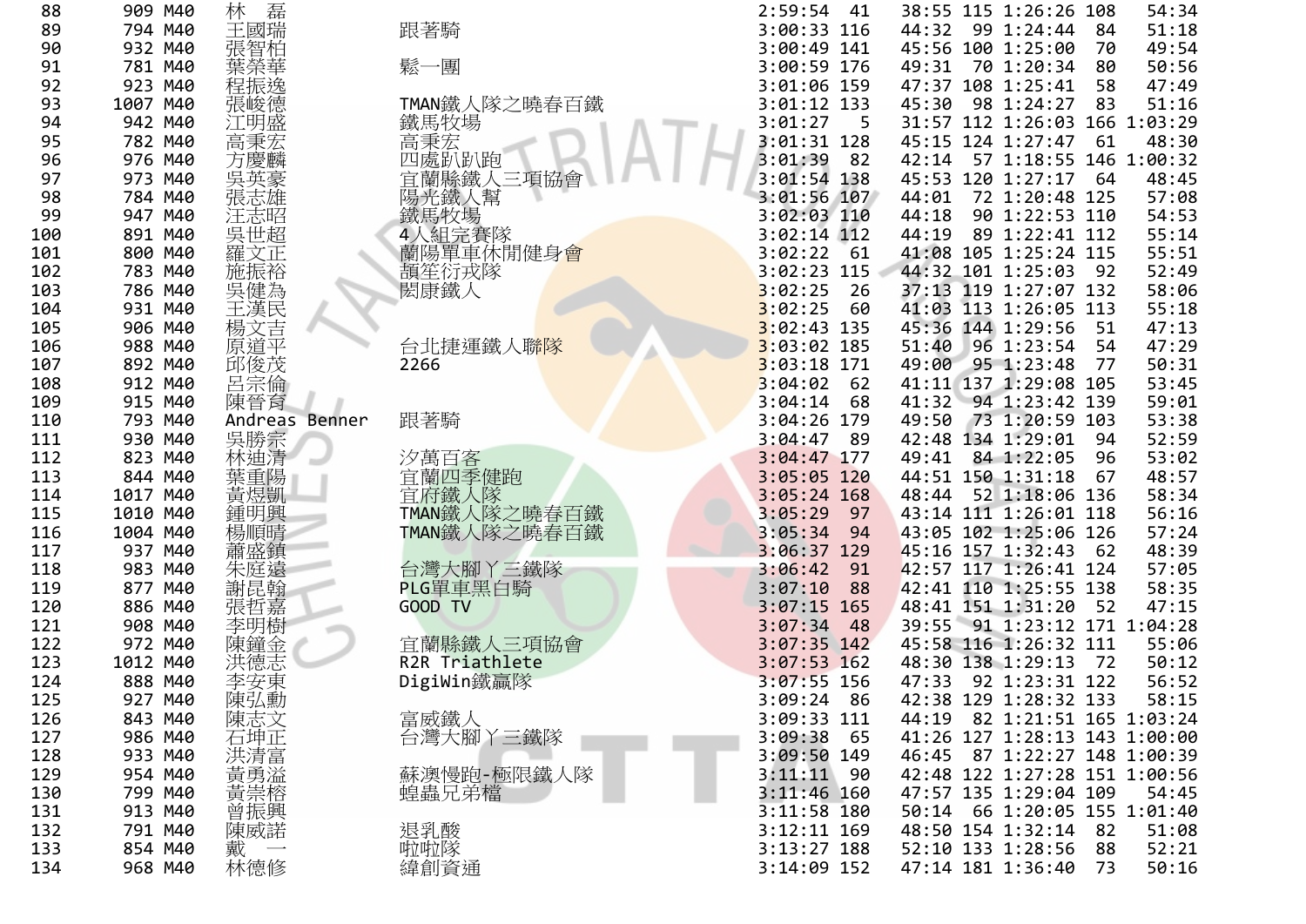| | | | | | | | | | | | |
|---|---|---|---|---|---|---|---|---|---|---|---|
| 88 | 909 | M40 | 林　磊 | | 2:59:54 | 41 | 38:55 | 115 | 1:26:26 | 108 | 54:34 |
| 89 | 794 | M40 | 王國瑞 | 跟著騎 | 3:00:33 | 116 | 44:32 | 99 | 1:24:44 | 84 | 51:18 |
| 90 | 932 | M40 | 張智柏 | | 3:00:49 | 141 | 45:56 | 100 | 1:25:00 | 70 | 49:54 |
| 91 | 781 | M40 | 葉榮華 | 鬆一團 | 3:00:59 | 176 | 49:31 | 70 | 1:20:34 | 80 | 50:56 |
| 92 | 923 | M40 | 程振逸 | | 3:01:06 | 159 | 47:37 | 108 | 1:25:41 | 58 | 47:49 |
| 93 | 1007 | M40 | 張峻德 | TMAN鐵人隊之曉春百鐵 | 3:01:12 | 133 | 45:30 | 98 | 1:24:27 | 83 | 51:16 |
| 94 | 942 | M40 | 江明盛 | 鐵馬牧場 | 3:01:27 | 5 | 31:57 | 112 | 1:26:03 | 166 | 1:03:29 |
| 95 | 782 | M40 | 高秉宏 | 高秉宏 | 3:01:31 | 128 | 45:15 | 124 | 1:27:47 | 61 | 48:30 |
| 96 | 976 | M40 | 方慶麟 | 四處趴趴跑 | 3:01:39 | 82 | 42:14 | 57 | 1:18:55 | 146 | 1:00:32 |
| 97 | 973 | M40 | 吳英豪 | 宜蘭縣鐵人三項協會 | 3:01:54 | 138 | 45:53 | 120 | 1:27:17 | 64 | 48:45 |
| 98 | 784 | M40 | 張志雄 | 陽光鐵人幫 | 3:01:56 | 107 | 44:01 | 72 | 1:20:48 | 125 | 57:08 |
| 99 | 947 | M40 | 汪志昭 | 鐵馬牧場 | 3:02:03 | 110 | 44:18 | 90 | 1:22:53 | 110 | 54:53 |
| 100 | 891 | M40 | 吳世超 | 4人組完賽隊 | 3:02:14 | 112 | 44:19 | 89 | 1:22:41 | 112 | 55:14 |
| 101 | 800 | M40 | 羅文正 | 蘭陽單車休閒健身會 | 3:02:22 | 61 | 41:08 | 105 | 1:25:24 | 115 | 55:51 |
| 102 | 783 | M40 | 施振裕 | 頡笙衍戎隊 | 3:02:23 | 115 | 44:32 | 101 | 1:25:03 | 92 | 52:49 |
| 103 | 786 | M40 | 吳健為 | 閎康鐵人 | 3:02:25 | 26 | 37:13 | 119 | 1:27:07 | 132 | 58:06 |
| 104 | 931 | M40 | 王漢民 | | 3:02:25 | 60 | 41:03 | 113 | 1:26:05 | 113 | 55:18 |
| 105 | 906 | M40 | 楊文吉 | | 3:02:43 | 135 | 45:36 | 144 | 1:29:56 | 51 | 47:13 |
| 106 | 988 | M40 | 原道平 | 台北捷運鐵人聯隊 | 3:03:02 | 185 | 51:40 | 96 | 1:23:54 | 54 | 47:29 |
| 107 | 892 | M40 | 邱俊茂 | 2266 | 3:03:18 | 171 | 49:00 | 95 | 1:23:48 | 77 | 50:31 |
| 108 | 912 | M40 | 呂宗倫 | | 3:04:02 | 62 | 41:11 | 137 | 1:29:08 | 105 | 53:45 |
| 109 | 915 | M40 | 陳晉育 | | 3:04:14 | 68 | 41:32 | 94 | 1:23:42 | 139 | 59:01 |
| 110 | 793 | M40 | Andreas Benner | 跟著騎 | 3:04:26 | 179 | 49:50 | 73 | 1:20:59 | 103 | 53:38 |
| 111 | 930 | M40 | 吳勝宗 | | 3:04:47 | 89 | 42:48 | 134 | 1:29:01 | 94 | 52:59 |
| 112 | 823 | M40 | 林迪清 | 汐萬百客 | 3:04:47 | 177 | 49:41 | 84 | 1:22:05 | 96 | 53:02 |
| 113 | 844 | M40 | 葉重陽 | 宜蘭四季健跑 | 3:05:05 | 120 | 44:51 | 150 | 1:31:18 | 67 | 48:57 |
| 114 | 1017 | M40 | 黃煜凱 | 宜府鐵人隊 | 3:05:24 | 168 | 48:44 | 52 | 1:18:06 | 136 | 58:34 |
| 115 | 1010 | M40 | 鍾明興 | TMAN鐵人隊之曉春百鐵 | 3:05:29 | 97 | 43:14 | 111 | 1:26:01 | 118 | 56:16 |
| 116 | 1004 | M40 | 楊順晴 | TMAN鐵人隊之曉春百鐵 | 3:05:34 | 94 | 43:05 | 102 | 1:25:06 | 126 | 57:24 |
| 117 | 937 | M40 | 蕭盛鎮 | | 3:06:37 | 129 | 45:16 | 157 | 1:32:43 | 62 | 48:39 |
| 118 | 983 | M40 | 朱庭遠 | 台灣大腳丫三鐵隊 | 3:06:42 | 91 | 42:57 | 117 | 1:26:41 | 124 | 57:05 |
| 119 | 877 | M40 | 謝昆翰 | PLG單車黑白騎 | 3:07:10 | 88 | 42:41 | 110 | 1:25:55 | 138 | 58:35 |
| 120 | 886 | M40 | 張哲嘉 | GOOD TV | 3:07:15 | 165 | 48:41 | 151 | 1:31:20 | 52 | 47:15 |
| 121 | 908 | M40 | 李明樹 | | 3:07:34 | 48 | 39:55 | 91 | 1:23:12 | 171 | 1:04:28 |
| 122 | 972 | M40 | 陳鐘金 | 宜蘭縣鐵人三項協會 | 3:07:35 | 142 | 45:58 | 116 | 1:26:32 | 111 | 55:06 |
| 123 | 1012 | M40 | 洪德志 | R2R Triathlete | 3:07:53 | 162 | 48:30 | 138 | 1:29:13 | 72 | 50:12 |
| 124 | 888 | M40 | 李安東 | DigiWin鐵贏隊 | 3:07:55 | 156 | 47:33 | 92 | 1:23:31 | 122 | 56:52 |
| 125 | 927 | M40 | 陳弘勳 | | 3:09:24 | 86 | 42:38 | 129 | 1:28:32 | 133 | 58:15 |
| 126 | 843 | M40 | 陳志文 | 富威鐵人 | 3:09:33 | 111 | 44:19 | 82 | 1:21:51 | 165 | 1:03:24 |
| 127 | 986 | M40 | 石坤正 | 台灣大腳丫三鐵隊 | 3:09:38 | 65 | 41:26 | 127 | 1:28:13 | 143 | 1:00:00 |
| 128 | 933 | M40 | 洪清富 | | 3:09:50 | 149 | 46:45 | 87 | 1:22:27 | 148 | 1:00:39 |
| 129 | 954 | M40 | 黃勇溢 | 蘇澳慢跑-極限鐵人隊 | 3:11:11 | 90 | 42:48 | 122 | 1:27:28 | 151 | 1:00:56 |
| 130 | 799 | M40 | 黃崇榕 | 蝗蟲兄弟檔 | 3:11:46 | 160 | 47:57 | 135 | 1:29:04 | 109 | 54:45 |
| 131 | 913 | M40 | 曾振興 | | 3:11:58 | 180 | 50:14 | 66 | 1:20:05 | 155 | 1:01:40 |
| 132 | 791 | M40 | 陳威諾 | 退乳酸 | 3:12:11 | 169 | 48:50 | 154 | 1:32:14 | 82 | 51:08 |
| 133 | 854 | M40 | 戴　一 | 啦啦隊 | 3:13:27 | 188 | 52:10 | 133 | 1:28:56 | 88 | 52:21 |
| 134 | 968 | M40 | 林德修 | 緯創資通 | 3:14:09 | 152 | 47:14 | 181 | 1:36:40 | 73 | 50:16 |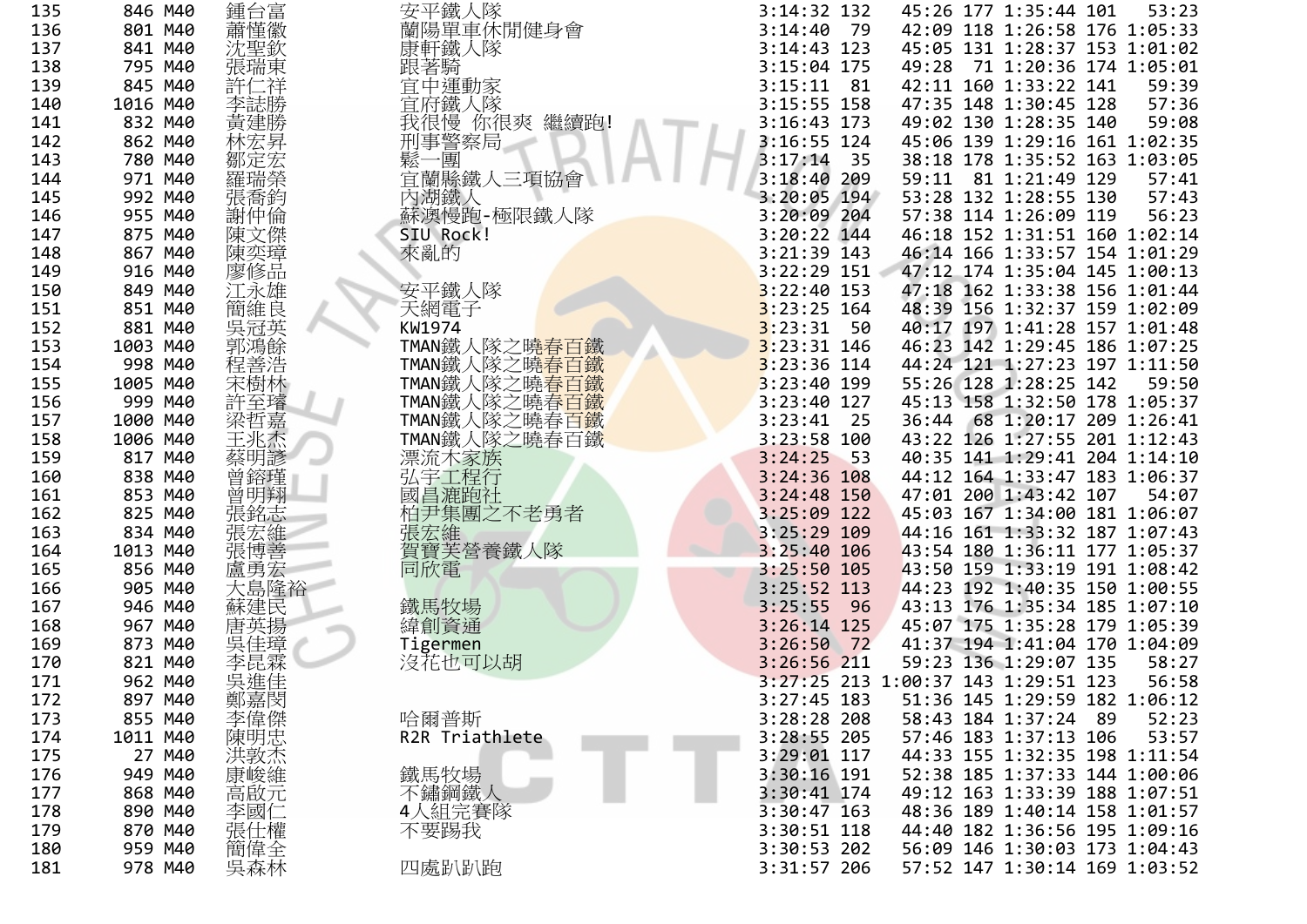| 135 | 846 | M40 | 鍾台富 | 安平鐵人隊 | 3:14:32 | 132 | 45:26 | 177 | 1:35:44 | 101 | 53:23 |
|---|---|---|---|---|---|---|---|---|---|---|---|
| 136 | 801 | M40 | 蕭懂徽 | 蘭陽單車休閒健身會 | 3:14:40 | 79 | 42:09 | 118 | 1:26:58 | 176 | 1:05:33 |
| 137 | 841 | M40 | 沈聖欽 | 康軒鐵人隊 | 3:14:43 | 123 | 45:05 | 131 | 1:28:37 | 153 | 1:01:02 |
| 138 | 795 | M40 | 張瑞東 | 跟著騎 | 3:15:04 | 175 | 49:28 | 71 | 1:20:36 | 174 | 1:05:01 |
| 139 | 845 | M40 | 許仁祥 | 宜中運動家 | 3:15:11 | 81 | 42:11 | 160 | 1:33:22 | 141 | 59:39 |
| 140 | 1016 | M40 | 李誌勝 | 宜府鐵人隊 | 3:15:55 | 158 | 47:35 | 148 | 1:30:45 | 128 | 57:36 |
| 141 | 832 | M40 | 黃建勝 | 我很慢 你很爽 繼續跑! | 3:16:43 | 173 | 49:02 | 130 | 1:28:35 | 140 | 59:08 |
| 142 | 862 | M40 | 林宏昇 | 刑事警察局 | 3:16:55 | 124 | 45:06 | 139 | 1:29:16 | 161 | 1:02:35 |
| 143 | 780 | M40 | 鄒定宏 | 鬆一團 | 3:17:14 | 35 | 38:18 | 178 | 1:35:52 | 163 | 1:03:05 |
| 144 | 971 | M40 | 羅瑞榮 | 宜蘭縣鐵人三項協會 | 3:18:40 | 209 | 59:11 | 81 | 1:21:49 | 129 | 57:41 |
| 145 | 992 | M40 | 張喬鈞 | 內湖鐵人 | 3:20:05 | 194 | 53:28 | 132 | 1:28:55 | 130 | 57:43 |
| 146 | 955 | M40 | 謝仲倫 | 蘇澳慢跑-極限鐵人隊 | 3:20:09 | 204 | 57:38 | 114 | 1:26:09 | 119 | 56:23 |
| 147 | 875 | M40 | 陳文傑 | SIU Rock! | 3:20:22 | 144 | 46:18 | 152 | 1:31:51 | 160 | 1:02:14 |
| 148 | 867 | M40 | 陳奕璋 | 來亂的 | 3:21:39 | 143 | 46:14 | 166 | 1:33:57 | 154 | 1:01:29 |
| 149 | 916 | M40 | 廖修品 | | 3:22:29 | 151 | 47:12 | 174 | 1:35:04 | 145 | 1:00:13 |
| 150 | 849 | M40 | 江永雄 | 安平鐵人隊 | 3:22:40 | 153 | 47:18 | 162 | 1:33:38 | 156 | 1:01:44 |
| 151 | 851 | M40 | 簡維良 | 天網電子 | 3:23:25 | 164 | 48:39 | 156 | 1:32:37 | 159 | 1:02:09 |
| 152 | 881 | M40 | 吳冠英 | KW1974 | 3:23:31 | 50 | 40:17 | 197 | 1:41:28 | 157 | 1:01:48 |
| 153 | 1003 | M40 | 郭鴻餘 | TMAN鐵人隊之曉春百鐵 | 3:23:31 | 146 | 46:23 | 142 | 1:29:45 | 186 | 1:07:25 |
| 154 | 998 | M40 | 程善浩 | TMAN鐵人隊之曉春百鐵 | 3:23:36 | 114 | 44:24 | 121 | 1:27:23 | 197 | 1:11:50 |
| 155 | 1005 | M40 | 宋樹林 | TMAN鐵人隊之曉春百鐵 | 3:23:40 | 199 | 55:26 | 128 | 1:28:25 | 142 | 59:50 |
| 156 | 999 | M40 | 許至璿 | TMAN鐵人隊之曉春百鐵 | 3:23:40 | 127 | 45:13 | 158 | 1:32:50 | 178 | 1:05:37 |
| 157 | 1000 | M40 | 梁哲嘉 | TMAN鐵人隊之曉春百鐵 | 3:23:41 | 25 | 36:44 | 68 | 1:20:17 | 209 | 1:26:41 |
| 158 | 1006 | M40 | 王兆杰 | TMAN鐵人隊之曉春百鐵 | 3:23:58 | 100 | 43:22 | 126 | 1:27:55 | 201 | 1:12:43 |
| 159 | 817 | M40 | 蔡明諺 | 漂流木家族 | 3:24:25 | 53 | 40:35 | 141 | 1:29:41 | 204 | 1:14:10 |
| 160 | 838 | M40 | 曾鎔瑾 | 弘宇工程行 | 3:24:36 | 108 | 44:12 | 164 | 1:33:47 | 183 | 1:06:37 |
| 161 | 853 | M40 | 曾明翔 | 國昌瀧跑社 | 3:24:48 | 150 | 47:01 | 200 | 1:43:42 | 107 | 54:07 |
| 162 | 825 | M40 | 張銘志 | 柏尹集團之不老勇者 | 3:25:09 | 122 | 45:03 | 167 | 1:34:00 | 181 | 1:06:07 |
| 163 | 834 | M40 | 張宏維 | 張宏維 | 3:25:29 | 109 | 44:16 | 161 | 1:33:32 | 187 | 1:07:43 |
| 164 | 1013 | M40 | 張博善 | 賀寶芙營養鐵人隊 | 3:25:40 | 106 | 43:54 | 180 | 1:36:11 | 177 | 1:05:37 |
| 165 | 856 | M40 | 盧勇宏 | 同欣電 | 3:25:50 | 105 | 43:50 | 159 | 1:33:19 | 191 | 1:08:42 |
| 166 | 905 | M40 | 大島隆裕 | | 3:25:52 | 113 | 44:23 | 192 | 1:40:35 | 150 | 1:00:55 |
| 167 | 946 | M40 | 蘇建民 | 鐵馬牧場 | 3:25:55 | 96 | 43:13 | 176 | 1:35:34 | 185 | 1:07:10 |
| 168 | 967 | M40 | 唐英揚 | 緯創資通 | 3:26:14 | 125 | 45:07 | 175 | 1:35:28 | 179 | 1:05:39 |
| 169 | 873 | M40 | 吳佳璋 | Tigermen | 3:26:50 | 72 | 41:37 | 194 | 1:41:04 | 170 | 1:04:09 |
| 170 | 821 | M40 | 李昆霖 | 沒花也可以胡 | 3:26:56 | 211 | 59:23 | 136 | 1:29:07 | 135 | 58:27 |
| 171 | 962 | M40 | 吳進佳 | | 3:27:25 | 213 | 1:00:37 | 143 | 1:29:51 | 123 | 56:58 |
| 172 | 897 | M40 | 鄭嘉閔 | | 3:27:45 | 183 | 51:36 | 145 | 1:29:59 | 182 | 1:06:12 |
| 173 | 855 | M40 | 李偉傑 | 哈爾普斯 | 3:28:28 | 208 | 58:43 | 184 | 1:37:24 | 89 | 52:23 |
| 174 | 1011 | M40 | 陳明忠 | R2R Triathlete | 3:28:55 | 205 | 57:46 | 183 | 1:37:13 | 106 | 53:57 |
| 175 | 27 | M40 | 洪敦杰 | | 3:29:01 | 117 | 44:33 | 155 | 1:32:35 | 198 | 1:11:54 |
| 176 | 949 | M40 | 康峻維 | 鐵馬牧場 | 3:30:16 | 191 | 52:38 | 185 | 1:37:33 | 144 | 1:00:06 |
| 177 | 868 | M40 | 高啟元 | 不鏽鋼鐵人 | 3:30:41 | 174 | 49:12 | 163 | 1:33:39 | 188 | 1:07:51 |
| 178 | 890 | M40 | 李國仁 | 4人組完賽隊 | 3:30:47 | 163 | 48:36 | 189 | 1:40:14 | 158 | 1:01:57 |
| 179 | 870 | M40 | 張仕權 | 不要踢我 | 3:30:51 | 118 | 44:40 | 182 | 1:36:56 | 195 | 1:09:16 |
| 180 | 959 | M40 | 簡偉全 | | 3:30:53 | 202 | 56:09 | 146 | 1:30:03 | 173 | 1:04:43 |
| 181 | 978 | M40 | 吳森林 | 四處趴趴跑 | 3:31:57 | 206 | 57:52 | 147 | 1:30:14 | 169 | 1:03:52 |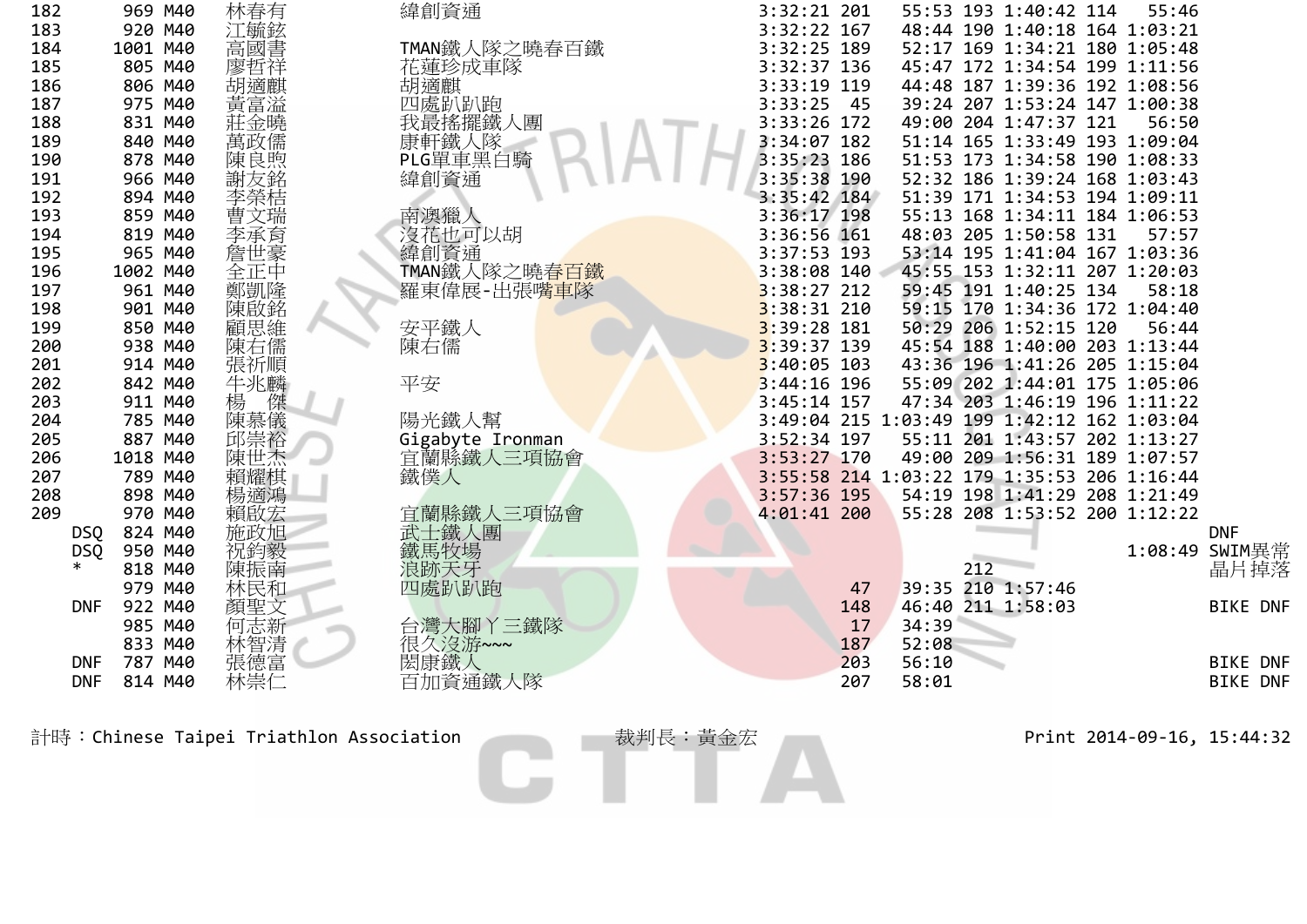| | | | | | | | | | | | | |
|---|---|---|---|---|---|---|---|---|---|---|---|---|
| 182 | 969 | M40 | 林春有 | 緯創資通 | 3:32:21 | 201 | 55:53 | 193 | 1:40:42 | 114 | 55:46 | |
| 183 | 920 | M40 | 江毓鉉 | | 3:32:22 | 167 | 48:44 | 190 | 1:40:18 | 164 | 1:03:21 | |
| 184 | 1001 | M40 | 高國書 | TMAN鐵人隊之曉春百鐵 | 3:32:25 | 189 | 52:17 | 169 | 1:34:21 | 180 | 1:05:48 | |
| 185 | 805 | M40 | 廖哲祥 | 花蓮珍成車隊 | 3:32:37 | 136 | 45:47 | 172 | 1:34:54 | 199 | 1:11:56 | |
| 186 | 806 | M40 | 胡適麒 | 胡適麒 | 3:33:19 | 119 | 44:48 | 187 | 1:39:36 | 192 | 1:08:56 | |
| 187 | 975 | M40 | 黃富溢 | 四處趴趴跑 | 3:33:25 | 45 | 39:24 | 207 | 1:53:24 | 147 | 1:00:38 | |
| 188 | 831 | M40 | 莊金曉 | 我最搖擺鐵人團 | 3:33:26 | 172 | 49:00 | 204 | 1:47:37 | 121 | 56:50 | |
| 189 | 840 | M40 | 萬政儒 | 康軒鐵人隊 | 3:34:07 | 182 | 51:14 | 165 | 1:33:49 | 193 | 1:09:04 | |
| 190 | 878 | M40 | 陳良熙 | PLG單車黑白騎 | 3:35:23 | 186 | 51:53 | 173 | 1:34:58 | 190 | 1:08:33 | |
| 191 | 966 | M40 | 謝友銘 | 緯創資通 | 3:35:38 | 190 | 52:32 | 186 | 1:39:24 | 168 | 1:03:43 | |
| 192 | 894 | M40 | 李榮桔 | | 3:35:42 | 184 | 51:39 | 171 | 1:34:53 | 194 | 1:09:11 | |
| 193 | 859 | M40 | 曹文瑞 | 南澳獵人 | 3:36:17 | 198 | 55:13 | 168 | 1:34:11 | 184 | 1:06:53 | |
| 194 | 819 | M40 | 李承育 | 沒花也可以胡 | 3:36:56 | 161 | 48:03 | 205 | 1:50:58 | 131 | 57:57 | |
| 195 | 965 | M40 | 詹世豪 | 緯創資通 | 3:37:53 | 193 | 53:14 | 195 | 1:41:04 | 167 | 1:03:36 | |
| 196 | 1002 | M40 | 全正中 | TMAN鐵人隊之曉春百鐵 | 3:38:08 | 140 | 45:55 | 153 | 1:32:11 | 207 | 1:20:03 | |
| 197 | 961 | M40 | 鄭凱隆 | 羅東偉展-出張嘴車隊 | 3:38:27 | 212 | 59:45 | 191 | 1:40:25 | 134 | 58:18 | |
| 198 | 901 | M40 | 陳啟銘 | | 3:38:31 | 210 | 59:15 | 170 | 1:34:36 | 172 | 1:04:40 | |
| 199 | 850 | M40 | 顧思維 | 安平鐵人 | 3:39:28 | 181 | 50:29 | 206 | 1:52:15 | 120 | 56:44 | |
| 200 | 938 | M40 | 陳右儒 | 陳右儒 | 3:39:37 | 139 | 45:54 | 188 | 1:40:00 | 203 | 1:13:44 | |
| 201 | 914 | M40 | 張祈順 | | 3:40:05 | 103 | 43:36 | 196 | 1:41:26 | 205 | 1:15:04 | |
| 202 | 842 | M40 | 牛兆麟 | 平安 | 3:44:16 | 196 | 55:09 | 202 | 1:44:01 | 175 | 1:05:06 | |
| 203 | 911 | M40 | 楊　傑 | | 3:45:14 | 157 | 47:34 | 203 | 1:46:19 | 196 | 1:11:22 | |
| 204 | 785 | M40 | 陳慕儀 | 陽光鐵人幫 | 3:49:04 | 215 | 1:03:49 | 199 | 1:42:12 | 162 | 1:03:04 | |
| 205 | 887 | M40 | 邱崇裕 | Gigabyte Ironman | 3:52:34 | 197 | 55:11 | 201 | 1:43:57 | 202 | 1:13:27 | |
| 206 | 1018 | M40 | 陳世杰 | 宜蘭縣鐵人三項協會 | 3:53:27 | 170 | 49:00 | 209 | 1:56:31 | 189 | 1:07:57 | |
| 207 | 789 | M40 | 賴耀棋 | 鐵僕人 | 3:55:58 | 214 | 1:03:22 | 179 | 1:35:53 | 206 | 1:16:44 | |
| 208 | 898 | M40 | 楊適鴻 | | 3:57:36 | 195 | 54:19 | 198 | 1:41:29 | 208 | 1:21:49 | |
| 209 | 970 | M40 | 賴啟宏 | 宜蘭縣鐵人三項協會 | 4:01:41 | 200 | 55:28 | 208 | 1:53:52 | 200 | 1:12:22 | |
| DSQ | 824 | M40 | 施政旭 | 武士鐵人團 | | | | | | | | DNF |
| DSQ | 950 | M40 | 祝鈞毅 | 鐵馬牧場 | | | | | | | 1:08:49 | SWIM異常 |
| * | 818 | M40 | 陳振南 | 浪跡天牙 | | | | 212 | | | | 晶片掉落 |
| | 979 | M40 | 林民和 | 四處趴趴跑 | | 47 | 39:35 | 210 | 1:57:46 | | | |
| DNF | 922 | M40 | 顏聖文 | | | 148 | 46:40 | 211 | 1:58:03 | | | BIKE DNF |
| | 985 | M40 | 何志新 | 台灣大腳丫三鐵隊 | | 17 | 34:39 | | | | | |
| | 833 | M40 | 林智清 | 很久沒游~~~ | | 187 | 52:08 | | | | | |
| DNF | 787 | M40 | 張德富 | 閎康鐵人 | | 203 | 56:10 | | | | | BIKE DNF |
| DNF | 814 | M40 | 林崇仁 | 百加資通鐵人隊 | | 207 | 58:01 | | | | | BIKE DNF |

計時：Chinese Taipei Triathlon Association　　裁判長：黃金宏　　Print 2014-09-16, 15:44:32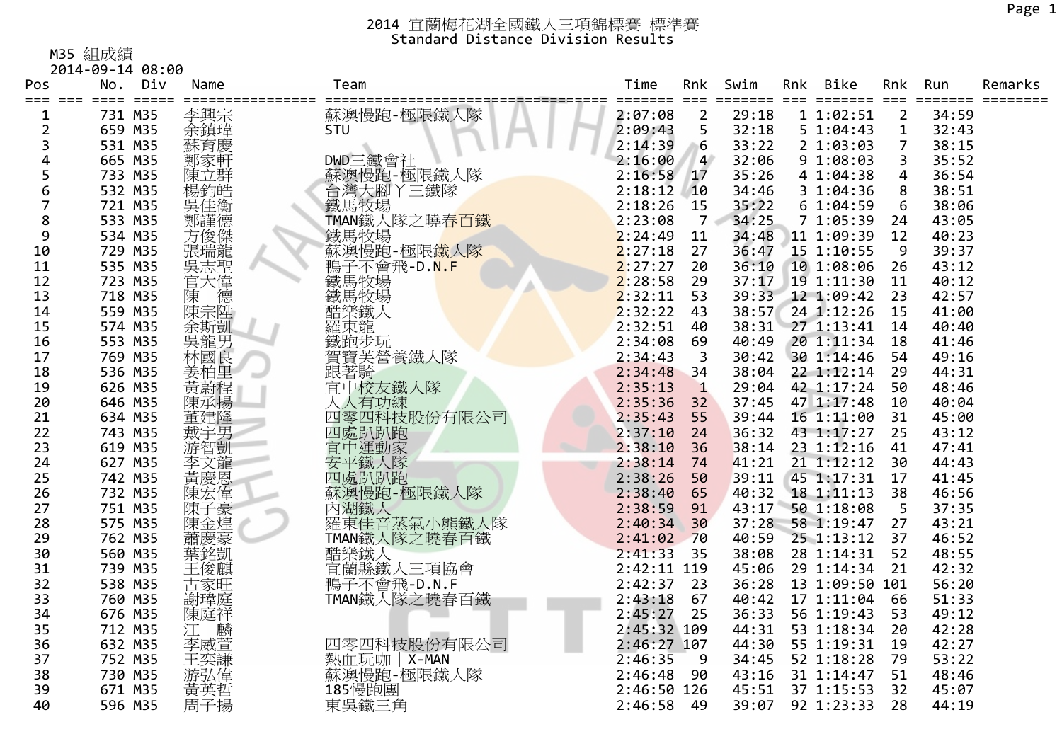# 2014 宜蘭梅花湖全國鐵人三項錦標賽 標準賽
## Standard Distance Division Results

M35 組成績
2014-09-14 08:00

| Pos | No. | Div | Name | Team | Time | Rnk | Swim | Rnk | Bike | Rnk | Run | Remarks |
|---|---|---|---|---|---|---|---|---|---|---|---|---|
| 1 | 731 | M35 | 李興宗 | 蘇澳慢跑-極限鐵人隊 | 2:07:08 | 2 | 29:18 | 1 | 1:02:51 | 2 | 34:59 | |
| 2 | 659 | M35 | 余鎮瑋 | STU | 2:09:43 | 5 | 32:18 | 5 | 1:04:43 | 1 | 32:43 | |
| 3 | 531 | M35 | 蘇育慶 | | 2:14:39 | 6 | 33:22 | 2 | 1:03:03 | 7 | 38:15 | |
| 4 | 665 | M35 | 鄭家軒 | DWD三鐵會社 | 2:16:00 | 4 | 32:06 | 9 | 1:08:03 | 3 | 35:52 | |
| 5 | 733 | M35 | 陳立群 | 蘇澳慢跑-極限鐵人隊 | 2:16:58 | 17 | 35:26 | 4 | 1:04:38 | 4 | 36:54 | |
| 6 | 532 | M35 | 楊鈞皓 | 台灣大腳丫三鐵隊 | 2:18:12 | 10 | 34:46 | 3 | 1:04:36 | 8 | 38:51 | |
| 7 | 721 | M35 | 吳佳衡 | 鐵馬牧場 | 2:18:26 | 15 | 35:22 | 6 | 1:04:59 | 6 | 38:06 | |
| 8 | 533 | M35 | 鄭謹德 | TMAN鐵人隊之曉春百鐵 | 2:23:08 | 7 | 34:25 | 7 | 1:05:39 | 24 | 43:05 | |
| 9 | 534 | M35 | 方俊傑 | 鐵馬牧場 | 2:24:49 | 11 | 34:48 | 11 | 1:09:39 | 12 | 40:23 | |
| 10 | 729 | M35 | 張瑞龍 | 蘇澳慢跑-極限鐵人隊 | 2:27:18 | 27 | 36:47 | 15 | 1:10:55 | 9 | 39:37 | |
| 11 | 535 | M35 | 吳志聖 | 鴨子不會飛-D.N.F | 2:27:27 | 20 | 36:10 | 10 | 1:08:06 | 26 | 43:12 | |
| 12 | 723 | M35 | 官大偉 | 鐵馬牧場 | 2:28:58 | 29 | 37:17 | 19 | 1:11:30 | 11 | 40:12 | |
| 13 | 718 | M35 | 陳　德 | 鐵馬牧場 | 2:32:11 | 53 | 39:33 | 12 | 1:09:42 | 23 | 42:57 | |
| 14 | 559 | M35 | 陳宗陞 | 酷樂鐵人 | 2:32:22 | 43 | 38:57 | 24 | 1:12:26 | 15 | 41:00 | |
| 15 | 574 | M35 | 余斯凱 | 羅東龍 | 2:32:51 | 40 | 38:31 | 27 | 1:13:41 | 14 | 40:40 | |
| 16 | 553 | M35 | 吳龍男 | 鐵跑步玩 | 2:34:08 | 69 | 40:49 | 20 | 1:11:34 | 18 | 41:46 | |
| 17 | 769 | M35 | 林國良 | 賀寶芙營養鐵人隊 | 2:34:43 | 3 | 30:42 | 30 | 1:14:46 | 54 | 49:16 | |
| 18 | 536 | M35 | 姜柏里 | 跟著騎 | 2:34:48 | 34 | 38:04 | 22 | 1:12:14 | 29 | 44:31 | |
| 19 | 626 | M35 | 黃蔚程 | 宜中校友鐵人隊 | 2:35:13 | 1 | 29:04 | 42 | 1:17:24 | 50 | 48:46 | |
| 20 | 646 | M35 | 陳承揚 | 人人有功練 | 2:35:36 | 32 | 37:45 | 47 | 1:17:48 | 10 | 40:04 | |
| 21 | 634 | M35 | 董建隆 | 四零四科技股份有限公司 | 2:35:43 | 55 | 39:44 | 16 | 1:11:00 | 31 | 45:00 | |
| 22 | 743 | M35 | 戴宇男 | 四處趴趴跑 | 2:37:10 | 24 | 36:32 | 43 | 1:17:27 | 25 | 43:12 | |
| 23 | 619 | M35 | 游智凱 | 宜中運動家 | 2:38:10 | 36 | 38:14 | 23 | 1:12:16 | 41 | 47:41 | |
| 24 | 627 | M35 | 李文龍 | 安平鐵人隊 | 2:38:14 | 74 | 41:21 | 21 | 1:12:12 | 30 | 44:43 | |
| 25 | 742 | M35 | 黃慶恩 | 四處趴趴跑 | 2:38:26 | 50 | 39:11 | 45 | 1:17:31 | 17 | 41:45 | |
| 26 | 732 | M35 | 陳宏偉 | 蘇澳慢跑-極限鐵人隊 | 2:38:40 | 65 | 40:32 | 18 | 1:11:13 | 38 | 46:56 | |
| 27 | 751 | M35 | 陳子豪 | 內湖鐵人 | 2:38:59 | 91 | 43:17 | 50 | 1:18:08 | 5 | 37:35 | |
| 28 | 575 | M35 | 陳金煌 | 羅東佳音蒸氣小熊鐵人隊 | 2:40:34 | 30 | 37:28 | 58 | 1:19:47 | 27 | 43:21 | |
| 29 | 762 | M35 | 蕭慶豪 | TMAN鐵人隊之曉春百鐵 | 2:41:02 | 70 | 40:59 | 25 | 1:13:12 | 37 | 46:52 | |
| 30 | 560 | M35 | 葉銘凱 | 酷樂鐵人 | 2:41:33 | 35 | 38:08 | 28 | 1:14:31 | 52 | 48:55 | |
| 31 | 739 | M35 | 王俊麒 | 宜蘭縣鐵人三項協會 | 2:42:11 | 119 | 45:06 | 29 | 1:14:34 | 21 | 42:32 | |
| 32 | 538 | M35 | 古家旺 | 鴨子不會飛-D.N.F | 2:42:37 | 23 | 36:28 | 13 | 1:09:50 | 101 | 56:20 | |
| 33 | 760 | M35 | 謝璋庭 | TMAN鐵人隊之曉春百鐵 | 2:43:18 | 67 | 40:42 | 17 | 1:11:04 | 66 | 51:33 | |
| 34 | 676 | M35 | 陳庭祥 | | 2:45:27 | 25 | 36:33 | 56 | 1:19:43 | 53 | 49:12 | |
| 35 | 712 | M35 | 江　麟 | | 2:45:32 | 109 | 44:31 | 53 | 1:18:34 | 20 | 42:28 | |
| 36 | 632 | M35 | 李威萱 | 四零四科技股份有限公司 | 2:46:27 | 107 | 44:30 | 55 | 1:19:31 | 19 | 42:27 | |
| 37 | 752 | M35 | 王奕謙 | 熱血玩咖｜X-MAN | 2:46:35 | 9 | 34:45 | 52 | 1:18:28 | 79 | 53:22 | |
| 38 | 730 | M35 | 游弘偉 | 蘇澳慢跑-極限鐵人隊 | 2:46:48 | 90 | 43:16 | 31 | 1:14:47 | 51 | 48:46 | |
| 39 | 671 | M35 | 黃英哲 | 185慢跑團 | 2:46:50 | 126 | 45:51 | 37 | 1:15:53 | 32 | 45:07 | |
| 40 | 596 | M35 | 周子揚 | 東吳鐵三角 | 2:46:58 | 49 | 39:07 | 92 | 1:23:33 | 28 | 44:19 | |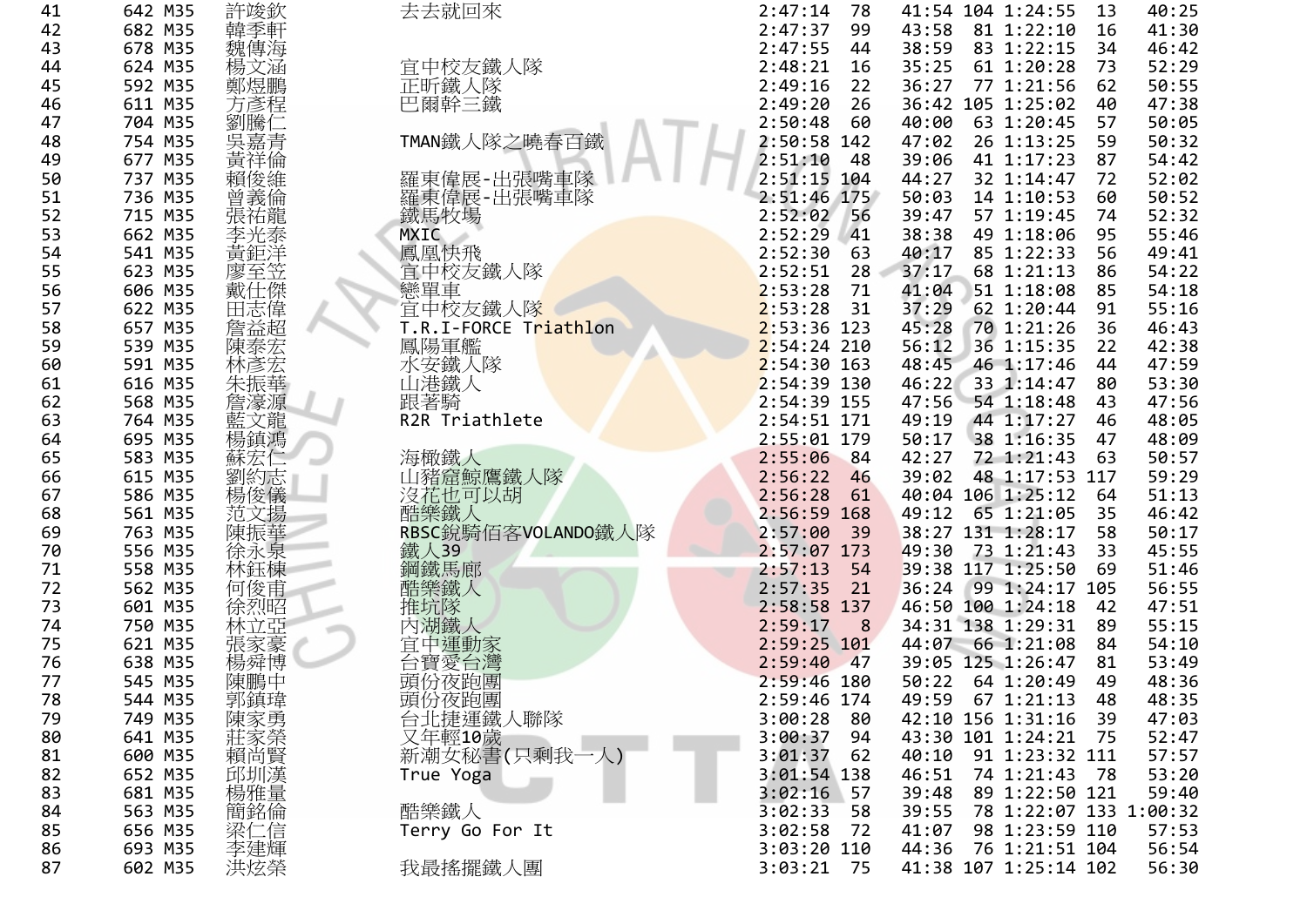| | | | | | | | | | | | | |
|---|---|---|---|---|---|---|---|---|---|---|---|---|
| 41 | 642 | M35 | 許竣欽 | 去去就回來 | 2:47:14 | 78 | 41:54 | 104 | 1:24:55 | 13 | 40:25 |
| 42 | 682 | M35 | 韓季軒 | | 2:47:37 | 99 | 43:58 | 81 | 1:22:10 | 16 | 41:30 |
| 43 | 678 | M35 | 魏傳海 | | 2:47:55 | 44 | 38:59 | 83 | 1:22:15 | 34 | 46:42 |
| 44 | 624 | M35 | 楊文涵 | 宜中校友鐵人隊 | 2:48:21 | 16 | 35:25 | 61 | 1:20:28 | 73 | 52:29 |
| 45 | 592 | M35 | 鄭煜鵬 | 正昕鐵人隊 | 2:49:16 | 22 | 36:27 | 77 | 1:21:56 | 62 | 50:55 |
| 46 | 611 | M35 | 方彥程 | 巴爾幹三鐵 | 2:49:20 | 26 | 36:42 | 105 | 1:25:02 | 40 | 47:38 |
| 47 | 704 | M35 | 劉騰仁 | | 2:50:48 | 60 | 40:00 | 63 | 1:20:45 | 57 | 50:05 |
| 48 | 754 | M35 | 吳嘉青 | TMAN鐵人隊之曉春百鐵 | 2:50:58 | 142 | 47:02 | 26 | 1:13:25 | 59 | 50:32 |
| 49 | 677 | M35 | 黃祥倫 | | 2:51:10 | 48 | 39:06 | 41 | 1:17:23 | 87 | 54:42 |
| 50 | 737 | M35 | 賴俊維 | 羅東偉展-出張嘴車隊 | 2:51:15 | 104 | 44:27 | 32 | 1:14:47 | 72 | 52:02 |
| 51 | 736 | M35 | 曾義倫 | 羅東偉展-出張嘴車隊 | 2:51:46 | 175 | 50:03 | 14 | 1:10:53 | 60 | 50:52 |
| 52 | 715 | M35 | 張祐龍 | 鐵馬牧場 | 2:52:02 | 56 | 39:47 | 57 | 1:19:45 | 74 | 52:32 |
| 53 | 662 | M35 | 李光泰 | MXIC | 2:52:29 | 41 | 38:38 | 49 | 1:18:06 | 95 | 55:46 |
| 54 | 541 | M35 | 黃鉅洋 | 鳳凰快飛 | 2:52:30 | 63 | 40:17 | 85 | 1:22:33 | 56 | 49:41 |
| 55 | 623 | M35 | 廖至笠 | 宜中校友鐵人隊 | 2:52:51 | 28 | 37:17 | 68 | 1:21:13 | 86 | 54:22 |
| 56 | 606 | M35 | 戴仕傑 | 戀單車 | 2:53:28 | 71 | 41:04 | 51 | 1:18:08 | 85 | 54:18 |
| 57 | 622 | M35 | 田志偉 | 宜中校友鐵人隊 | 2:53:28 | 31 | 37:29 | 62 | 1:20:44 | 91 | 55:16 |
| 58 | 657 | M35 | 詹益超 | T.R.I-FORCE Triathlon | 2:53:36 | 123 | 45:28 | 70 | 1:21:26 | 36 | 46:43 |
| 59 | 539 | M35 | 陳泰宏 | 鳳陽軍艦 | 2:54:24 | 210 | 56:12 | 36 | 1:15:35 | 22 | 42:38 |
| 60 | 591 | M35 | 林彥宏 | 水安鐵人隊 | 2:54:30 | 163 | 48:45 | 46 | 1:17:46 | 44 | 47:59 |
| 61 | 616 | M35 | 朱振華 | 山港鐵人 | 2:54:39 | 130 | 46:22 | 33 | 1:14:47 | 80 | 53:30 |
| 62 | 568 | M35 | 詹濠源 | 跟著騎 | 2:54:39 | 155 | 47:56 | 54 | 1:18:48 | 43 | 47:56 |
| 63 | 764 | M35 | 藍文龍 | R2R Triathlete | 2:54:51 | 171 | 49:19 | 44 | 1:17:27 | 46 | 48:05 |
| 64 | 695 | M35 | 楊鎮鴻 | | 2:55:01 | 179 | 50:17 | 38 | 1:16:35 | 47 | 48:09 |
| 65 | 583 | M35 | 蘇宏仁 | 海橄鐵人 | 2:55:06 | 84 | 42:27 | 72 | 1:21:43 | 63 | 50:57 |
| 66 | 615 | M35 | 劉約志 | 山豬窟鯨鷹鐵人隊 | 2:56:22 | 46 | 39:02 | 48 | 1:17:53 | 117 | 59:29 |
| 67 | 586 | M35 | 楊俊儀 | 沒花也可以胡 | 2:56:28 | 61 | 40:04 | 106 | 1:25:12 | 64 | 51:13 |
| 68 | 561 | M35 | 范文揚 | 酷樂鐵人 | 2:56:59 | 168 | 49:12 | 65 | 1:21:05 | 35 | 46:42 |
| 69 | 763 | M35 | 陳振華 | RBSC銳騎佰客VOLANDO鐵人隊 | 2:57:00 | 39 | 38:27 | 131 | 1:28:17 | 58 | 50:17 |
| 70 | 556 | M35 | 徐永泉 | 鐵人39 | 2:57:07 | 173 | 49:30 | 73 | 1:21:43 | 33 | 45:55 |
| 71 | 558 | M35 | 林鈺棟 | 鋼鐵馬廊 | 2:57:13 | 54 | 39:38 | 117 | 1:25:50 | 69 | 51:46 |
| 72 | 562 | M35 | 何俊甫 | 酷樂鐵人 | 2:57:35 | 21 | 36:24 | 99 | 1:24:17 | 105 | 56:55 |
| 73 | 601 | M35 | 徐烈昭 | 推坑隊 | 2:58:58 | 137 | 46:50 | 100 | 1:24:18 | 42 | 47:51 |
| 74 | 750 | M35 | 林立亞 | 內湖鐵人 | 2:59:17 | 8 | 34:31 | 138 | 1:29:31 | 89 | 55:15 |
| 75 | 621 | M35 | 張家豪 | 宜中運動家 | 2:59:25 | 101 | 44:07 | 66 | 1:21:08 | 84 | 54:10 |
| 76 | 638 | M35 | 楊舜博 | 台寶愛台灣 | 2:59:40 | 47 | 39:05 | 125 | 1:26:47 | 81 | 53:49 |
| 77 | 545 | M35 | 陳鵬中 | 頭份夜跑團 | 2:59:46 | 180 | 50:22 | 64 | 1:20:49 | 49 | 48:36 |
| 78 | 544 | M35 | 郭鎮瑋 | 頭份夜跑團 | 2:59:46 | 174 | 49:59 | 67 | 1:21:13 | 48 | 48:35 |
| 79 | 749 | M35 | 陳家勇 | 台北捷運鐵人聯隊 | 3:00:28 | 80 | 42:10 | 156 | 1:31:16 | 39 | 47:03 |
| 80 | 641 | M35 | 莊家榮 | 又年輕10歲 | 3:00:37 | 94 | 43:30 | 101 | 1:24:21 | 75 | 52:47 |
| 81 | 600 | M35 | 賴尚賢 | 新潮女秘書(只剩我一人) | 3:01:37 | 62 | 40:10 | 91 | 1:23:32 | 111 | 57:57 |
| 82 | 652 | M35 | 邱圳漢 | True Yoga | 3:01:54 | 138 | 46:51 | 74 | 1:21:43 | 78 | 53:20 |
| 83 | 681 | M35 | 楊雅量 | | 3:02:16 | 57 | 39:48 | 89 | 1:22:50 | 121 | 59:40 |
| 84 | 563 | M35 | 簡銘倫 | 酷樂鐵人 | 3:02:33 | 58 | 39:55 | 78 | 1:22:07 | 133 | 1:00:32 |
| 85 | 656 | M35 | 梁仁信 | Terry Go For It | 3:02:58 | 72 | 41:07 | 98 | 1:23:59 | 110 | 57:53 |
| 86 | 693 | M35 | 李建輝 | | 3:03:20 | 110 | 44:36 | 76 | 1:21:51 | 104 | 56:54 |
| 87 | 602 | M35 | 洪炫榮 | 我最搖擺鐵人團 | 3:03:21 | 75 | 41:38 | 107 | 1:25:14 | 102 | 56:30 |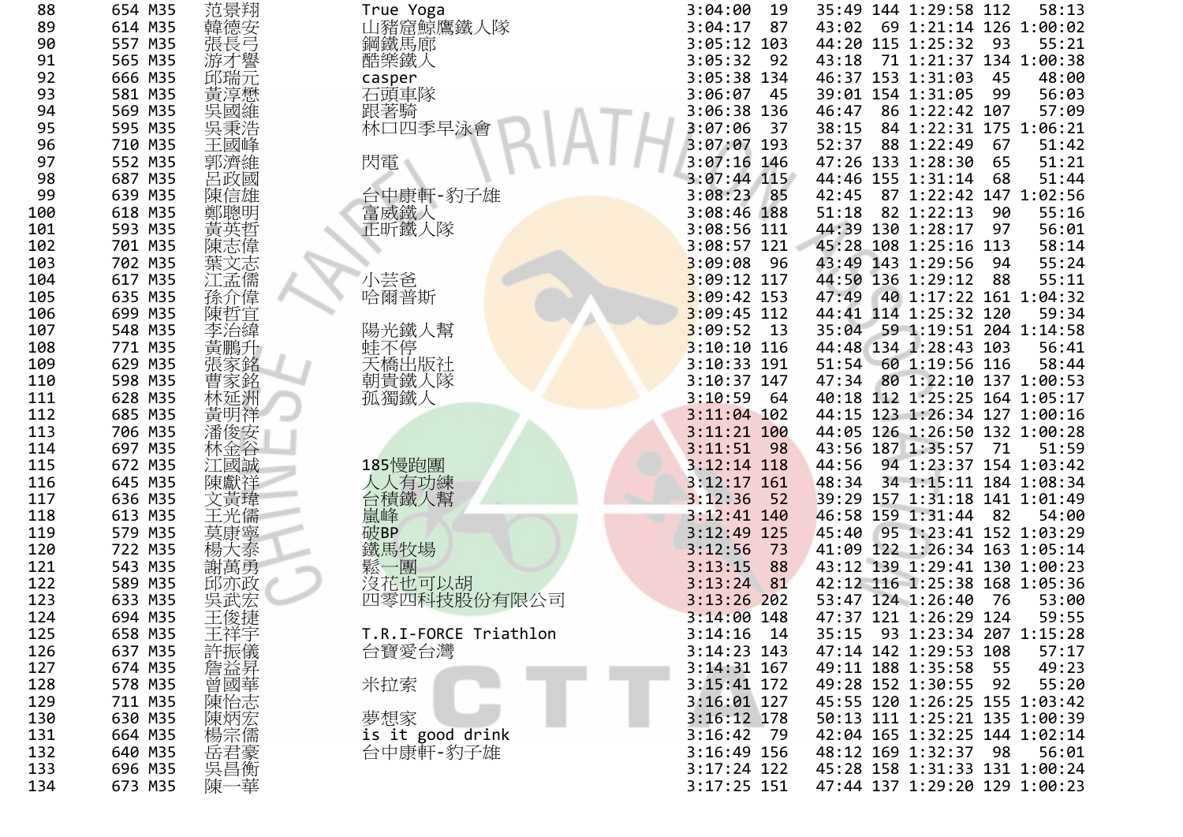| | | | | | | | | | | | | |
|---|---|---|---|---|---|---|---|---|---|---|---|---|
| 88 | 654 | M35 | 范景翔 | True Yoga | 3:04:00 | 19 | 35:49 | 144 | 1:29:58 | 112 | 58:13 |
| 89 | 614 | M35 | 韓德安 | 山豬窟鯨鷹鐵人隊 | 3:04:17 | 87 | 43:02 | 69 | 1:21:14 | 126 | 1:00:02 |
| 90 | 557 | M35 | 張長弓 | 鋼鐵馬廊 | 3:05:12 | 103 | 44:20 | 115 | 1:25:32 | 93 | 55:21 |
| 91 | 565 | M35 | 游才譽 | 酷樂鐵人 | 3:05:32 | 92 | 43:18 | 71 | 1:21:37 | 134 | 1:00:38 |
| 92 | 666 | M35 | 邱瑞元 | casper | 3:05:38 | 134 | 46:37 | 153 | 1:31:03 | 45 | 48:00 |
| 93 | 581 | M35 | 黃淳懋 | 石頭車隊 | 3:06:07 | 45 | 39:01 | 154 | 1:31:05 | 99 | 56:03 |
| 94 | 569 | M35 | 吳國維 | 跟著騎 | 3:06:38 | 136 | 46:47 | 86 | 1:22:42 | 107 | 57:09 |
| 95 | 595 | M35 | 吳秉浩 | 林口四季早泳會 | 3:07:06 | 37 | 38:15 | 84 | 1:22:31 | 175 | 1:06:21 |
| 96 | 710 | M35 | 王國峰 | | 3:07:07 | 193 | 52:37 | 88 | 1:22:49 | 67 | 51:42 |
| 97 | 552 | M35 | 郭濟維 | 閃電 | 3:07:16 | 146 | 47:26 | 133 | 1:28:30 | 65 | 51:21 |
| 98 | 687 | M35 | 呂政國 | | 3:07:44 | 115 | 44:46 | 155 | 1:31:14 | 68 | 51:44 |
| 99 | 639 | M35 | 陳信雄 | 台中康軒-豹子雄 | 3:08:23 | 85 | 42:45 | 87 | 1:22:42 | 147 | 1:02:56 |
| 100 | 618 | M35 | 鄭聰明 | 富威鐵人 | 3:08:46 | 188 | 51:18 | 82 | 1:22:13 | 90 | 55:16 |
| 101 | 593 | M35 | 黃英哲 | 正昕鐵人隊 | 3:08:56 | 111 | 44:39 | 130 | 1:28:17 | 97 | 56:01 |
| 102 | 701 | M35 | 陳志偉 | | 3:08:57 | 121 | 45:28 | 108 | 1:25:16 | 113 | 58:14 |
| 103 | 702 | M35 | 葉文志 | | 3:09:08 | 96 | 43:49 | 143 | 1:29:56 | 94 | 55:24 |
| 104 | 617 | M35 | 江孟儒 | 小芸爸 | 3:09:12 | 117 | 44:50 | 136 | 1:29:12 | 88 | 55:11 |
| 105 | 635 | M35 | 孫介偉 | 哈爾普斯 | 3:09:42 | 153 | 47:49 | 40 | 1:17:22 | 161 | 1:04:32 |
| 106 | 699 | M35 | 陳哲宜 | | 3:09:45 | 112 | 44:41 | 114 | 1:25:32 | 120 | 59:34 |
| 107 | 548 | M35 | 李治緯 | 陽光鐵人幫 | 3:09:52 | 13 | 35:04 | 59 | 1:19:51 | 204 | 1:14:58 |
| 108 | 771 | M35 | 黃鵬升 | 蛙不停 | 3:10:10 | 116 | 44:48 | 134 | 1:28:43 | 103 | 56:41 |
| 109 | 629 | M35 | 張家銘 | 天橋出版社 | 3:10:33 | 191 | 51:54 | 60 | 1:19:56 | 116 | 58:44 |
| 110 | 598 | M35 | 曹家銘 | 朝貴鐵人隊 | 3:10:37 | 147 | 47:34 | 80 | 1:22:10 | 137 | 1:00:53 |
| 111 | 628 | M35 | 林延洲 | 孤獨鐵人 | 3:10:59 | 64 | 40:18 | 112 | 1:25:25 | 164 | 1:05:17 |
| 112 | 685 | M35 | 黃明祥 | | 3:11:04 | 102 | 44:15 | 123 | 1:26:34 | 127 | 1:00:16 |
| 113 | 706 | M35 | 潘俊安 | | 3:11:21 | 100 | 44:05 | 126 | 1:26:50 | 132 | 1:00:28 |
| 114 | 697 | M35 | 林金谷 | | 3:11:51 | 98 | 43:56 | 187 | 1:35:57 | 71 | 51:59 |
| 115 | 672 | M35 | 江國誠 | 185慢跑團 | 3:12:14 | 118 | 44:56 | 94 | 1:23:37 | 154 | 1:03:42 |
| 116 | 645 | M35 | 陳獻祥 | 人人有功練 | 3:12:17 | 161 | 48:34 | 34 | 1:15:11 | 184 | 1:08:34 |
| 117 | 636 | M35 | 文貴瑋 | 台積鐵人幫 | 3:12:36 | 52 | 39:29 | 157 | 1:31:18 | 141 | 1:01:49 |
| 118 | 613 | M35 | 王光儒 | 嵐峰 | 3:12:41 | 140 | 46:58 | 159 | 1:31:44 | 82 | 54:00 |
| 119 | 579 | M35 | 莫康寧 | 破BP | 3:12:49 | 125 | 45:40 | 95 | 1:23:41 | 152 | 1:03:29 |
| 120 | 722 | M35 | 楊大泰 | 鐵馬牧場 | 3:12:56 | 73 | 41:09 | 122 | 1:26:34 | 163 | 1:05:14 |
| 121 | 543 | M35 | 謝萬勇 | 鬆一團 | 3:13:15 | 88 | 43:12 | 139 | 1:29:41 | 130 | 1:00:23 |
| 122 | 589 | M35 | 邱亦政 | 沒花也可以胡 | 3:13:24 | 81 | 42:12 | 116 | 1:25:38 | 168 | 1:05:36 |
| 123 | 633 | M35 | 吳武宏 | 四零四科技股份有限公司 | 3:13:26 | 202 | 53:47 | 124 | 1:26:40 | 76 | 53:00 |
| 124 | 694 | M35 | 王俊捷 | | 3:14:00 | 148 | 47:37 | 121 | 1:26:29 | 124 | 59:55 |
| 125 | 658 | M35 | 王祥宇 | T.R.I-FORCE Triathlon | 3:14:16 | 14 | 35:15 | 93 | 1:23:34 | 207 | 1:15:28 |
| 126 | 637 | M35 | 許振儀 | 台寶愛台灣 | 3:14:23 | 143 | 47:14 | 142 | 1:29:53 | 108 | 57:17 |
| 127 | 674 | M35 | 詹益昇 | | 3:14:31 | 167 | 49:11 | 188 | 1:35:58 | 55 | 49:23 |
| 128 | 578 | M35 | 曾國華 | 米拉索 | 3:15:41 | 172 | 49:28 | 152 | 1:30:55 | 92 | 55:20 |
| 129 | 711 | M35 | 陳怡志 | | 3:16:01 | 127 | 45:55 | 120 | 1:26:25 | 155 | 1:03:42 |
| 130 | 630 | M35 | 陳炳宏 | 夢想家 | 3:16:12 | 178 | 50:13 | 111 | 1:25:21 | 135 | 1:00:39 |
| 131 | 664 | M35 | 楊宗儒 | is it good drink | 3:16:42 | 79 | 42:04 | 165 | 1:32:25 | 144 | 1:02:14 |
| 132 | 640 | M35 | 岳君豪 | 台中康軒-豹子雄 | 3:16:49 | 156 | 48:12 | 169 | 1:32:37 | 98 | 56:01 |
| 133 | 696 | M35 | 吳昌衡 | | 3:17:24 | 122 | 45:28 | 158 | 1:31:33 | 131 | 1:00:24 |
| 134 | 673 | M35 | 陳一華 | | 3:17:25 | 151 | 47:44 | 137 | 1:29:20 | 129 | 1:00:23 |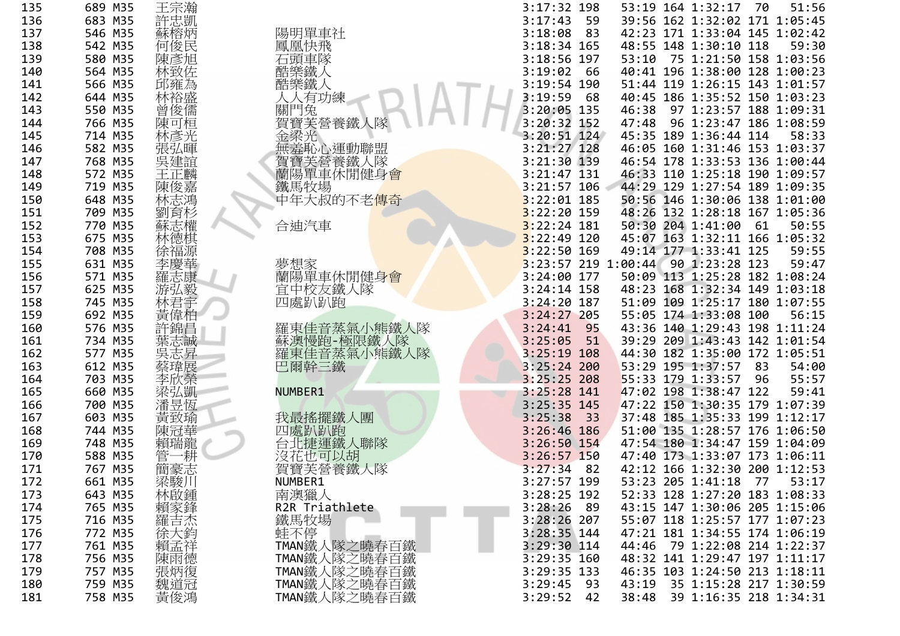| | | | | | | | | | | | | |
|---|---|---|---|---|---|---|---|---|---|---|---|---|
| 135 | 689 | M35 | 王宗瀚 | | 3:17:32 | 198 | 53:19 | 164 | 1:32:17 | 70 | 51:56 |
| 136 | 683 | M35 | 許忠凱 | | 3:17:43 | 59 | 39:56 | 162 | 1:32:02 | 171 | 1:05:45 |
| 137 | 546 | M35 | 蘇榕炳 | 陽明單車社 | 3:18:08 | 83 | 42:23 | 171 | 1:33:04 | 145 | 1:02:42 |
| 138 | 542 | M35 | 何俊民 | 鳳凰快飛 | 3:18:34 | 165 | 48:55 | 148 | 1:30:10 | 118 | 59:30 |
| 139 | 580 | M35 | 陳彥旭 | 石頭車隊 | 3:18:56 | 197 | 53:10 | 75 | 1:21:50 | 158 | 1:03:56 |
| 140 | 564 | M35 | 林致佐 | 酷樂鐵人 | 3:19:02 | 66 | 40:41 | 196 | 1:38:00 | 128 | 1:00:23 |
| 141 | 566 | M35 | 邱雍為 | 酷樂鐵人 | 3:19:54 | 190 | 51:44 | 119 | 1:26:15 | 143 | 1:01:57 |
| 142 | 644 | M35 | 林裕盛 | 人人有功練 | 3:19:59 | 68 | 40:45 | 186 | 1:35:52 | 150 | 1:03:23 |
| 143 | 550 | M35 | 曾俊儒 | 關門兔 | 3:20:05 | 135 | 46:38 | 97 | 1:23:57 | 188 | 1:09:31 |
| 144 | 766 | M35 | 陳可桓 | 賀寶芙營養鐵人隊 | 3:20:32 | 152 | 47:48 | 96 | 1:23:47 | 186 | 1:08:59 |
| 145 | 714 | M35 | 林彥光 | 金梁光 | 3:20:51 | 124 | 45:35 | 189 | 1:36:44 | 114 | 58:33 |
| 146 | 582 | M35 | 張弘暉 | 無羞恥心運動聯盟 | 3:21:27 | 128 | 46:05 | 160 | 1:31:46 | 153 | 1:03:37 |
| 147 | 768 | M35 | 吳建誼 | 賀寶芙營養鐵人隊 | 3:21:30 | 139 | 46:54 | 178 | 1:33:53 | 136 | 1:00:44 |
| 148 | 572 | M35 | 王正麟 | 蘭陽單車休閒健身會 | 3:21:47 | 131 | 46:33 | 110 | 1:25:18 | 190 | 1:09:57 |
| 149 | 719 | M35 | 陳俊嘉 | 鐵馬牧場 | 3:21:57 | 106 | 44:29 | 129 | 1:27:54 | 189 | 1:09:35 |
| 150 | 648 | M35 | 林志鴻 | 中年大叔的不老傳奇 | 3:22:01 | 185 | 50:56 | 146 | 1:30:06 | 138 | 1:01:00 |
| 151 | 709 | M35 | 劉育杉 | | 3:22:20 | 159 | 48:26 | 132 | 1:28:18 | 167 | 1:05:36 |
| 152 | 770 | M35 | 蘇志權 | 合迪汽車 | 3:22:24 | 181 | 50:30 | 204 | 1:41:00 | 61 | 50:55 |
| 153 | 675 | M35 | 林德棋 | | 3:22:49 | 120 | 45:07 | 163 | 1:32:11 | 166 | 1:05:32 |
| 154 | 708 | M35 | 徐福源 | | 3:22:50 | 169 | 49:14 | 177 | 1:33:41 | 125 | 59:55 |
| 155 | 631 | M35 | 李慶華 | 夢想家 | 3:23:57 | 219 | 1:00:44 | 90 | 1:23:28 | 123 | 59:47 |
| 156 | 571 | M35 | 羅志康 | 蘭陽單車休閒健身會 | 3:24:00 | 177 | 50:09 | 113 | 1:25:28 | 182 | 1:08:24 |
| 157 | 625 | M35 | 游弘毅 | 宜中校友鐵人隊 | 3:24:14 | 158 | 48:23 | 168 | 1:32:34 | 149 | 1:03:18 |
| 158 | 745 | M35 | 林君宇 | 四處趴趴跑 | 3:24:20 | 187 | 51:09 | 109 | 1:25:17 | 180 | 1:07:55 |
| 159 | 692 | M35 | 黃偉柏 | | 3:24:27 | 205 | 55:05 | 174 | 1:33:08 | 100 | 56:15 |
| 160 | 576 | M35 | 許錦昌 | 羅東佳音蒸氣小熊鐵人隊 | 3:24:41 | 95 | 43:36 | 140 | 1:29:43 | 198 | 1:11:24 |
| 161 | 734 | M35 | 葉志誠 | 蘇澳慢跑-極限鐵人隊 | 3:25:05 | 51 | 39:29 | 209 | 1:43:43 | 142 | 1:01:54 |
| 162 | 577 | M35 | 吳志昇 | 羅東佳音蒸氣小熊鐵人隊 | 3:25:19 | 108 | 44:30 | 182 | 1:35:00 | 172 | 1:05:51 |
| 163 | 612 | M35 | 蔡瑋展 | 巴爾幹三鐵 | 3:25:24 | 200 | 53:29 | 195 | 1:37:57 | 83 | 54:00 |
| 164 | 703 | M35 | 李欣榮 | | 3:25:25 | 208 | 55:33 | 179 | 1:33:57 | 96 | 55:57 |
| 165 | 660 | M35 | 梁弘凱 | NUMBER1 | 3:25:28 | 141 | 47:02 | 198 | 1:38:47 | 122 | 59:41 |
| 166 | 700 | M35 | 潘昱恆 | | 3:25:35 | 145 | 47:22 | 150 | 1:30:35 | 179 | 1:07:39 |
| 167 | 603 | M35 | 黃致瑜 | 我最搖擺鐵人團 | 3:25:38 | 33 | 37:48 | 185 | 1:35:33 | 199 | 1:12:17 |
| 168 | 744 | M35 | 陳冠華 | 四處趴趴跑 | 3:26:46 | 186 | 51:00 | 135 | 1:28:57 | 176 | 1:06:50 |
| 169 | 748 | M35 | 賴瑞龍 | 台北捷運鐵人聯隊 | 3:26:50 | 154 | 47:54 | 180 | 1:34:47 | 159 | 1:04:09 |
| 170 | 588 | M35 | 管一耕 | 沒花也可以胡 | 3:26:57 | 150 | 47:40 | 173 | 1:33:07 | 173 | 1:06:11 |
| 171 | 767 | M35 | 簡豪志 | 賀寶芙營養鐵人隊 | 3:27:34 | 82 | 42:12 | 166 | 1:32:30 | 200 | 1:12:53 |
| 172 | 661 | M35 | 梁駿川 | NUMBER1 | 3:27:57 | 199 | 53:23 | 205 | 1:41:18 | 77 | 53:17 |
| 173 | 643 | M35 | 林啟鍾 | 南澳獵人 | 3:28:25 | 192 | 52:33 | 128 | 1:27:20 | 183 | 1:08:33 |
| 174 | 765 | M35 | 賴家鋒 | R2R Triathlete | 3:28:26 | 89 | 43:15 | 147 | 1:30:06 | 205 | 1:15:06 |
| 175 | 716 | M35 | 羅吉杰 | 鐵馬牧場 | 3:28:26 | 207 | 55:07 | 118 | 1:25:57 | 177 | 1:07:23 |
| 176 | 772 | M35 | 徐大鈞 | 蛀不停 | 3:28:35 | 144 | 47:21 | 181 | 1:34:55 | 174 | 1:06:19 |
| 177 | 761 | M35 | 賴孟祥 | TMAN鐵人隊之曉春百鐵 | 3:29:30 | 114 | 44:46 | 79 | 1:22:08 | 214 | 1:22:37 |
| 178 | 756 | M35 | 陳雨德 | TMAN鐵人隊之曉春百鐵 | 3:29:35 | 160 | 48:32 | 141 | 1:29:47 | 197 | 1:11:17 |
| 179 | 757 | M35 | 張炳復 | TMAN鐵人隊之曉春百鐵 | 3:29:35 | 133 | 46:35 | 103 | 1:24:50 | 213 | 1:18:11 |
| 180 | 759 | M35 | 魏道冠 | TMAN鐵人隊之曉春百鐵 | 3:29:45 | 93 | 43:19 | 35 | 1:15:28 | 217 | 1:30:59 |
| 181 | 758 | M35 | 黃俊鴻 | TMAN鐵人隊之曉春百鐵 | 3:29:52 | 42 | 38:48 | 39 | 1:16:35 | 218 | 1:34:31 |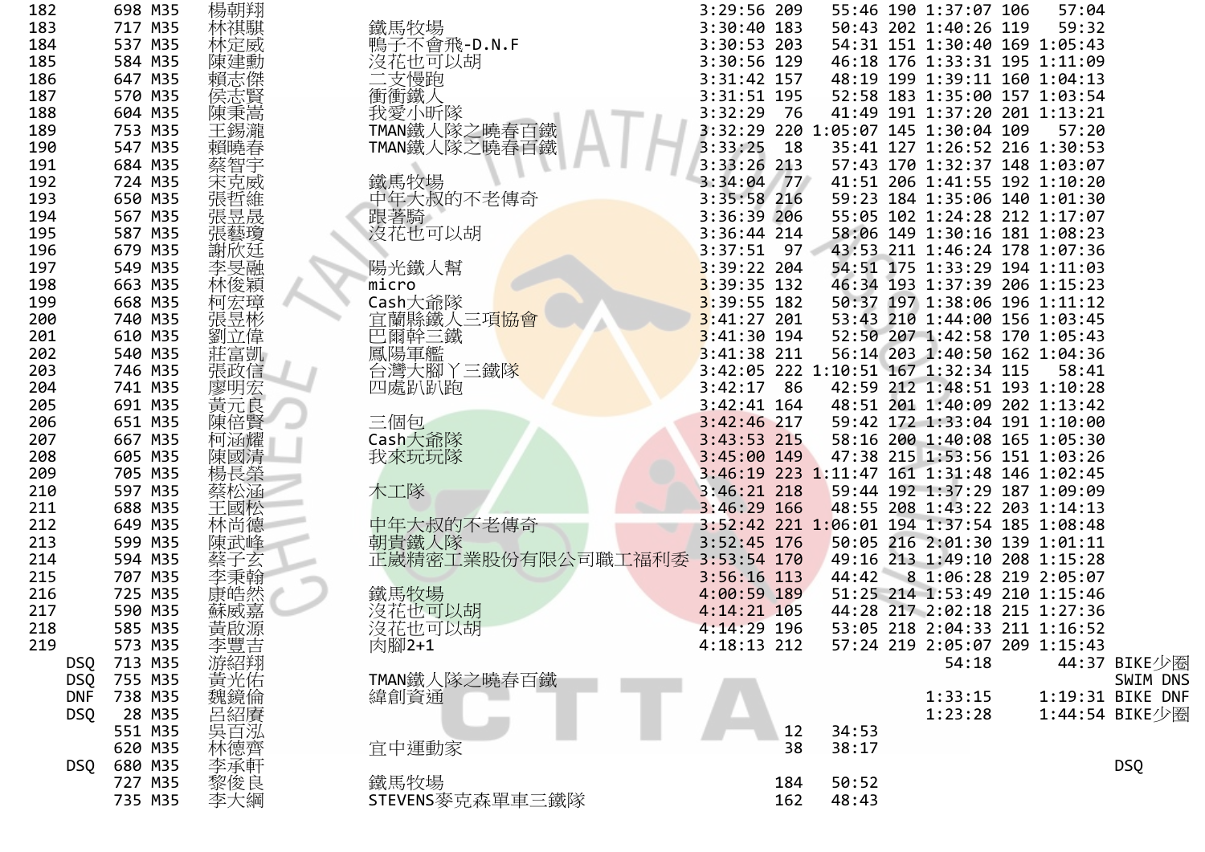| 182 | 698 | M35 | 楊朝翔 | | 3:29:56 | 209 | 55:46 | 190 | 1:37:07 | 106 | 57:04 | |
|---|---|---|---|---|---|---|---|---|---|---|---|---|
| 183 | 717 | M35 | 林祺騏 | 鐵馬牧場 | 3:30:40 | 183 | 50:43 | 202 | 1:40:26 | 119 | 59:32 | |
| 184 | 537 | M35 | 林定威 | 鴨子不會飛-D.N.F | 3:30:53 | 203 | 54:31 | 151 | 1:30:40 | 169 | 1:05:43 | |
| 185 | 584 | M35 | 陳建勳 | 沒花也可以胡 | 3:30:56 | 129 | 46:18 | 176 | 1:33:31 | 195 | 1:11:09 | |
| 186 | 647 | M35 | 賴志傑 | 二支慢跑 | 3:31:42 | 157 | 48:19 | 199 | 1:39:11 | 160 | 1:04:13 | |
| 187 | 570 | M35 | 侯志賢 | 衝衝鐵人 | 3:31:51 | 195 | 52:58 | 183 | 1:35:00 | 157 | 1:03:54 | |
| 188 | 604 | M35 | 陳秉嵩 | 我愛小昕隊 | 3:32:29 | 76 | 41:49 | 191 | 1:37:20 | 201 | 1:13:21 | |
| 189 | 753 | M35 | 王錫瀧 | TMAN鐵人隊之曉春百鐵 | 3:32:29 | 220 | 1:05:07 | 145 | 1:30:04 | 109 | 57:20 | |
| 190 | 547 | M35 | 賴曉春 | TMAN鐵人隊之曉春百鐵 | 3:33:25 | 18 | 35:41 | 127 | 1:26:52 | 216 | 1:30:53 | |
| 191 | 684 | M35 | 蔡智宇 | | 3:33:26 | 213 | 57:43 | 170 | 1:32:37 | 148 | 1:03:07 | |
| 192 | 724 | M35 | 宋克威 | 鐵馬牧場 | 3:34:04 | 77 | 41:51 | 206 | 1:41:55 | 192 | 1:10:20 | |
| 193 | 650 | M35 | 張哲維 | 中年大叔的不老傳奇 | 3:35:58 | 216 | 59:23 | 184 | 1:35:06 | 140 | 1:01:30 | |
| 194 | 567 | M35 | 張昱晟 | 跟著騎 | 3:36:39 | 206 | 55:05 | 102 | 1:24:28 | 212 | 1:17:07 | |
| 195 | 587 | M35 | 張藝瓊 | 沒花也可以胡 | 3:36:44 | 214 | 58:06 | 149 | 1:30:16 | 181 | 1:08:23 | |
| 196 | 679 | M35 | 謝欣廷 | | 3:37:51 | 97 | 43:53 | 211 | 1:46:24 | 178 | 1:07:36 | |
| 197 | 549 | M35 | 李旻融 | 陽光鐵人幫 | 3:39:22 | 204 | 54:51 | 175 | 1:33:29 | 194 | 1:11:03 | |
| 198 | 663 | M35 | 林俊穎 | micro | 3:39:35 | 132 | 46:34 | 193 | 1:37:39 | 206 | 1:15:23 | |
| 199 | 668 | M35 | 柯宏瑋 | Cash大爺隊 | 3:39:55 | 182 | 50:37 | 197 | 1:38:06 | 196 | 1:11:12 | |
| 200 | 740 | M35 | 張昱彬 | 宜蘭縣鐵人三項協會 | 3:41:27 | 201 | 53:43 | 210 | 1:44:00 | 156 | 1:03:45 | |
| 201 | 610 | M35 | 劉立偉 | 巴爾幹三鐵 | 3:41:30 | 194 | 52:50 | 207 | 1:42:58 | 170 | 1:05:43 | |
| 202 | 540 | M35 | 莊富凱 | 鳳陽軍艦 | 3:41:38 | 211 | 56:14 | 203 | 1:40:50 | 162 | 1:04:36 | |
| 203 | 746 | M35 | 張政信 | 台灣大腳丫三鐵隊 | 3:42:05 | 222 | 1:10:51 | 167 | 1:32:34 | 115 | 58:41 | |
| 204 | 741 | M35 | 廖明宏 | 四處趴趴跑 | 3:42:17 | 86 | 42:59 | 212 | 1:48:51 | 193 | 1:10:28 | |
| 205 | 691 | M35 | 黃元良 | | 3:42:41 | 164 | 48:51 | 201 | 1:40:09 | 202 | 1:13:42 | |
| 206 | 651 | M35 | 陳倍賢 | 三個包 | 3:42:46 | 217 | 59:42 | 172 | 1:33:04 | 191 | 1:10:00 | |
| 207 | 667 | M35 | 柯涵耀 | Cash大爺隊 | 3:43:53 | 215 | 58:16 | 200 | 1:40:08 | 165 | 1:05:30 | |
| 208 | 605 | M35 | 陳國清 | 我來玩玩隊 | 3:45:00 | 149 | 47:38 | 215 | 1:53:56 | 151 | 1:03:26 | |
| 209 | 705 | M35 | 楊長榮 | | 3:46:19 | 223 | 1:11:47 | 161 | 1:31:48 | 146 | 1:02:45 | |
| 210 | 597 | M35 | 蔡松涵 | 木工隊 | 3:46:21 | 218 | 59:44 | 192 | 1:37:29 | 187 | 1:09:09 | |
| 211 | 688 | M35 | 王國松 | | 3:46:29 | 166 | 48:55 | 208 | 1:43:22 | 203 | 1:14:13 | |
| 212 | 649 | M35 | 林尚德 | 中年大叔的不老傳奇 | 3:52:42 | 221 | 1:06:01 | 194 | 1:37:54 | 185 | 1:08:48 | |
| 213 | 599 | M35 | 陳武峰 | 朝貴鐵人隊 | 3:52:45 | 176 | 50:05 | 216 | 2:01:30 | 139 | 1:01:11 | |
| 214 | 594 | M35 | 蔡子玄 | 正崴精密工業股份有限公司職工福利委 | 3:53:54 | 170 | 49:16 | 213 | 1:49:10 | 208 | 1:15:28 | |
| 215 | 707 | M35 | 李秉翰 | | 3:56:16 | 113 | 44:42 | 8 | 1:06:28 | 219 | 2:05:07 | |
| 216 | 725 | M35 | 康皓然 | 鐵馬牧場 | 4:00:59 | 189 | 51:25 | 214 | 1:53:49 | 210 | 1:15:46 | |
| 217 | 590 | M35 | 蘇威嘉 | 沒花也可以胡 | 4:14:21 | 105 | 44:28 | 217 | 2:02:18 | 215 | 1:27:36 | |
| 218 | 585 | M35 | 黃啟源 | 沒花也可以胡 | 4:14:29 | 196 | 53:05 | 218 | 2:04:33 | 211 | 1:16:52 | |
| 219 | 573 | M35 | 李豐吉 | 肉腳2+1 | 4:18:13 | 212 | 57:24 | 219 | 2:05:07 | 209 | 1:15:43 | |
| DSQ | 713 | M35 | 游紹翔 | | | | | | 54:18 | | 44:37 | BIKE少圈 |
| DSQ | 755 | M35 | 黃光佑 | TMAN鐵人隊之曉春百鐵 | | | | | | | | SWIM DNS |
| DNF | 738 | M35 | 魏鏡倫 | 緯創資通 | | | | | 1:33:15 | | 1:19:31 | BIKE DNF |
| DSQ | 28 | M35 | 呂紹賡 | | | | | | 1:23:28 | | 1:44:54 | BIKE少圈 |
| | 551 | M35 | 吳百泓 | | | 12 | 34:53 | | | | | |
| | 620 | M35 | 林德齊 | 宜中運動家 | | 38 | 38:17 | | | | | |
| DSQ | 680 | M35 | 李承軒 | | | | | | | | | DSQ |
| | 727 | M35 | 黎俊良 | 鐵馬牧場 | | 184 | 50:52 | | | | | |
| | 735 | M35 | 李大綱 | STEVENS麥克森單車三鐵隊 | | 162 | 48:43 | | | | | |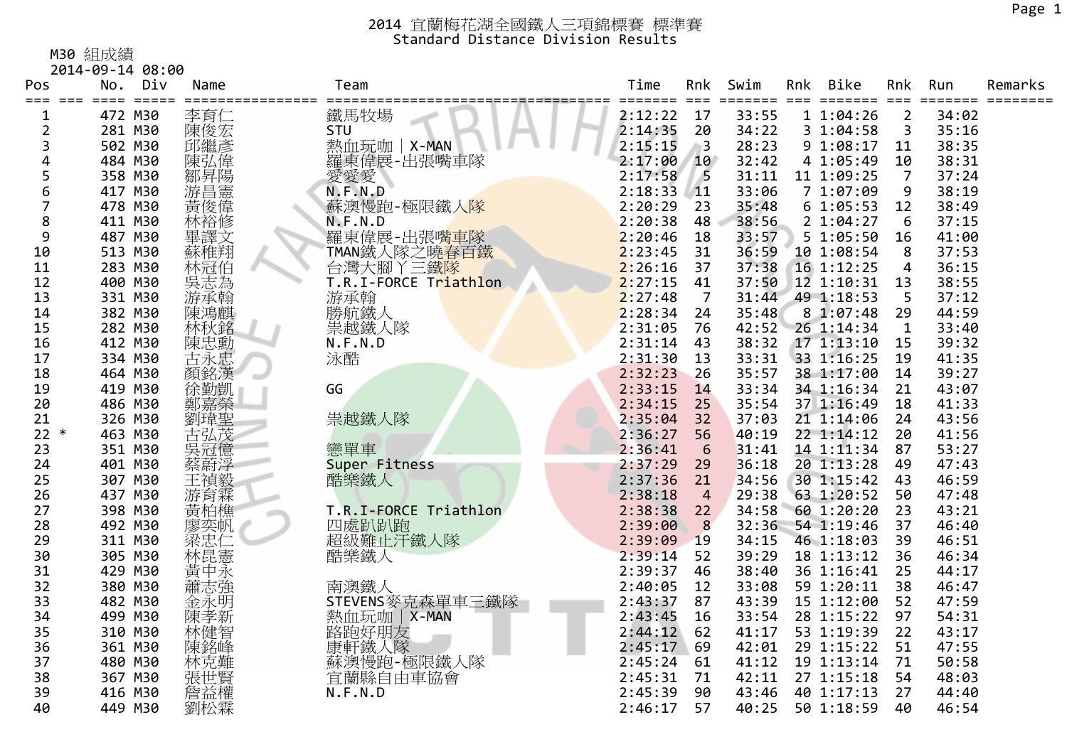# 2014 宜蘭梅花湖全國鐵人三項錦標賽 標準賽
## Standard Distance Division Results

M30 組成績
2014-09-14 08:00

| Pos | | No. | Div | Name | Team | Time | Rnk | Swim | Rnk | Bike | Rnk | Run | Remarks |
|---|---|---|---|---|---|---|---|---|---|---|---|---|---|
| 1 | | 472 | M30 | 李育仁 | 鐵馬牧場 | 2:12:22 | 17 | 33:55 | 1 | 1:04:26 | 2 | 34:02 | |
| 2 | | 281 | M30 | 陳俊宏 | STU | 2:14:35 | 20 | 34:22 | 3 | 1:04:58 | 3 | 35:16 | |
| 3 | | 502 | M30 | 邱繼彥 | 熱血玩咖｜X-MAN | 2:15:15 | 3 | 28:23 | 9 | 1:08:17 | 11 | 38:35 | |
| 4 | | 484 | M30 | 陳弘偉 | 羅東偉展-出張嘴車隊 | 2:17:00 | 10 | 32:42 | 4 | 1:05:49 | 10 | 38:31 | |
| 5 | | 358 | M30 | 鄒昇陽 | 愛愛愛 | 2:17:58 | 5 | 31:11 | 11 | 1:09:25 | 7 | 37:24 | |
| 6 | | 417 | M30 | 游昌憲 | N.F.N.D | 2:18:33 | 11 | 33:06 | 7 | 1:07:09 | 9 | 38:19 | |
| 7 | | 478 | M30 | 黃俊偉 | 蘇澳慢跑-極限鐵人隊 | 2:20:29 | 23 | 35:48 | 6 | 1:05:53 | 12 | 38:49 | |
| 8 | | 411 | M30 | 林裕修 | N.F.N.D | 2:20:38 | 48 | 38:56 | 2 | 1:04:27 | 6 | 37:15 | |
| 9 | | 487 | M30 | 畢譯文 | 羅東偉展-出張嘴車隊 | 2:20:46 | 18 | 33:57 | 5 | 1:05:50 | 16 | 41:00 | |
| 10 | | 513 | M30 | 蘇稚翔 | TMAN鐵人隊之曉春百鐵 | 2:23:45 | 31 | 36:59 | 10 | 1:08:54 | 8 | 37:53 | |
| 11 | | 283 | M30 | 林冠伯 | 台灣大腳丫三鐵隊 | 2:26:16 | 37 | 37:38 | 16 | 1:12:25 | 4 | 36:15 | |
| 12 | | 400 | M30 | 吳志為 | T.R.I-FORCE Triathlon | 2:27:15 | 41 | 37:50 | 12 | 1:10:31 | 13 | 38:55 | |
| 13 | | 331 | M30 | 游承翰 | 游承翰 | 2:27:48 | 7 | 31:44 | 49 | 1:18:53 | 5 | 37:12 | |
| 14 | | 382 | M30 | 陳鴻麒 | 勝航鐵人 | 2:28:34 | 24 | 35:48 | 8 | 1:07:48 | 29 | 44:59 | |
| 15 | | 282 | M30 | 林秋銘 | 崇越鐵人隊 | 2:31:05 | 76 | 42:52 | 26 | 1:14:34 | 1 | 33:40 | |
| 16 | | 412 | M30 | 陳忠勳 | N.F.N.D | 2:31:14 | 43 | 38:32 | 17 | 1:13:10 | 15 | 39:32 | |
| 17 | | 334 | M30 | 古永忠 | 泳酷 | 2:31:30 | 13 | 33:31 | 33 | 1:16:25 | 19 | 41:35 | |
| 18 | | 464 | M30 | 顏銘漢 | | 2:32:23 | 26 | 35:57 | 38 | 1:17:00 | 14 | 39:27 | |
| 19 | | 419 | M30 | 徐勤凱 | GG | 2:33:15 | 14 | 33:34 | 34 | 1:16:34 | 21 | 43:07 | |
| 20 | | 486 | M30 | 鄭嘉榮 | | 2:34:15 | 25 | 35:54 | 37 | 1:16:49 | 18 | 41:33 | |
| 21 | | 326 | M30 | 劉瑋聖 | 崇越鐵人隊 | 2:35:04 | 32 | 37:03 | 21 | 1:14:06 | 24 | 43:56 | |
| 22 | * | 463 | M30 | 古弘茂 | | 2:36:27 | 56 | 40:19 | 22 | 1:14:12 | 20 | 41:56 | |
| 23 | | 351 | M30 | 吳冠億 | 戀單車 | 2:36:41 | 6 | 31:41 | 14 | 1:11:34 | 87 | 53:27 | |
| 24 | | 401 | M30 | 蔡蔚浮 | Super Fitness | 2:37:29 | 29 | 36:18 | 20 | 1:13:28 | 49 | 47:43 | |
| 25 | | 307 | M30 | 王禎毅 | 酷樂鐵人 | 2:37:36 | 21 | 34:56 | 30 | 1:15:42 | 43 | 46:59 | |
| 26 | | 437 | M30 | 游育霖 | | 2:38:18 | 4 | 29:38 | 63 | 1:20:52 | 50 | 47:48 | |
| 27 | | 398 | M30 | 黃柏樵 | T.R.I-FORCE Triathlon | 2:38:38 | 22 | 34:58 | 60 | 1:20:20 | 23 | 43:21 | |
| 28 | | 492 | M30 | 廖奕帆 | 四處趴趴跑 | 2:39:00 | 8 | 32:36 | 54 | 1:19:46 | 37 | 46:40 | |
| 29 | | 311 | M30 | 梁忠仁 | 超級難止汗鐵人隊 | 2:39:09 | 19 | 34:15 | 46 | 1:18:03 | 39 | 46:51 | |
| 30 | | 305 | M30 | 林昆憲 | 酷樂鐵人 | 2:39:14 | 52 | 39:29 | 18 | 1:13:12 | 36 | 46:34 | |
| 31 | | 429 | M30 | 黃中永 | | 2:39:37 | 46 | 38:40 | 36 | 1:16:41 | 25 | 44:17 | |
| 32 | | 380 | M30 | 蕭志強 | 南澳鐵人 | 2:40:05 | 12 | 33:08 | 59 | 1:20:11 | 38 | 46:47 | |
| 33 | | 482 | M30 | 金永明 | STEVENS麥克森單車三鐵隊 | 2:43:37 | 87 | 43:39 | 15 | 1:12:00 | 52 | 47:59 | |
| 34 | | 499 | M30 | 陳孝新 | 熱血玩咖｜X-MAN | 2:43:45 | 16 | 33:54 | 28 | 1:15:22 | 97 | 54:31 | |
| 35 | | 310 | M30 | 林健智 | 路跑好朋友 | 2:44:12 | 62 | 41:17 | 53 | 1:19:39 | 22 | 43:17 | |
| 36 | | 361 | M30 | 陳銘峰 | 康軒鐵人隊 | 2:45:17 | 69 | 42:01 | 29 | 1:15:22 | 51 | 47:55 | |
| 37 | | 480 | M30 | 林克難 | 蘇澳慢跑-極限鐵人隊 | 2:45:24 | 61 | 41:12 | 19 | 1:13:14 | 71 | 50:58 | |
| 38 | | 367 | M30 | 張世賢 | 宜蘭縣自由車協會 | 2:45:31 | 71 | 42:11 | 27 | 1:15:18 | 54 | 48:03 | |
| 39 | | 416 | M30 | 詹益權 | N.F.N.D | 2:45:39 | 90 | 43:46 | 40 | 1:17:13 | 27 | 44:40 | |
| 40 | | 449 | M30 | 劉松霖 | | 2:46:17 | 57 | 40:25 | 50 | 1:18:59 | 40 | 46:54 | |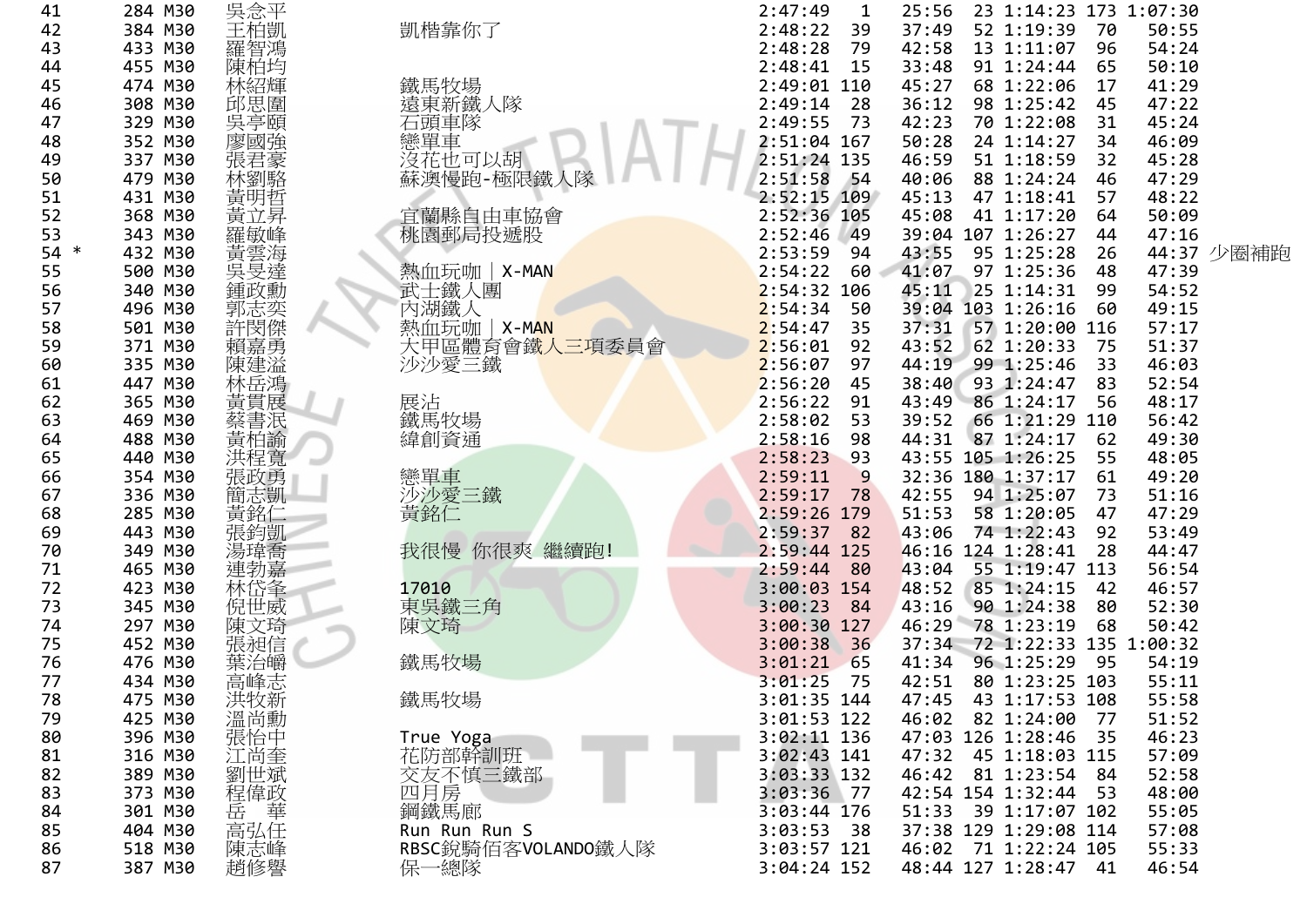| | | | | | | | | | | | | | |
|---|---|---|---|---|---|---|---|---|---|---|---|---|---|
| 41 | | 284 | M30 | 吳念平 | | 2:47:49 | 1 | 25:56 | 23 | 1:14:23 | 173 | 1:07:30 | |
| 42 | | 384 | M30 | 王柏凱 | 凱楷靠你了 | 2:48:22 | 39 | 37:49 | 52 | 1:19:39 | 70 | 50:55 | |
| 43 | | 433 | M30 | 羅智鴻 | | 2:48:28 | 79 | 42:58 | 13 | 1:11:07 | 96 | 54:24 | |
| 44 | | 455 | M30 | 陳柏均 | | 2:48:41 | 15 | 33:48 | 91 | 1:24:44 | 65 | 50:10 | |
| 45 | | 474 | M30 | 林紹輝 | 鐵馬牧場 | 2:49:01 | 110 | 45:27 | 68 | 1:22:06 | 17 | 41:29 | |
| 46 | | 308 | M30 | 邱思圍 | 遠東新鐵人隊 | 2:49:14 | 28 | 36:12 | 98 | 1:25:42 | 45 | 47:22 | |
| 47 | | 329 | M30 | 吳亭頤 | 石頭車隊 | 2:49:55 | 73 | 42:23 | 70 | 1:22:08 | 31 | 45:24 | |
| 48 | | 352 | M30 | 廖國強 | 戀單車 | 2:51:04 | 167 | 50:28 | 24 | 1:14:27 | 34 | 46:09 | |
| 49 | | 337 | M30 | 張君豪 | 沒花也可以胡 | 2:51:24 | 135 | 46:59 | 51 | 1:18:59 | 32 | 45:28 | |
| 50 | | 479 | M30 | 林劉駱 | 蘇澳慢跑-極限鐵人隊 | 2:51:58 | 54 | 40:06 | 88 | 1:24:24 | 46 | 47:29 | |
| 51 | | 431 | M30 | 黃明哲 | | 2:52:15 | 109 | 45:13 | 47 | 1:18:41 | 57 | 48:22 | |
| 52 | | 368 | M30 | 黃立昇 | 宜蘭縣自由車協會 | 2:52:36 | 105 | 45:08 | 41 | 1:17:20 | 64 | 50:09 | |
| 53 | | 343 | M30 | 羅敏峰 | 桃園郵局投遞股 | 2:52:46 | 49 | 39:04 | 107 | 1:26:27 | 44 | 47:16 | |
| 54 | * | 432 | M30 | 黃雲海 | | 2:53:59 | 94 | 43:55 | 95 | 1:25:28 | 26 | 44:37 | 少圈補跑 |
| 55 | | 500 | M30 | 吳旻達 | 熱血玩咖｜X-MAN | 2:54:22 | 60 | 41:07 | 97 | 1:25:36 | 48 | 47:39 | |
| 56 | | 340 | M30 | 鍾政勳 | 武士鐵人團 | 2:54:32 | 106 | 45:11 | 25 | 1:14:31 | 99 | 54:52 | |
| 57 | | 496 | M30 | 郭志奕 | 內湖鐵人 | 2:54:34 | 50 | 39:04 | 103 | 1:26:16 | 60 | 49:15 | |
| 58 | | 501 | M30 | 許閔傑 | 熱血玩咖｜X-MAN | 2:54:47 | 35 | 37:31 | 57 | 1:20:00 | 116 | 57:17 | |
| 59 | | 371 | M30 | 賴嘉勇 | 大甲區體育會鐵人三項委員會 | 2:56:01 | 92 | 43:52 | 62 | 1:20:33 | 75 | 51:37 | |
| 60 | | 335 | M30 | 陳建溢 | 沙沙愛三鐵 | 2:56:07 | 97 | 44:19 | 99 | 1:25:46 | 33 | 46:03 | |
| 61 | | 447 | M30 | 林岳鴻 | | 2:56:20 | 45 | 38:40 | 93 | 1:24:47 | 83 | 52:54 | |
| 62 | | 365 | M30 | 黃貫展 | 展沾 | 2:56:22 | 91 | 43:49 | 86 | 1:24:17 | 56 | 48:17 | |
| 63 | | 469 | M30 | 蔡書泯 | 鐵馬牧場 | 2:58:02 | 53 | 39:52 | 66 | 1:21:29 | 110 | 56:42 | |
| 64 | | 488 | M30 | 黃柏諭 | 緯創資通 | 2:58:16 | 98 | 44:31 | 87 | 1:24:17 | 62 | 49:30 | |
| 65 | | 440 | M30 | 洪程寬 | | 2:58:23 | 93 | 43:55 | 105 | 1:26:25 | 55 | 48:05 | |
| 66 | | 354 | M30 | 張政勇 | 戀單車 | 2:59:11 | 9 | 32:36 | 180 | 1:37:17 | 61 | 49:20 | |
| 67 | | 336 | M30 | 簡志凱 | 沙沙愛三鐵 | 2:59:17 | 78 | 42:55 | 94 | 1:25:07 | 73 | 51:16 | |
| 68 | | 285 | M30 | 黃銘仁 | 黃銘仁 | 2:59:26 | 179 | 51:53 | 58 | 1:20:05 | 47 | 47:29 | |
| 69 | | 443 | M30 | 張鈞凱 | | 2:59:37 | 82 | 43:06 | 74 | 1:22:43 | 92 | 53:49 | |
| 70 | | 349 | M30 | 湯瑋喬 | 我很慢 你很爽 繼續跑! | 2:59:44 | 125 | 46:16 | 124 | 1:28:41 | 28 | 44:47 | |
| 71 | | 465 | M30 | 連勃嘉 | | 2:59:44 | 80 | 43:04 | 55 | 1:19:47 | 113 | 56:54 | |
| 72 | | 423 | M30 | 林岱夆 | 17010 | 3:00:03 | 154 | 48:52 | 85 | 1:24:15 | 42 | 46:57 | |
| 73 | | 345 | M30 | 倪世威 | 東吳鐵三角 | 3:00:23 | 84 | 43:16 | 90 | 1:24:38 | 80 | 52:30 | |
| 74 | | 297 | M30 | 陳文琦 | 陳文琦 | 3:00:30 | 127 | 46:29 | 78 | 1:23:19 | 68 | 50:42 | |
| 75 | | 452 | M30 | 張昶信 | | 3:00:38 | 36 | 37:34 | 72 | 1:22:33 | 135 | 1:00:32 | |
| 76 | | 476 | M30 | 葉治嶧 | 鐵馬牧場 | 3:01:21 | 65 | 41:34 | 96 | 1:25:29 | 95 | 54:19 | |
| 77 | | 434 | M30 | 高峰志 | | 3:01:25 | 75 | 42:51 | 80 | 1:23:25 | 103 | 55:11 | |
| 78 | | 475 | M30 | 洪牧新 | 鐵馬牧場 | 3:01:35 | 144 | 47:45 | 43 | 1:17:53 | 108 | 55:58 | |
| 79 | | 425 | M30 | 溫尚勳 | | 3:01:53 | 122 | 46:02 | 82 | 1:24:00 | 77 | 51:52 | |
| 80 | | 396 | M30 | 張怡中 | True Yoga | 3:02:11 | 136 | 47:03 | 126 | 1:28:46 | 35 | 46:23 | |
| 81 | | 316 | M30 | 江尚奎 | 花防部幹訓班 | 3:02:43 | 141 | 47:32 | 45 | 1:18:03 | 115 | 57:09 | |
| 82 | | 389 | M30 | 劉世斌 | 交友不慎三鐵部 | 3:03:33 | 132 | 46:42 | 81 | 1:23:54 | 84 | 52:58 | |
| 83 | | 373 | M30 | 程偉政 | 四月房 | 3:03:36 | 77 | 42:54 | 154 | 1:32:44 | 53 | 48:00 | |
| 84 | | 301 | M30 | 岳　華 | 鋼鐵馬廊 | 3:03:44 | 176 | 51:33 | 39 | 1:17:07 | 102 | 55:05 | |
| 85 | | 404 | M30 | 高弘任 | Run Run Run S | 3:03:53 | 38 | 37:38 | 129 | 1:29:08 | 114 | 57:08 | |
| 86 | | 518 | M30 | 陳志峰 | RBSC銳騎佰客VOLANDO鐵人隊 | 3:03:57 | 121 | 46:02 | 71 | 1:22:24 | 105 | 55:33 | |
| 87 | | 387 | M30 | 趙修譽 | 保一總隊 | 3:04:24 | 152 | 48:44 | 127 | 1:28:47 | 41 | 46:54 | |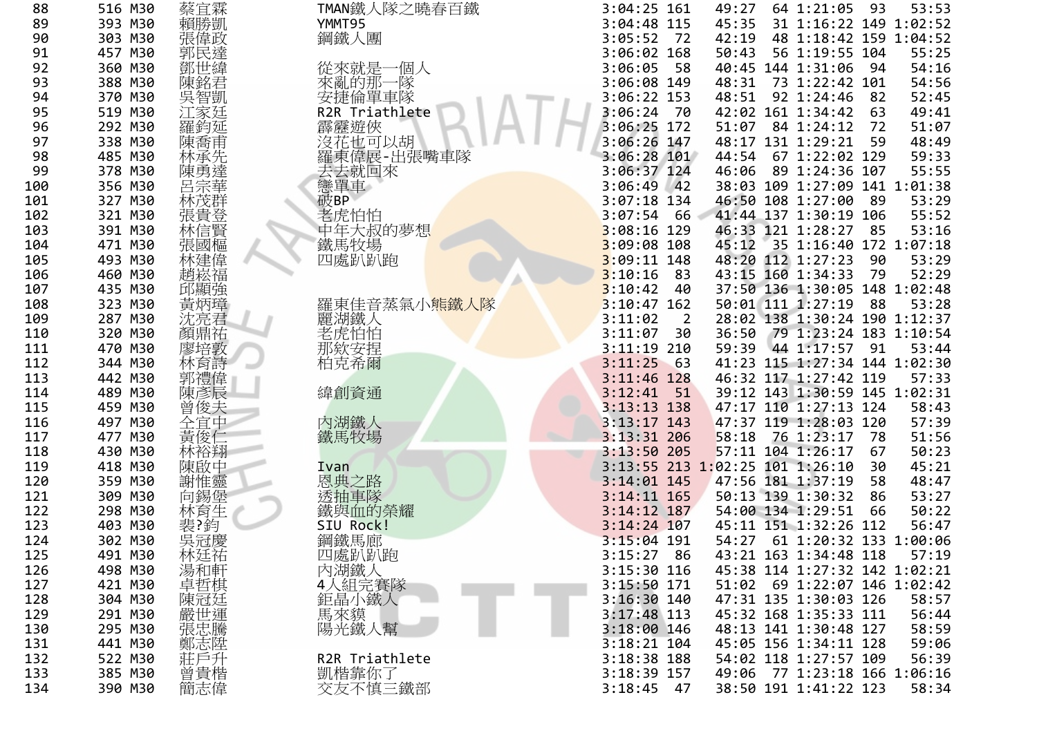| | | | | | | | | | | | |
|---|---|---|---|---|---|---|---|---|---|---|---|
| 88 | 516 | M30 | 蔡宜霖 | TMAN鐵人隊之曉春百鐵 | 3:04:25 | 161 | 49:27 | 64 | 1:21:05 | 93 | 53:53 |
| 89 | 393 | M30 | 賴勝凱 | YMMT95 | 3:04:48 | 115 | 45:35 | 31 | 1:16:22 | 149 | 1:02:52 |
| 90 | 303 | M30 | 張偉政 | 鋼鐵人團 | 3:05:52 | 72 | 42:19 | 48 | 1:18:42 | 159 | 1:04:52 |
| 91 | 457 | M30 | 郭民達 | | 3:06:02 | 168 | 50:43 | 56 | 1:19:55 | 104 | 55:25 |
| 92 | 360 | M30 | 鄧世緯 | 從來就是一個人 | 3:06:05 | 58 | 40:45 | 144 | 1:31:06 | 94 | 54:16 |
| 93 | 388 | M30 | 陳銘君 | 來亂的那一隊 | 3:06:08 | 149 | 48:31 | 73 | 1:22:42 | 101 | 54:56 |
| 94 | 370 | M30 | 吳智凱 | 安捷倫單車隊 | 3:06:22 | 153 | 48:51 | 92 | 1:24:46 | 82 | 52:45 |
| 95 | 519 | M30 | 江家廷 | R2R Triathlete | 3:06:24 | 70 | 42:02 | 161 | 1:34:42 | 63 | 49:41 |
| 96 | 292 | M30 | 羅鈞延 | 霹靂遊俠 | 3:06:25 | 172 | 51:07 | 84 | 1:24:12 | 72 | 51:07 |
| 97 | 338 | M30 | 陳喬甫 | 沒花也可以胡 | 3:06:26 | 147 | 48:17 | 131 | 1:29:21 | 59 | 48:49 |
| 98 | 485 | M30 | 林承先 | 羅東偉展-出張嘴車隊 | 3:06:28 | 101 | 44:54 | 67 | 1:22:02 | 129 | 59:33 |
| 99 | 378 | M30 | 陳勇達 | 去去就回來 | 3:06:37 | 124 | 46:06 | 89 | 1:24:36 | 107 | 55:55 |
| 100 | 356 | M30 | 呂宗華 | 戀單車 | 3:06:49 | 42 | 38:03 | 109 | 1:27:09 | 141 | 1:01:38 |
| 101 | 327 | M30 | 林茂群 | 破BP | 3:07:18 | 134 | 46:50 | 108 | 1:27:00 | 89 | 53:29 |
| 102 | 321 | M30 | 張貴登 | 老虎怕怕 | 3:07:54 | 66 | 41:44 | 137 | 1:30:19 | 106 | 55:52 |
| 103 | 391 | M30 | 林信賢 | 中年大叔的夢想 | 3:08:16 | 129 | 46:33 | 121 | 1:28:27 | 85 | 53:16 |
| 104 | 471 | M30 | 張國樞 | 鐵馬牧場 | 3:09:08 | 108 | 45:12 | 35 | 1:16:40 | 172 | 1:07:18 |
| 105 | 493 | M30 | 林建偉 | 四處趴趴跑 | 3:09:11 | 148 | 48:20 | 112 | 1:27:23 | 90 | 53:29 |
| 106 | 460 | M30 | 趙崧福 | | 3:10:16 | 83 | 43:15 | 160 | 1:34:33 | 79 | 52:29 |
| 107 | 435 | M30 | 邱顯強 | | 3:10:42 | 40 | 37:50 | 136 | 1:30:05 | 148 | 1:02:48 |
| 108 | 323 | M30 | 黃炳璋 | 羅東佳音蒸氣小熊鐵人隊 | 3:10:47 | 162 | 50:01 | 111 | 1:27:19 | 88 | 53:28 |
| 109 | 287 | M30 | 沈亮君 | 麗湖鐵人 | 3:11:02 | 2 | 28:02 | 138 | 1:30:24 | 190 | 1:12:37 |
| 110 | 320 | M30 | 顏鼎祐 | 老虎怕怕 | 3:11:07 | 30 | 36:50 | 79 | 1:23:24 | 183 | 1:10:54 |
| 111 | 470 | M30 | 廖培敦 | 那欸安捏 | 3:11:19 | 210 | 59:39 | 44 | 1:17:57 | 91 | 53:44 |
| 112 | 344 | M30 | 林育詩 | 柏克希爾 | 3:11:25 | 63 | 41:23 | 115 | 1:27:34 | 144 | 1:02:30 |
| 113 | 442 | M30 | 郭禮偉 | | 3:11:46 | 128 | 46:32 | 117 | 1:27:42 | 119 | 57:33 |
| 114 | 489 | M30 | 陳彥辰 | 緯創資通 | 3:12:41 | 51 | 39:12 | 143 | 1:30:59 | 145 | 1:02:31 |
| 115 | 459 | M30 | 曾俊夫 | | 3:13:13 | 138 | 47:17 | 110 | 1:27:13 | 124 | 58:43 |
| 116 | 497 | M30 | 仝宜中 | 內湖鐵人 | 3:13:17 | 143 | 47:37 | 119 | 1:28:03 | 120 | 57:39 |
| 117 | 477 | M30 | 黃俊仁 | 鐵馬牧場 | 3:13:31 | 206 | 58:18 | 76 | 1:23:17 | 78 | 51:56 |
| 118 | 430 | M30 | 林裕翔 | | 3:13:50 | 205 | 57:11 | 104 | 1:26:17 | 67 | 50:23 |
| 119 | 418 | M30 | 陳啟中 | Ivan | 3:13:55 | 213 | 1:02:25 | 101 | 1:26:10 | 30 | 45:21 |
| 120 | 359 | M30 | 謝惟靈 | 恩典之路 | 3:14:01 | 145 | 47:56 | 181 | 1:37:19 | 58 | 48:47 |
| 121 | 309 | M30 | 向錫堡 | 透抽車隊 | 3:14:11 | 165 | 50:13 | 139 | 1:30:32 | 86 | 53:27 |
| 122 | 298 | M30 | 林育生 | 鐵與血的榮耀 | 3:14:12 | 187 | 54:00 | 134 | 1:29:51 | 66 | 50:22 |
| 123 | 403 | M30 | 裴?鈞 | SIU Rock! | 3:14:24 | 107 | 45:11 | 151 | 1:32:26 | 112 | 56:47 |
| 124 | 302 | M30 | 吳冠慶 | 鋼鐵馬廊 | 3:15:04 | 191 | 54:27 | 61 | 1:20:32 | 133 | 1:00:06 |
| 125 | 491 | M30 | 林廷祐 | 四處趴趴跑 | 3:15:27 | 86 | 43:21 | 163 | 1:34:48 | 118 | 57:19 |
| 126 | 498 | M30 | 湯和軒 | 內湖鐵人 | 3:15:30 | 116 | 45:38 | 114 | 1:27:32 | 142 | 1:02:21 |
| 127 | 421 | M30 | 卓哲棋 | 4人組完賽隊 | 3:15:50 | 171 | 51:02 | 69 | 1:22:07 | 146 | 1:02:42 |
| 128 | 304 | M30 | 陳冠廷 | 鉅晶小鐵人 | 3:16:30 | 140 | 47:31 | 135 | 1:30:03 | 126 | 58:57 |
| 129 | 291 | M30 | 嚴世運 | 馬來貘 | 3:17:48 | 113 | 45:32 | 168 | 1:35:33 | 111 | 56:44 |
| 130 | 295 | M30 | 張忠騰 | 陽光鐵人幫 | 3:18:00 | 146 | 48:13 | 141 | 1:30:48 | 127 | 58:59 |
| 131 | 441 | M30 | 鄭志陞 | | 3:18:21 | 104 | 45:05 | 156 | 1:34:11 | 128 | 59:06 |
| 132 | 522 | M30 | 莊戶升 | R2R Triathlete | 3:18:38 | 188 | 54:02 | 118 | 1:27:57 | 109 | 56:39 |
| 133 | 385 | M30 | 曾貴楷 | 凱楷靠你了 | 3:18:39 | 157 | 49:06 | 77 | 1:23:18 | 166 | 1:06:16 |
| 134 | 390 | M30 | 簡志偉 | 交友不慎三鐵部 | 3:18:45 | 47 | 38:50 | 191 | 1:41:22 | 123 | 58:34 |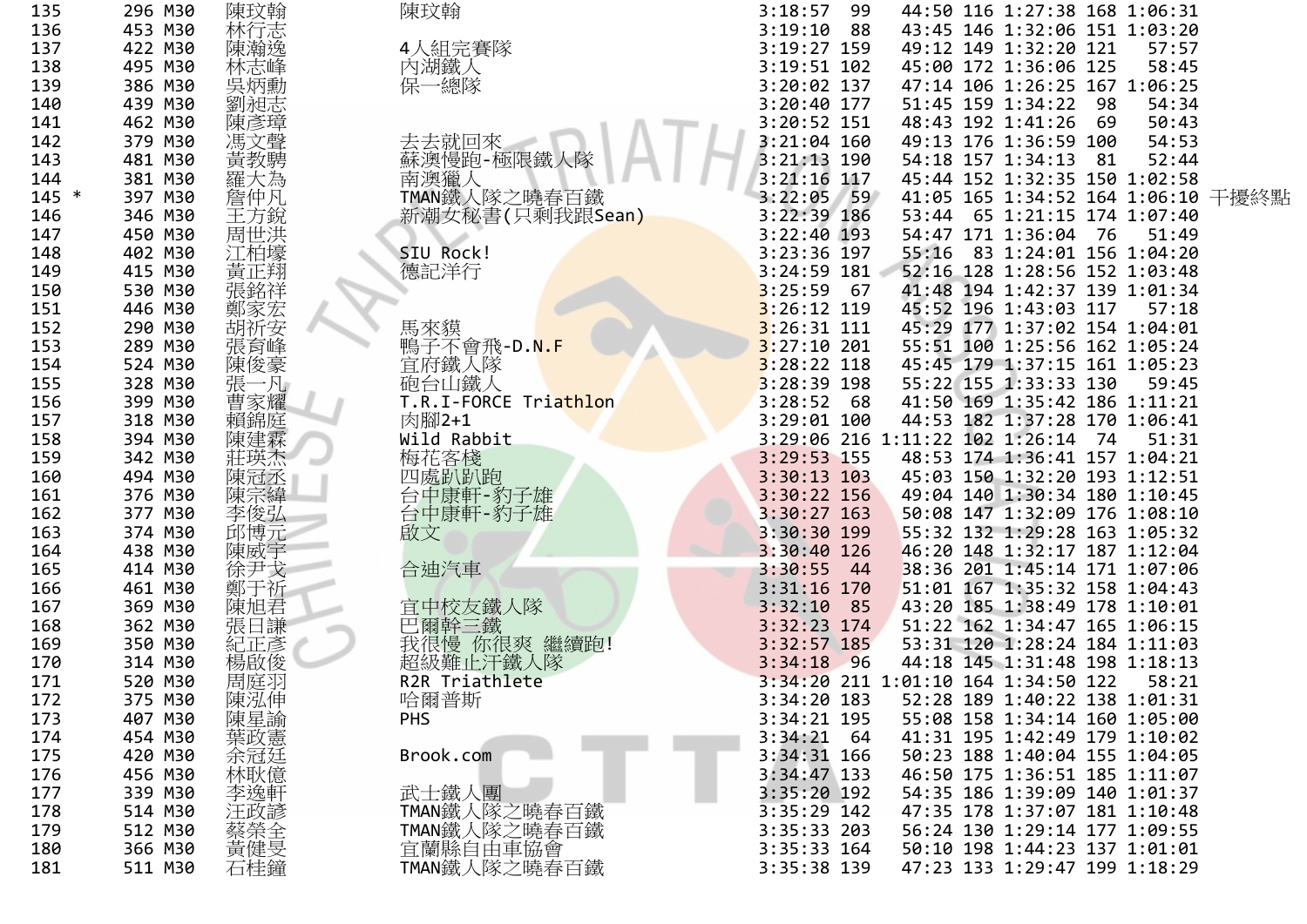| | | | | | | | | | | | | | |
|---|---|---|---|---|---|---|---|---|---|---|---|---|---|
| 135 | | 296 | M30 | 陳玟翰 | 陳玟翰 | 3:18:57 | 99 | 44:50 | 116 | 1:27:38 | 168 | 1:06:31 | |
| 136 | | 453 | M30 | 林行志 | | 3:19:10 | 88 | 43:45 | 146 | 1:32:06 | 151 | 1:03:20 | |
| 137 | | 422 | M30 | 陳瀚逸 | 4人組完賽隊 | 3:19:27 | 159 | 49:12 | 149 | 1:32:20 | 121 | 57:57 | |
| 138 | | 495 | M30 | 林志峰 | 內湖鐵人 | 3:19:51 | 102 | 45:00 | 172 | 1:36:06 | 125 | 58:45 | |
| 139 | | 386 | M30 | 吳炳勳 | 保一總隊 | 3:20:02 | 137 | 47:14 | 106 | 1:26:25 | 167 | 1:06:25 | |
| 140 | | 439 | M30 | 劉昶志 | | 3:20:40 | 177 | 51:45 | 159 | 1:34:22 | 98 | 54:34 | |
| 141 | | 462 | M30 | 陳彥璋 | | 3:20:52 | 151 | 48:43 | 192 | 1:41:26 | 69 | 50:43 | |
| 142 | | 379 | M30 | 馮文聲 | 去去就回來 | 3:21:04 | 160 | 49:13 | 176 | 1:36:59 | 100 | 54:53 | |
| 143 | | 481 | M30 | 黃教騁 | 蘇澳慢跑-極限鐵人隊 | 3:21:13 | 190 | 54:18 | 157 | 1:34:13 | 81 | 52:44 | |
| 144 | | 381 | M30 | 羅大為 | 南澳獵人 | 3:21:16 | 117 | 45:44 | 152 | 1:32:35 | 150 | 1:02:58 | |
| 145 | * | 397 | M30 | 詹仲凡 | TMAN鐵人隊之曉春百鐵 | 3:22:05 | 59 | 41:05 | 165 | 1:34:52 | 164 | 1:06:10 | 干擾終點 |
| 146 | | 346 | M30 | 王方銳 | 新潮女秘書(只剩我跟Sean) | 3:22:39 | 186 | 53:44 | 65 | 1:21:15 | 174 | 1:07:40 | |
| 147 | | 450 | M30 | 周世洪 | | 3:22:40 | 193 | 54:47 | 171 | 1:36:04 | 76 | 51:49 | |
| 148 | | 402 | M30 | 江柏壕 | SIU Rock! | 3:23:36 | 197 | 55:16 | 83 | 1:24:01 | 156 | 1:04:20 | |
| 149 | | 415 | M30 | 黃正翔 | 德記洋行 | 3:24:59 | 181 | 52:16 | 128 | 1:28:56 | 152 | 1:03:48 | |
| 150 | | 530 | M30 | 張銘祥 | | 3:25:59 | 67 | 41:48 | 194 | 1:42:37 | 139 | 1:01:34 | |
| 151 | | 446 | M30 | 鄭家宏 | | 3:26:12 | 119 | 45:52 | 196 | 1:43:03 | 117 | 57:18 | |
| 152 | | 290 | M30 | 胡祈安 | 馬來貘 | 3:26:31 | 111 | 45:29 | 177 | 1:37:02 | 154 | 1:04:01 | |
| 153 | | 289 | M30 | 張育峰 | 鴨子不會飛-D.N.F | 3:27:10 | 201 | 55:51 | 100 | 1:25:56 | 162 | 1:05:24 | |
| 154 | | 524 | M30 | 陳俊豪 | 宜府鐵人隊 | 3:28:22 | 118 | 45:45 | 179 | 1:37:15 | 161 | 1:05:23 | |
| 155 | | 328 | M30 | 張一凡 | 砲台山鐵人 | 3:28:39 | 198 | 55:22 | 155 | 1:33:33 | 130 | 59:45 | |
| 156 | | 399 | M30 | 曹家耀 | T.R.I-FORCE Triathlon | 3:28:52 | 68 | 41:50 | 169 | 1:35:42 | 186 | 1:11:21 | |
| 157 | | 318 | M30 | 賴錦庭 | 肉腳2+1 | 3:29:01 | 100 | 44:53 | 182 | 1:37:28 | 170 | 1:06:41 | |
| 158 | | 394 | M30 | 陳建霖 | Wild Rabbit | 3:29:06 | 216 | 1:11:22 | 102 | 1:26:14 | 74 | 51:31 | |
| 159 | | 342 | M30 | 莊瑛杰 | 梅花客棧 | 3:29:53 | 155 | 48:53 | 174 | 1:36:41 | 157 | 1:04:21 | |
| 160 | | 494 | M30 | 陳冠丞 | 四處趴趴跑 | 3:30:13 | 103 | 45:03 | 150 | 1:32:20 | 193 | 1:12:51 | |
| 161 | | 376 | M30 | 陳宗緯 | 台中康軒-豹子雄 | 3:30:22 | 156 | 49:04 | 140 | 1:30:34 | 180 | 1:10:45 | |
| 162 | | 377 | M30 | 李俊弘 | 台中康軒-豹子雄 | 3:30:27 | 163 | 50:08 | 147 | 1:32:09 | 176 | 1:08:10 | |
| 163 | | 374 | M30 | 邱博元 | 啟文 | 3:30:30 | 199 | 55:32 | 132 | 1:29:28 | 163 | 1:05:32 | |
| 164 | | 438 | M30 | 陳威宇 | | 3:30:40 | 126 | 46:20 | 148 | 1:32:17 | 187 | 1:12:04 | |
| 165 | | 414 | M30 | 徐尹戈 | 合迪汽車 | 3:30:55 | 44 | 38:36 | 201 | 1:45:14 | 171 | 1:07:06 | |
| 166 | | 461 | M30 | 鄭于祈 | | 3:31:16 | 170 | 51:01 | 167 | 1:35:32 | 158 | 1:04:43 | |
| 167 | | 369 | M30 | 陳旭君 | 宜中校友鐵人隊 | 3:32:10 | 85 | 43:20 | 185 | 1:38:49 | 178 | 1:10:01 | |
| 168 | | 362 | M30 | 張日謙 | 巴爾幹三鐵 | 3:32:23 | 174 | 51:22 | 162 | 1:34:47 | 165 | 1:06:15 | |
| 169 | | 350 | M30 | 紀正彥 | 我很慢 你很爽 繼續跑! | 3:32:57 | 185 | 53:31 | 120 | 1:28:24 | 184 | 1:11:03 | |
| 170 | | 314 | M30 | 楊啟俊 | 超級難止汗鐵人隊 | 3:34:18 | 96 | 44:18 | 145 | 1:31:48 | 198 | 1:18:13 | |
| 171 | | 520 | M30 | 周庭羽 | R2R Triathlete | 3:34:20 | 211 | 1:01:10 | 164 | 1:34:50 | 122 | 58:21 | |
| 172 | | 375 | M30 | 陳泓伸 | 哈爾普斯 | 3:34:20 | 183 | 52:28 | 189 | 1:40:22 | 138 | 1:01:31 | |
| 173 | | 407 | M30 | 陳星諭 | PHS | 3:34:21 | 195 | 55:08 | 158 | 1:34:14 | 160 | 1:05:00 | |
| 174 | | 454 | M30 | 葉政憲 | | 3:34:21 | 64 | 41:31 | 195 | 1:42:49 | 179 | 1:10:02 | |
| 175 | | 420 | M30 | 余冠廷 | Brook.com | 3:34:31 | 166 | 50:23 | 188 | 1:40:04 | 155 | 1:04:05 | |
| 176 | | 456 | M30 | 林耿億 | | 3:34:47 | 133 | 46:50 | 175 | 1:36:51 | 185 | 1:11:07 | |
| 177 | | 339 | M30 | 李逸軒 | 武士鐵人團 | 3:35:20 | 192 | 54:35 | 186 | 1:39:09 | 140 | 1:01:37 | |
| 178 | | 514 | M30 | 汪政諺 | TMAN鐵人隊之曉春百鐵 | 3:35:29 | 142 | 47:35 | 178 | 1:37:07 | 181 | 1:10:48 | |
| 179 | | 512 | M30 | 蔡榮全 | TMAN鐵人隊之曉春百鐵 | 3:35:33 | 203 | 56:24 | 130 | 1:29:14 | 177 | 1:09:55 | |
| 180 | | 366 | M30 | 黃健旻 | 宜蘭縣自由車協會 | 3:35:33 | 164 | 50:10 | 198 | 1:44:23 | 137 | 1:01:01 | |
| 181 | | 511 | M30 | 石桂鐘 | TMAN鐵人隊之曉春百鐵 | 3:35:38 | 139 | 47:23 | 133 | 1:29:47 | 199 | 1:18:29 | |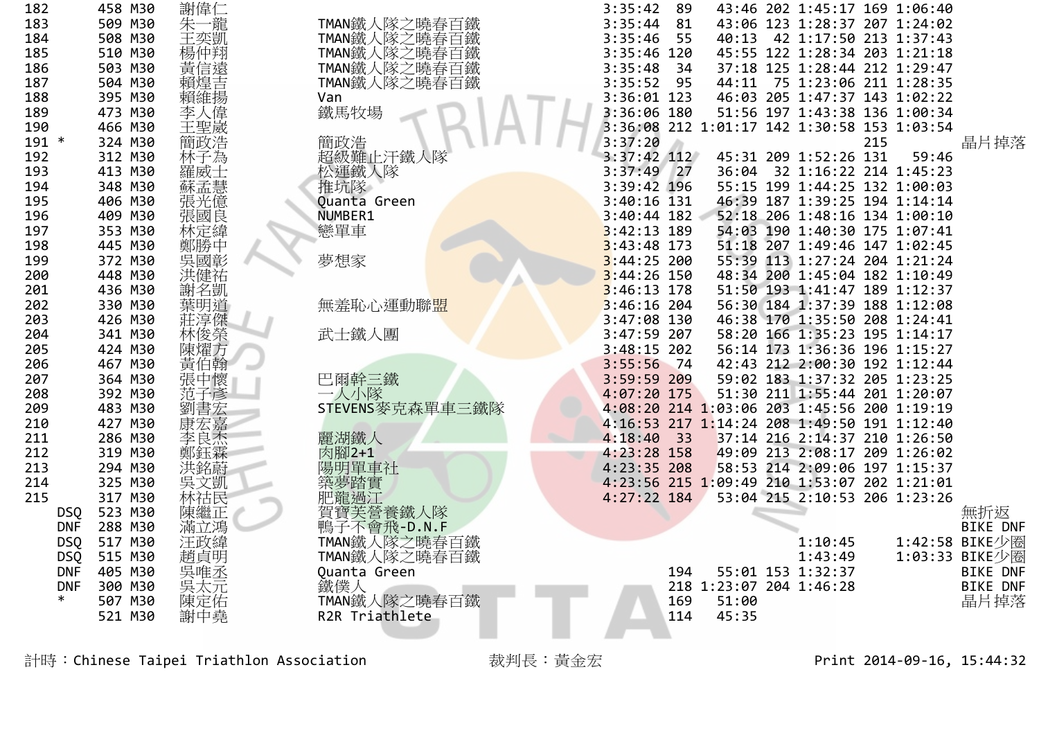| 名次 | 備註 | 號碼 | 組別 | 姓名 | 隊伍 | 總成績 | 游泳名次 | 游泳 | 自行車名次 | 自行車 | 路跑名次 | 路跑 | 備註 |
|---|---|---|---|---|---|---|---|---|---|---|---|---|---|
| 182 | | 458 | M30 | 謝偉仁 | | 3:35:42 | 89 | 43:46 | 202 | 1:45:17 | 169 | 1:06:40 | |
| 183 | | 509 | M30 | 朱一龍 | TMAN鐵人隊之曉春百鐵 | 3:35:44 | 81 | 43:06 | 123 | 1:28:37 | 207 | 1:24:02 | |
| 184 | | 508 | M30 | 王奕凱 | TMAN鐵人隊之曉春百鐵 | 3:35:46 | 55 | 40:13 | 42 | 1:17:50 | 213 | 1:37:43 | |
| 185 | | 510 | M30 | 楊仲翔 | TMAN鐵人隊之曉春百鐵 | 3:35:46 | 120 | 45:55 | 122 | 1:28:34 | 203 | 1:21:18 | |
| 186 | | 503 | M30 | 黃信遠 | TMAN鐵人隊之曉春百鐵 | 3:35:48 | 34 | 37:18 | 125 | 1:28:44 | 212 | 1:29:47 | |
| 187 | | 504 | M30 | 賴煌吉 | TMAN鐵人隊之曉春百鐵 | 3:35:52 | 95 | 44:11 | 75 | 1:23:06 | 211 | 1:28:35 | |
| 188 | | 395 | M30 | 賴維揚 | Van | 3:36:01 | 123 | 46:03 | 205 | 1:47:37 | 143 | 1:02:22 | |
| 189 | | 473 | M30 | 李人偉 | 鐵馬牧場 | 3:36:06 | 180 | 51:56 | 197 | 1:43:38 | 136 | 1:00:34 | |
| 190 | | 466 | M30 | 王聖崴 | | 3:36:08 | 212 | 1:01:17 | 142 | 1:30:58 | 153 | 1:03:54 | |
| 191 | * | 324 | M30 | 簡政浩 | 簡政浩 | 3:37:20 | | | | | 215 | | 晶片掉落 |
| 192 | | 312 | M30 | 林子為 | 超級難止汗鐵人隊 | 3:37:42 | 112 | 45:31 | 209 | 1:52:26 | 131 | 59:46 | |
| 193 | | 413 | M30 | 羅威士 | 松運鐵人隊 | 3:37:49 | 27 | 36:04 | 32 | 1:16:22 | 214 | 1:45:23 | |
| 194 | | 348 | M30 | 蘇孟慧 | 推坑隊 | 3:39:42 | 196 | 55:15 | 199 | 1:44:25 | 132 | 1:00:03 | |
| 195 | | 406 | M30 | 張光億 | Quanta Green | 3:40:16 | 131 | 46:39 | 187 | 1:39:25 | 194 | 1:14:14 | |
| 196 | | 409 | M30 | 張國良 | NUMBER1 | 3:40:44 | 182 | 52:18 | 206 | 1:48:16 | 134 | 1:00:10 | |
| 197 | | 353 | M30 | 林定緯 | 戀單車 | 3:42:13 | 189 | 54:03 | 190 | 1:40:30 | 175 | 1:07:41 | |
| 198 | | 445 | M30 | 鄭勝中 | | 3:43:48 | 173 | 51:18 | 207 | 1:49:46 | 147 | 1:02:45 | |
| 199 | | 372 | M30 | 吳國彰 | 夢想家 | 3:44:25 | 200 | 55:39 | 113 | 1:27:24 | 204 | 1:21:24 | |
| 200 | | 448 | M30 | 洪健祐 | | 3:44:26 | 150 | 48:34 | 200 | 1:45:04 | 182 | 1:10:49 | |
| 201 | | 436 | M30 | 謝名凱 | | 3:46:13 | 178 | 51:50 | 193 | 1:41:47 | 189 | 1:12:37 | |
| 202 | | 330 | M30 | 葉明道 | 無羞恥心運動聯盟 | 3:46:16 | 204 | 56:30 | 184 | 1:37:39 | 188 | 1:12:08 | |
| 203 | | 426 | M30 | 莊淳傑 | | 3:47:08 | 130 | 46:38 | 170 | 1:35:50 | 208 | 1:24:41 | |
| 204 | | 341 | M30 | 林俊榮 | 武士鐵人團 | 3:47:59 | 207 | 58:20 | 166 | 1:35:23 | 195 | 1:14:17 | |
| 205 | | 424 | M30 | 陳燿方 | | 3:48:15 | 202 | 56:14 | 173 | 1:36:36 | 196 | 1:15:27 | |
| 206 | | 467 | M30 | 黃伯翰 | | 3:55:56 | 74 | 42:43 | 212 | 2:00:30 | 192 | 1:12:44 | |
| 207 | | 364 | M30 | 張中懷 | 巴爾幹三鐵 | 3:59:59 | 209 | 59:02 | 183 | 1:37:32 | 205 | 1:23:25 | |
| 208 | | 392 | M30 | 范子彥 | 一人小隊 | 4:07:20 | 175 | 51:30 | 211 | 1:55:44 | 201 | 1:20:07 | |
| 209 | | 483 | M30 | 劉書宏 | STEVENS麥克森單車三鐵隊 | 4:08:20 | 214 | 1:03:06 | 203 | 1:45:56 | 200 | 1:19:19 | |
| 210 | | 427 | M30 | 康宏嘉 | | 4:16:53 | 217 | 1:14:24 | 208 | 1:49:50 | 191 | 1:12:40 | |
| 211 | | 286 | M30 | 李良杰 | 麗湖鐵人 | 4:18:40 | 33 | 37:14 | 216 | 2:14:37 | 210 | 1:26:50 | |
| 212 | | 319 | M30 | 鄭鈺霖 | 肉腳2+1 | 4:23:28 | 158 | 49:09 | 213 | 2:08:17 | 209 | 1:26:02 | |
| 213 | | 294 | M30 | 洪銘蔚 | 陽明單車社 | 4:23:35 | 208 | 58:53 | 214 | 2:09:06 | 197 | 1:15:37 | |
| 214 | | 325 | M30 | 吳文凱 | 築夢踏實 | 4:23:56 | 215 | 1:09:49 | 210 | 1:53:07 | 202 | 1:21:01 | |
| 215 | | 317 | M30 | 林祐民 | 肥龍過江 | 4:27:22 | 184 | 53:04 | 215 | 2:10:53 | 206 | 1:23:26 | |
| | DSQ | 523 | M30 | 陳繼正 | 賀寶芙營養鐵人隊 | | | | | | | | 無折返 |
| | DNF | 288 | M30 | 滿立鴻 | 鴨子不會飛-D.N.F | | | | | | | | BIKE DNF |
| | DSQ | 517 | M30 | 汪政緯 | TMAN鐵人隊之曉春百鐵 | | | | | 1:10:45 | | 1:42:58 | BIKE少圈 |
| | DSQ | 515 | M30 | 趙貞明 | TMAN鐵人隊之曉春百鐵 | | | | | 1:43:49 | | 1:03:33 | BIKE少圈 |
| | DNF | 405 | M30 | 吳唯丞 | Quanta Green | | 194 | 55:01 | 153 | 1:32:37 | | | BIKE DNF |
| | DNF | 300 | M30 | 吳太元 | 鐵僕人 | | 218 | 1:23:07 | 204 | 1:46:28 | | | BIKE DNF |
| | * | 507 | M30 | 陳定佑 | TMAN鐵人隊之曉春百鐵 | | 169 | 51:00 | | | | | 晶片掉落 |
| | | 521 | M30 | 謝中堯 | R2R Triathlete | | 114 | 45:35 | | | | | |

計時：Chinese Taipei Triathlon Association　　裁判長：黃金宏　　Print 2014-09-16, 15:44:32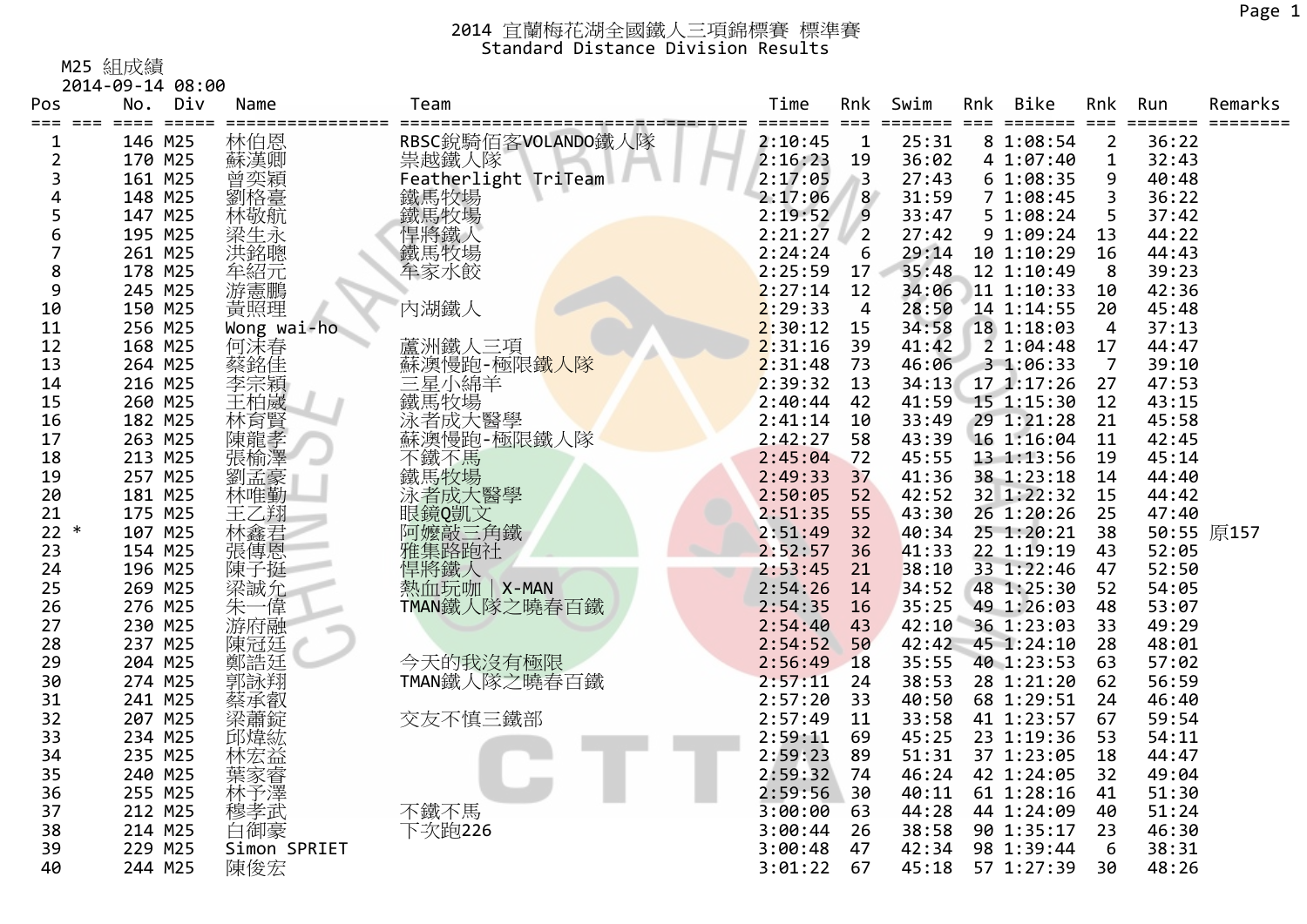# 2014 宜蘭梅花湖全國鐵人三項錦標賽 標準賽
## Standard Distance Division Results

M25 組成績
2014-09-14 08:00

| Pos | | No. | Div | Name | Team | Time | Rnk | Swim | Rnk | Bike | Rnk | Run | Remarks |
|---|---|---|---|---|---|---|---|---|---|---|---|---|---|
| 1 | | 146 | M25 | 林伯恩 | RBSC銳騎佰客VOLANDO鐵人隊 | 2:10:45 | 1 | 25:31 | 8 | 1:08:54 | 2 | 36:22 | |
| 2 | | 170 | M25 | 蘇漢卿 | 崇越鐵人隊 | 2:16:23 | 19 | 36:02 | 4 | 1:07:40 | 1 | 32:43 | |
| 3 | | 161 | M25 | 曾奕穎 | Featherlight TriTeam | 2:17:05 | 3 | 27:43 | 6 | 1:08:35 | 9 | 40:48 | |
| 4 | | 148 | M25 | 劉格臺 | 鐵馬牧場 | 2:17:06 | 8 | 31:59 | 7 | 1:08:45 | 3 | 36:22 | |
| 5 | | 147 | M25 | 林敬航 | 鐵馬牧場 | 2:19:52 | 9 | 33:47 | 5 | 1:08:24 | 5 | 37:42 | |
| 6 | | 195 | M25 | 梁生永 | 悍將鐵人 | 2:21:27 | 2 | 27:42 | 9 | 1:09:24 | 13 | 44:22 | |
| 7 | | 261 | M25 | 洪銘聰 | 鐵馬牧場 | 2:24:24 | 6 | 29:14 | 10 | 1:10:29 | 16 | 44:43 | |
| 8 | | 178 | M25 | 牟紹元 | 牟家水餃 | 2:25:59 | 17 | 35:48 | 12 | 1:10:49 | 8 | 39:23 | |
| 9 | | 245 | M25 | 游憲鵬 | | 2:27:14 | 12 | 34:06 | 11 | 1:10:33 | 10 | 42:36 | |
| 10 | | 150 | M25 | 黃照理 | 內湖鐵人 | 2:29:33 | 4 | 28:50 | 14 | 1:14:55 | 20 | 45:48 | |
| 11 | | 256 | M25 | Wong wai-ho | | 2:30:12 | 15 | 34:58 | 18 | 1:18:03 | 4 | 37:13 | |
| 12 | | 168 | M25 | 何沫春 | 蘆洲鐵人三項 | 2:31:16 | 39 | 41:42 | 2 | 1:04:48 | 17 | 44:47 | |
| 13 | | 264 | M25 | 蔡銘佳 | 蘇澳慢跑-極限鐵人隊 | 2:31:48 | 73 | 46:06 | 3 | 1:06:33 | 7 | 39:10 | |
| 14 | | 216 | M25 | 李宗穎 | 三星小綿羊 | 2:39:32 | 13 | 34:13 | 17 | 1:17:26 | 27 | 47:53 | |
| 15 | | 260 | M25 | 王柏崴 | 鐵馬牧場 | 2:40:44 | 42 | 41:59 | 15 | 1:15:30 | 12 | 43:15 | |
| 16 | | 182 | M25 | 林育賢 | 泳者成大醫學 | 2:41:14 | 10 | 33:49 | 29 | 1:21:28 | 21 | 45:58 | |
| 17 | | 263 | M25 | 陳龍孝 | 蘇澳慢跑-極限鐵人隊 | 2:42:27 | 58 | 43:39 | 16 | 1:16:04 | 11 | 42:45 | |
| 18 | | 213 | M25 | 張榆澤 | 不鐵不馬 | 2:45:04 | 72 | 45:55 | 13 | 1:13:56 | 19 | 45:14 | |
| 19 | | 257 | M25 | 劉孟豪 | 鐵馬牧場 | 2:49:33 | 37 | 41:36 | 38 | 1:23:18 | 14 | 44:40 | |
| 20 | | 181 | M25 | 林唯勤 | 泳者成大醫學 | 2:50:05 | 52 | 42:52 | 32 | 1:22:32 | 15 | 44:42 | |
| 21 | | 175 | M25 | 王乙翔 | 眼鏡Q凱文 | 2:51:35 | 55 | 43:30 | 26 | 1:20:26 | 25 | 47:40 | |
| 22 | * | 107 | M25 | 林鑫君 | 阿嬤敲三角鐵 | 2:51:49 | 32 | 40:34 | 25 | 1:20:21 | 38 | 50:55 | 原157 |
| 23 | | 154 | M25 | 張傳恩 | 雅集路跑社 | 2:52:57 | 36 | 41:33 | 22 | 1:19:19 | 43 | 52:05 | |
| 24 | | 196 | M25 | 陳子挺 | 悍將鐵人 | 2:53:45 | 21 | 38:10 | 33 | 1:22:46 | 47 | 52:50 | |
| 25 | | 269 | M25 | 梁誠允 | 熱血玩咖 \| X-MAN | 2:54:26 | 14 | 34:52 | 48 | 1:25:30 | 52 | 54:05 | |
| 26 | | 276 | M25 | 朱一偉 | TMAN鐵人隊之曉春百鐵 | 2:54:35 | 16 | 35:25 | 49 | 1:26:03 | 48 | 53:07 | |
| 27 | | 230 | M25 | 游府融 | | 2:54:40 | 43 | 42:10 | 36 | 1:23:03 | 33 | 49:29 | |
| 28 | | 237 | M25 | 陳冠廷 | | 2:54:52 | 50 | 42:42 | 45 | 1:24:10 | 28 | 48:01 | |
| 29 | | 204 | M25 | 鄭詰廷 | 今天的我沒有極限 | 2:56:49 | 18 | 35:55 | 40 | 1:23:53 | 63 | 57:02 | |
| 30 | | 274 | M25 | 郭詠翔 | TMAN鐵人隊之曉春百鐵 | 2:57:11 | 24 | 38:53 | 28 | 1:21:20 | 62 | 56:59 | |
| 31 | | 241 | M25 | 蔡承叡 | | 2:57:20 | 33 | 40:50 | 68 | 1:29:51 | 24 | 46:40 | |
| 32 | | 207 | M25 | 梁蕭錠 | 交友不慎三鐵部 | 2:57:49 | 11 | 33:58 | 41 | 1:23:57 | 67 | 59:54 | |
| 33 | | 234 | M25 | 邱煒紘 | | 2:59:11 | 69 | 45:25 | 23 | 1:19:36 | 53 | 54:11 | |
| 34 | | 235 | M25 | 林宏益 | | 2:59:23 | 89 | 51:31 | 37 | 1:23:05 | 18 | 44:47 | |
| 35 | | 240 | M25 | 葉家睿 | | 2:59:32 | 74 | 46:24 | 42 | 1:24:05 | 32 | 49:04 | |
| 36 | | 255 | M25 | 林予澤 | | 2:59:56 | 30 | 40:11 | 61 | 1:28:16 | 41 | 51:30 | |
| 37 | | 212 | M25 | 穆孝武 | 不鐵不馬 | 3:00:00 | 63 | 44:28 | 44 | 1:24:09 | 40 | 51:24 | |
| 38 | | 214 | M25 | 白御豪 | 下次跑226 | 3:00:44 | 26 | 38:58 | 90 | 1:35:17 | 23 | 46:30 | |
| 39 | | 229 | M25 | Simon SPRIET | | 3:00:48 | 47 | 42:34 | 98 | 1:39:44 | 6 | 38:31 | |
| 40 | | 244 | M25 | 陳俊宏 | | 3:01:22 | 67 | 45:18 | 57 | 1:27:39 | 30 | 48:26 | |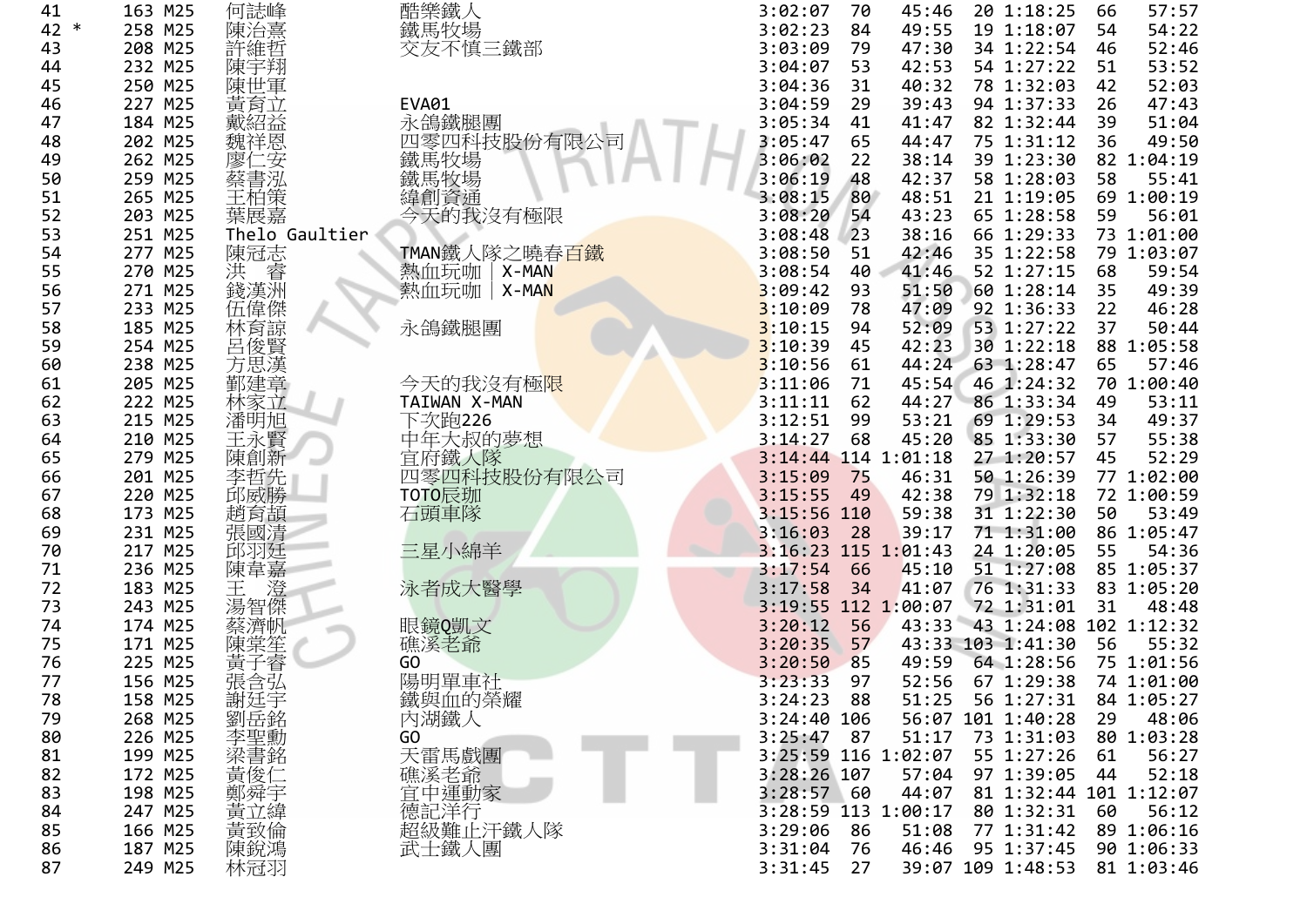| | | | | | | | | | | | | |
|---|---|---|---|---|---|---|---|---|---|---|---|---|
| 41 | 163 | M25 | 何誌峰 | 酷樂鐵人 | 3:02:07 | 70 | 45:46 | 20 | 1:18:25 | 66 | 57:57 |
| 42 * | 258 | M25 | 陳治熹 | 鐵馬牧場 | 3:02:23 | 84 | 49:55 | 19 | 1:18:07 | 54 | 54:22 |
| 43 | 208 | M25 | 許維哲 | 交友不慎三鐵部 | 3:03:09 | 79 | 47:30 | 34 | 1:22:54 | 46 | 52:46 |
| 44 | 232 | M25 | 陳宇翔 | | 3:04:07 | 53 | 42:53 | 54 | 1:27:22 | 51 | 53:52 |
| 45 | 250 | M25 | 陳世軍 | | 3:04:36 | 31 | 40:32 | 78 | 1:32:03 | 42 | 52:03 |
| 46 | 227 | M25 | 黃育立 | EVA01 | 3:04:59 | 29 | 39:43 | 94 | 1:37:33 | 26 | 47:43 |
| 47 | 184 | M25 | 戴紹益 | 永鴿鐵腿團 | 3:05:34 | 41 | 41:47 | 82 | 1:32:44 | 39 | 51:04 |
| 48 | 202 | M25 | 魏祥恩 | 四零四科技股份有限公司 | 3:05:47 | 65 | 44:47 | 75 | 1:31:12 | 36 | 49:50 |
| 49 | 262 | M25 | 廖仁安 | 鐵馬牧場 | 3:06:02 | 22 | 38:14 | 39 | 1:23:30 | 82 | 1:04:19 |
| 50 | 259 | M25 | 蔡書泓 | 鐵馬牧場 | 3:06:19 | 48 | 42:37 | 58 | 1:28:03 | 58 | 55:41 |
| 51 | 265 | M25 | 王柏策 | 緯創資通 | 3:08:15 | 80 | 48:51 | 21 | 1:19:05 | 69 | 1:00:19 |
| 52 | 203 | M25 | 葉展嘉 | 今天的我沒有極限 | 3:08:20 | 54 | 43:23 | 65 | 1:28:58 | 59 | 56:01 |
| 53 | 251 | M25 | Thelo Gaultier | | 3:08:48 | 23 | 38:16 | 66 | 1:29:33 | 73 | 1:01:00 |
| 54 | 277 | M25 | 陳冠志 | TMAN鐵人隊之曉春百鐵 | 3:08:50 | 51 | 42:46 | 35 | 1:22:58 | 79 | 1:03:07 |
| 55 | 270 | M25 | 洪　睿 | 熱血玩咖 \| X-MAN | 3:08:54 | 40 | 41:46 | 52 | 1:27:15 | 68 | 59:54 |
| 56 | 271 | M25 | 錢漢洲 | 熱血玩咖 \| X-MAN | 3:09:42 | 93 | 51:50 | 60 | 1:28:14 | 35 | 49:39 |
| 57 | 233 | M25 | 伍偉傑 | | 3:10:09 | 78 | 47:09 | 92 | 1:36:33 | 22 | 46:28 |
| 58 | 185 | M25 | 林育諒 | 永鴿鐵腿團 | 3:10:15 | 94 | 52:09 | 53 | 1:27:22 | 37 | 50:44 |
| 59 | 254 | M25 | 呂俊賢 | | 3:10:39 | 45 | 42:23 | 30 | 1:22:18 | 88 | 1:05:58 |
| 60 | 238 | M25 | 方思漢 | | 3:10:56 | 61 | 44:24 | 63 | 1:28:47 | 65 | 57:46 |
| 61 | 205 | M25 | 鄞建章 | 今天的我沒有極限 | 3:11:06 | 71 | 45:54 | 46 | 1:24:32 | 70 | 1:00:40 |
| 62 | 222 | M25 | 林家立 | TAIWAN X-MAN | 3:11:11 | 62 | 44:27 | 86 | 1:33:34 | 49 | 53:11 |
| 63 | 215 | M25 | 潘明旭 | 下次跑226 | 3:12:51 | 99 | 53:21 | 69 | 1:29:53 | 34 | 49:37 |
| 64 | 210 | M25 | 王永賢 | 中年大叔的夢想 | 3:14:27 | 68 | 45:20 | 85 | 1:33:30 | 57 | 55:38 |
| 65 | 279 | M25 | 陳創新 | 宜府鐵人隊 | 3:14:44 | 114 | 1:01:18 | 27 | 1:20:57 | 45 | 52:29 |
| 66 | 201 | M25 | 李哲先 | 四零四科技股份有限公司 | 3:15:09 | 75 | 46:31 | 50 | 1:26:39 | 77 | 1:02:00 |
| 67 | 220 | M25 | 邱威勝 | TOTO辰珈 | 3:15:55 | 49 | 42:38 | 79 | 1:32:18 | 72 | 1:00:59 |
| 68 | 173 | M25 | 趙育頡 | 石頭車隊 | 3:15:56 | 110 | 59:38 | 31 | 1:22:30 | 50 | 53:49 |
| 69 | 231 | M25 | 張國清 | | 3:16:03 | 28 | 39:17 | 71 | 1:31:00 | 86 | 1:05:47 |
| 70 | 217 | M25 | 邱羽廷 | 三星小綿羊 | 3:16:23 | 115 | 1:01:43 | 24 | 1:20:05 | 55 | 54:36 |
| 71 | 236 | M25 | 陳韋嘉 | | 3:17:54 | 66 | 45:10 | 51 | 1:27:08 | 85 | 1:05:37 |
| 72 | 183 | M25 | 王　澄 | 泳者成大醫學 | 3:17:58 | 34 | 41:07 | 76 | 1:31:33 | 83 | 1:05:20 |
| 73 | 243 | M25 | 湯智傑 | | 3:19:55 | 112 | 1:00:07 | 72 | 1:31:01 | 31 | 48:48 |
| 74 | 174 | M25 | 蔡濟帆 | 眼鏡Q凱文 | 3:20:12 | 56 | 43:33 | 43 | 1:24:08 | 102 | 1:12:32 |
| 75 | 171 | M25 | 陳棠笙 | 礁溪老爺 | 3:20:35 | 57 | 43:33 | 103 | 1:41:30 | 56 | 55:32 |
| 76 | 225 | M25 | 黃子睿 | GO | 3:20:50 | 85 | 49:59 | 64 | 1:28:56 | 75 | 1:01:56 |
| 77 | 156 | M25 | 張含弘 | 陽明單車社 | 3:23:33 | 97 | 52:56 | 67 | 1:29:38 | 74 | 1:01:00 |
| 78 | 158 | M25 | 謝廷宇 | 鐵與血的榮耀 | 3:24:23 | 88 | 51:25 | 56 | 1:27:31 | 84 | 1:05:27 |
| 79 | 268 | M25 | 劉岳銘 | 內湖鐵人 | 3:24:40 | 106 | 56:07 | 101 | 1:40:28 | 29 | 48:06 |
| 80 | 226 | M25 | 李聖勳 | GO | 3:25:47 | 87 | 51:17 | 73 | 1:31:03 | 80 | 1:03:28 |
| 81 | 199 | M25 | 梁書銘 | 天雷馬戲團 | 3:25:59 | 116 | 1:02:07 | 55 | 1:27:26 | 61 | 56:27 |
| 82 | 172 | M25 | 黃俊仁 | 礁溪老爺 | 3:28:26 | 107 | 57:04 | 97 | 1:39:05 | 44 | 52:18 |
| 83 | 198 | M25 | 鄭舜宇 | 宜中運動家 | 3:28:57 | 60 | 44:07 | 81 | 1:32:44 | 101 | 1:12:07 |
| 84 | 247 | M25 | 黃立緯 | 德記洋行 | 3:28:59 | 113 | 1:00:17 | 80 | 1:32:31 | 60 | 56:12 |
| 85 | 166 | M25 | 黃致倫 | 超級難止汗鐵人隊 | 3:29:06 | 86 | 51:08 | 77 | 1:31:42 | 89 | 1:06:16 |
| 86 | 187 | M25 | 陳銳鴻 | 武士鐵人團 | 3:31:04 | 76 | 46:46 | 95 | 1:37:45 | 90 | 1:06:33 |
| 87 | 249 | M25 | 林冠羽 | | 3:31:45 | 27 | 39:07 | 109 | 1:48:53 | 81 | 1:03:46 |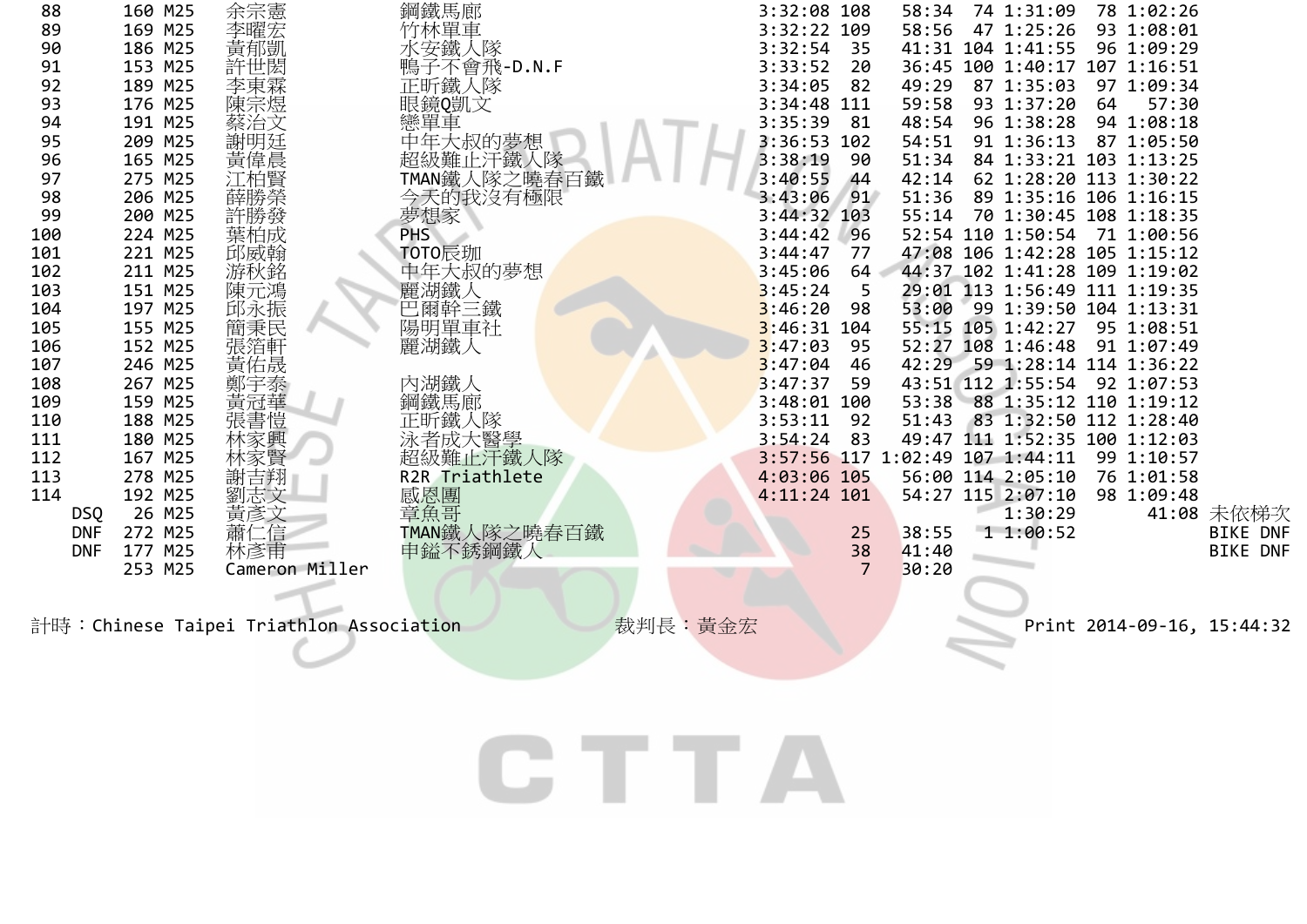| | | | | | | | | | | | | |
|---|---|---|---|---|---|---|---|---|---|---|---|---|
| 88 | 160 | M25 | 余宗憲 | 鋼鐵馬廊 | 3:32:08 | 108 | 58:34 | 74 | 1:31:09 | 78 | 1:02:26 | |
| 89 | 169 | M25 | 李曜宏 | 竹林單車 | 3:32:22 | 109 | 58:56 | 47 | 1:25:26 | 93 | 1:08:01 | |
| 90 | 186 | M25 | 黃郁凱 | 水安鐵人隊 | 3:32:54 | 35 | 41:31 | 104 | 1:41:55 | 96 | 1:09:29 | |
| 91 | 153 | M25 | 許世閎 | 鴨子不會飛-D.N.F | 3:33:52 | 20 | 36:45 | 100 | 1:40:17 | 107 | 1:16:51 | |
| 92 | 189 | M25 | 李東霖 | 正昕鐵人隊 | 3:34:05 | 82 | 49:29 | 87 | 1:35:03 | 97 | 1:09:34 | |
| 93 | 176 | M25 | 陳宗煜 | 眼鏡Q凱文 | 3:34:48 | 111 | 59:58 | 93 | 1:37:20 | 64 | 57:30 | |
| 94 | 191 | M25 | 蔡治文 | 戀單車 | 3:35:39 | 81 | 48:54 | 96 | 1:38:28 | 94 | 1:08:18 | |
| 95 | 209 | M25 | 謝明廷 | 中年大叔的夢想 | 3:36:53 | 102 | 54:51 | 91 | 1:36:13 | 87 | 1:05:50 | |
| 96 | 165 | M25 | 黃偉晨 | 超級難止汗鐵人隊 | 3:38:19 | 90 | 51:34 | 84 | 1:33:21 | 103 | 1:13:25 | |
| 97 | 275 | M25 | 江柏賢 | TMAN鐵人隊之曉春百鐵 | 3:40:55 | 44 | 42:14 | 62 | 1:28:20 | 113 | 1:30:22 | |
| 98 | 206 | M25 | 薛勝榮 | 今天的我沒有極限 | 3:43:06 | 91 | 51:36 | 89 | 1:35:16 | 106 | 1:16:15 | |
| 99 | 200 | M25 | 許勝發 | 夢想家 | 3:44:32 | 103 | 55:14 | 70 | 1:30:45 | 108 | 1:18:35 | |
| 100 | 224 | M25 | 葉柏成 | PHS | 3:44:42 | 96 | 52:54 | 110 | 1:50:54 | 71 | 1:00:56 | |
| 101 | 221 | M25 | 邱威翰 | TOTO辰珈 | 3:44:47 | 77 | 47:08 | 106 | 1:42:28 | 105 | 1:15:12 | |
| 102 | 211 | M25 | 游秋銘 | 中年大叔的夢想 | 3:45:06 | 64 | 44:37 | 102 | 1:41:28 | 109 | 1:19:02 | |
| 103 | 151 | M25 | 陳元鴻 | 麗湖鐵人 | 3:45:24 | 5 | 29:01 | 113 | 1:56:49 | 111 | 1:19:35 | |
| 104 | 197 | M25 | 邱永振 | 巴爾幹三鐵 | 3:46:20 | 98 | 53:00 | 99 | 1:39:50 | 104 | 1:13:31 | |
| 105 | 155 | M25 | 簡秉民 | 陽明單車社 | 3:46:31 | 104 | 55:15 | 105 | 1:42:27 | 95 | 1:08:51 | |
| 106 | 152 | M25 | 張箔軒 | 麗湖鐵人 | 3:47:03 | 95 | 52:27 | 108 | 1:46:48 | 91 | 1:07:49 | |
| 107 | 246 | M25 | 黃佑晟 | | 3:47:04 | 46 | 42:29 | 59 | 1:28:14 | 114 | 1:36:22 | |
| 108 | 267 | M25 | 鄭宇泰 | 內湖鐵人 | 3:47:37 | 59 | 43:51 | 112 | 1:55:54 | 92 | 1:07:53 | |
| 109 | 159 | M25 | 黃冠華 | 鋼鐵馬廊 | 3:48:01 | 100 | 53:38 | 88 | 1:35:12 | 110 | 1:19:12 | |
| 110 | 188 | M25 | 張書愷 | 正昕鐵人隊 | 3:53:11 | 92 | 51:43 | 83 | 1:32:50 | 112 | 1:28:40 | |
| 111 | 180 | M25 | 林家興 | 泳者成大醫學 | 3:54:24 | 83 | 49:47 | 111 | 1:52:35 | 100 | 1:12:03 | |
| 112 | 167 | M25 | 林家賢 | 超級難止汗鐵人隊 | 3:57:56 | 117 | 1:02:49 | 107 | 1:44:11 | 99 | 1:10:57 | |
| 113 | 278 | M25 | 謝吉翔 | R2R Triathlete | 4:03:06 | 105 | 56:00 | 114 | 2:05:10 | 76 | 1:01:58 | |
| 114 | 192 | M25 | 劉志文 | 感恩團 | 4:11:24 | 101 | 54:27 | 115 | 2:07:10 | 98 | 1:09:48 | |
| DSQ | 26 | M25 | 黃彥文 | 章魚哥 | | | | | 1:30:29 | | 41:08 | 未依梯次 |
| DNF | 272 | M25 | 蕭仁信 | TMAN鐵人隊之曉春百鐵 | | 25 | 38:55 | 1 | 1:00:52 | | | BIKE DNF |
| DNF | 177 | M25 | 林彥甫 | 申鎰不銹鋼鐵人 | | 38 | 41:40 | | | | | BIKE DNF |
| | 253 | M25 | Cameron Miller | | | 7 | 30:20 | | | | | |

計時：Chinese Taipei Triathlon Association　　裁判長：黃金宏　　Print 2014-09-16, 15:44:32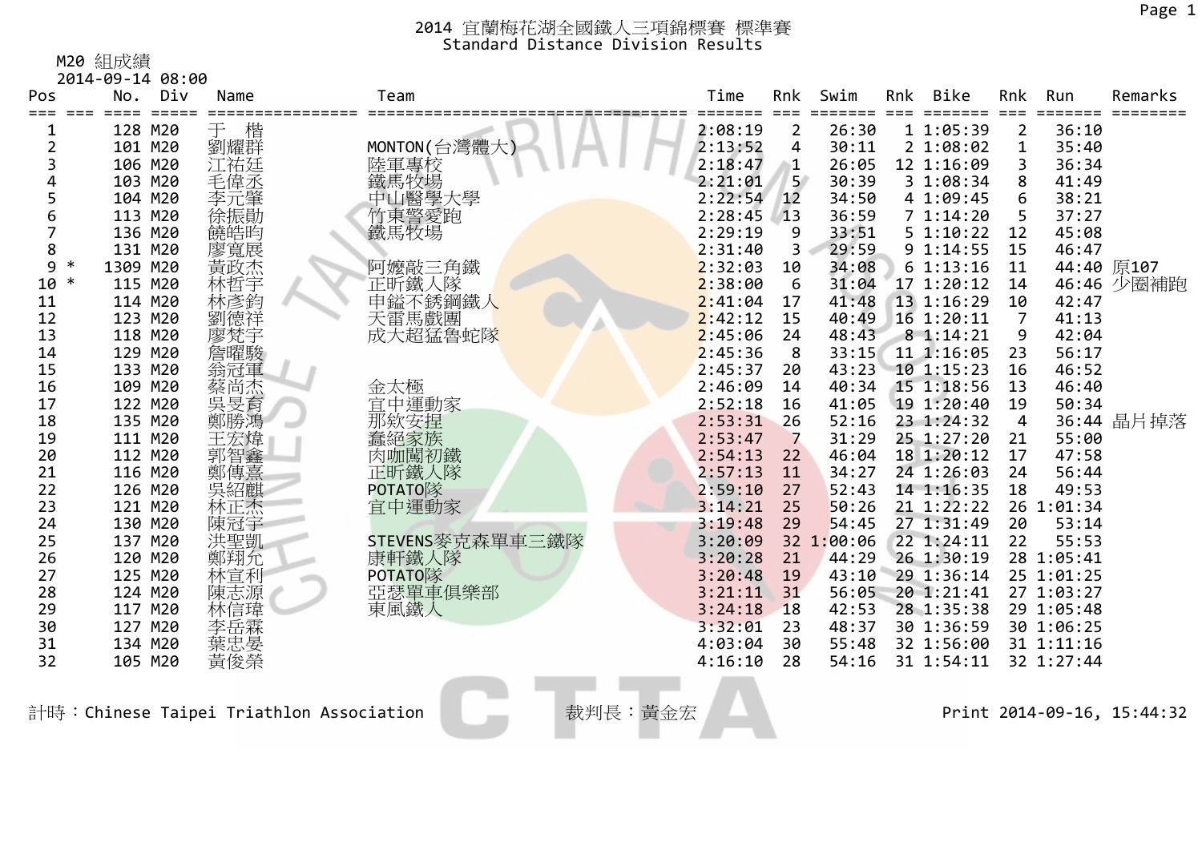# 2014 宜蘭梅花湖全國鐵人三項錦標賽 標準賽
## Standard Distance Division Results

M20 組成績
2014-09-14 08:00

| Pos | | No. | Div | Name | Team | Time | Rnk | Swim | Rnk | Bike | Rnk | Run | Remarks |
|---|---|---|---|---|---|---|---|---|---|---|---|---|---|
| 1 | | 128 | M20 | 于　楷 | | 2:08:19 | 2 | 26:30 | 1 | 1:05:39 | 2 | 36:10 | |
| 2 | | 101 | M20 | 劉耀群 | MONTON(台灣體大) | 2:13:52 | 4 | 30:11 | 2 | 1:08:02 | 1 | 35:40 | |
| 3 | | 106 | M20 | 江祐廷 | 陸軍專校 | 2:18:47 | 1 | 26:05 | 12 | 1:16:09 | 3 | 36:34 | |
| 4 | | 103 | M20 | 毛偉丞 | 鐵馬牧場 | 2:21:01 | 5 | 30:39 | 3 | 1:08:34 | 8 | 41:49 | |
| 5 | | 104 | M20 | 李元肇 | 中山醫學大學 | 2:22:54 | 12 | 34:50 | 4 | 1:09:45 | 6 | 38:21 | |
| 6 | | 113 | M20 | 徐振勛 | 竹東警愛跑 | 2:28:45 | 13 | 36:59 | 7 | 1:14:20 | 5 | 37:27 | |
| 7 | | 136 | M20 | 饒皓昀 | 鐵馬牧場 | 2:29:19 | 9 | 33:51 | 5 | 1:10:22 | 12 | 45:08 | |
| 8 | | 131 | M20 | 廖寬展 | | 2:31:40 | 3 | 29:59 | 9 | 1:14:55 | 15 | 46:47 | |
| 9 | * | 1309 | M20 | 黃政杰 | 阿嬤敲三角鐵 | 2:32:03 | 10 | 34:08 | 6 | 1:13:16 | 11 | 44:40 | 原107 |
| 10 | * | 115 | M20 | 林哲宇 | 正昕鐵人隊 | 2:38:00 | 6 | 31:04 | 17 | 1:20:12 | 14 | 46:46 | 少圈補跑 |
| 11 | | 114 | M20 | 林彥鈞 | 申鎰不銹鋼鐵人 | 2:41:04 | 17 | 41:48 | 13 | 1:16:29 | 10 | 42:47 | |
| 12 | | 123 | M20 | 劉德祥 | 天雷馬戲團 | 2:42:12 | 15 | 40:49 | 16 | 1:20:11 | 7 | 41:13 | |
| 13 | | 118 | M20 | 廖梵宇 | 成大超猛魯蛇隊 | 2:45:06 | 24 | 48:43 | 8 | 1:14:21 | 9 | 42:04 | |
| 14 | | 129 | M20 | 詹曜駿 | | 2:45:36 | 8 | 33:15 | 11 | 1:16:05 | 23 | 56:17 | |
| 15 | | 133 | M20 | 翁冠軍 | | 2:45:37 | 20 | 43:23 | 10 | 1:15:23 | 16 | 46:52 | |
| 16 | | 109 | M20 | 蔡尚杰 | 金太極 | 2:46:09 | 14 | 40:34 | 15 | 1:18:56 | 13 | 46:40 | |
| 17 | | 122 | M20 | 吳昱育 | 宜中運動家 | 2:52:18 | 16 | 41:05 | 19 | 1:20:40 | 19 | 50:34 | |
| 18 | | 135 | M20 | 鄭勝鴻 | 那欸安捏 | 2:53:31 | 26 | 52:16 | 23 | 1:24:32 | 4 | 36:44 | 晶片掉落 |
| 19 | | 111 | M20 | 王宏煒 | 蠢絕家族 | 2:53:47 | 7 | 31:29 | 25 | 1:27:20 | 21 | 55:00 | |
| 20 | | 112 | M20 | 郭智鑫 | 肉咖闖初鐵 | 2:54:13 | 22 | 46:04 | 18 | 1:20:12 | 17 | 47:58 | |
| 21 | | 116 | M20 | 鄭傳熹 | 正昕鐵人隊 | 2:57:13 | 11 | 34:27 | 24 | 1:26:03 | 24 | 56:44 | |
| 22 | | 126 | M20 | 吳紹麒 | POTATO隊 | 2:59:10 | 27 | 52:43 | 14 | 1:16:35 | 18 | 49:53 | |
| 23 | | 121 | M20 | 林正杰 | 宜中運動家 | 3:14:21 | 25 | 50:26 | 21 | 1:22:22 | 26 | 1:01:34 | |
| 24 | | 130 | M20 | 陳冠宇 | | 3:19:48 | 29 | 54:45 | 27 | 1:31:49 | 20 | 53:14 | |
| 25 | | 137 | M20 | 洪聖凱 | STEVENS麥克森單車三鐵隊 | 3:20:09 | 32 | 1:00:06 | 22 | 1:24:11 | 22 | 55:53 | |
| 26 | | 120 | M20 | 鄭翔允 | 康軒鐵人隊 | 3:20:28 | 21 | 44:29 | 26 | 1:30:19 | 28 | 1:05:41 | |
| 27 | | 125 | M20 | 林宣利 | POTATO隊 | 3:20:48 | 19 | 43:10 | 29 | 1:36:14 | 25 | 1:01:25 | |
| 28 | | 124 | M20 | 陳志源 | 亞瑟單車俱樂部 | 3:21:11 | 31 | 56:05 | 20 | 1:21:41 | 27 | 1:03:27 | |
| 29 | | 117 | M20 | 林信瑋 | 東風鐵人 | 3:24:18 | 18 | 42:53 | 28 | 1:35:38 | 29 | 1:05:48 | |
| 30 | | 127 | M20 | 李岳霖 | | 3:32:01 | 23 | 48:37 | 30 | 1:36:59 | 30 | 1:06:25 | |
| 31 | | 134 | M20 | 葉忠晏 | | 4:03:04 | 30 | 55:48 | 32 | 1:56:00 | 31 | 1:11:16 | |
| 32 | | 105 | M20 | 黃俊榮 | | 4:16:10 | 28 | 54:16 | 31 | 1:54:11 | 32 | 1:27:44 | |

計時：Chinese Taipei Triathlon Association　　裁判長：黃金宏　　Print 2014-09-16, 15:44:32